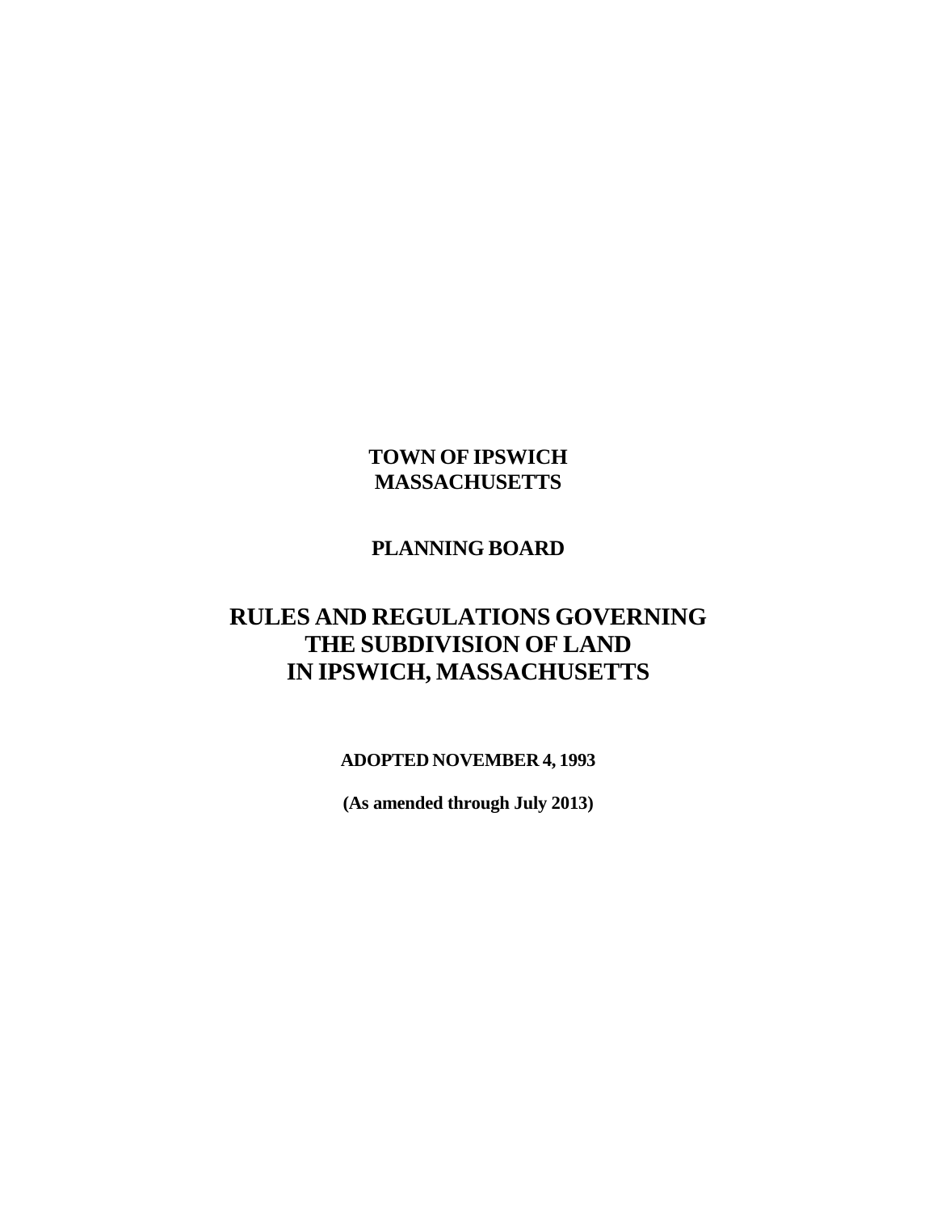**TOWN OF IPSWICH**
**MASSACHUSETTS**

**PLANNING BOARD**

# RULES AND REGULATIONS GOVERNING THE SUBDIVISION OF LAND IN IPSWICH, MASSACHUSETTS

**ADOPTED NOVEMBER 4, 1993**

**(As amended through July 2013)**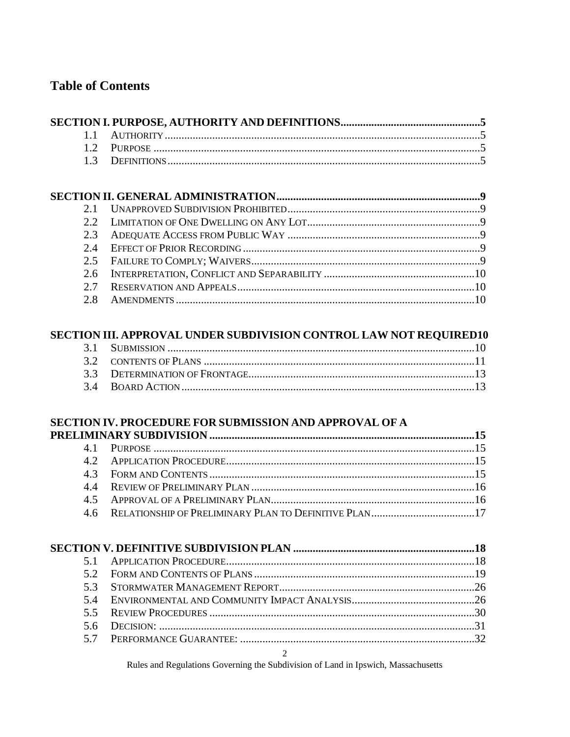## Table of Contents

**SECTION I. PURPOSE, AUTHORITY AND DEFINITIONS .................................................5**

1.1 AUTHORITY .....................................................................................................5
1.2 PURPOSE ........................................................................................................5
1.3 DEFINITIONS ...................................................................................................5

**SECTION II. GENERAL ADMINISTRATION.........................................................................9**

2.1 UNAPPROVED SUBDIVISION PROHIBITED .........................................................9
2.2 LIMITATION OF ONE DWELLING ON ANY LOT .....................................................9
2.3 ADEQUATE ACCESS FROM PUBLIC WAY ............................................................9
2.4 EFFECT OF PRIOR RECORDING ........................................................................9
2.5 FAILURE TO COMPLY; WAIVERS .......................................................................9
2.6 INTERPRETATION, CONFLICT AND SEPARABILITY ..............................................10
2.7 RESERVATION AND APPEALS ..........................................................................10
2.8 AMENDMENTS ...............................................................................................10

**SECTION III. APPROVAL UNDER SUBDIVISION CONTROL LAW NOT REQUIRED10**

3.1 SUBMISSION ..................................................................................................10
3.2 CONTENTS OF PLANS .....................................................................................11
3.3 DETERMINATION OF FRONTAGE .....................................................................13
3.4 BOARD ACTION .............................................................................................13

**SECTION IV. PROCEDURE FOR SUBMISSION AND APPROVAL OF A PRELIMINARY SUBDIVISION ..............................................................................................15**

4.1 PURPOSE .......................................................................................................15
4.2 APPLICATION PROCEDURE .............................................................................15
4.3 FORM AND CONTENTS ...................................................................................15
4.4 REVIEW OF PRELIMINARY PLAN ......................................................................16
4.5 APPROVAL OF A PRELIMINARY PLAN ...............................................................16
4.6 RELATIONSHIP OF PRELIMINARY PLAN TO DEFINITIVE PLAN ............................17

**SECTION V. DEFINITIVE SUBDIVISION PLAN .................................................................18**

5.1 APPLICATION PROCEDURE .............................................................................18
5.2 FORM AND CONTENTS OF PLANS ....................................................................19
5.3 STORMWATER MANAGEMENT REPORT ...........................................................26
5.4 ENVIRONMENTAL AND COMMUNITY IMPACT ANALYSIS ....................................26
5.5 REVIEW PROCEDURES ...................................................................................30
5.6 DECISION: .....................................................................................................31
5.7 PERFORMANCE GUARANTEE: .........................................................................32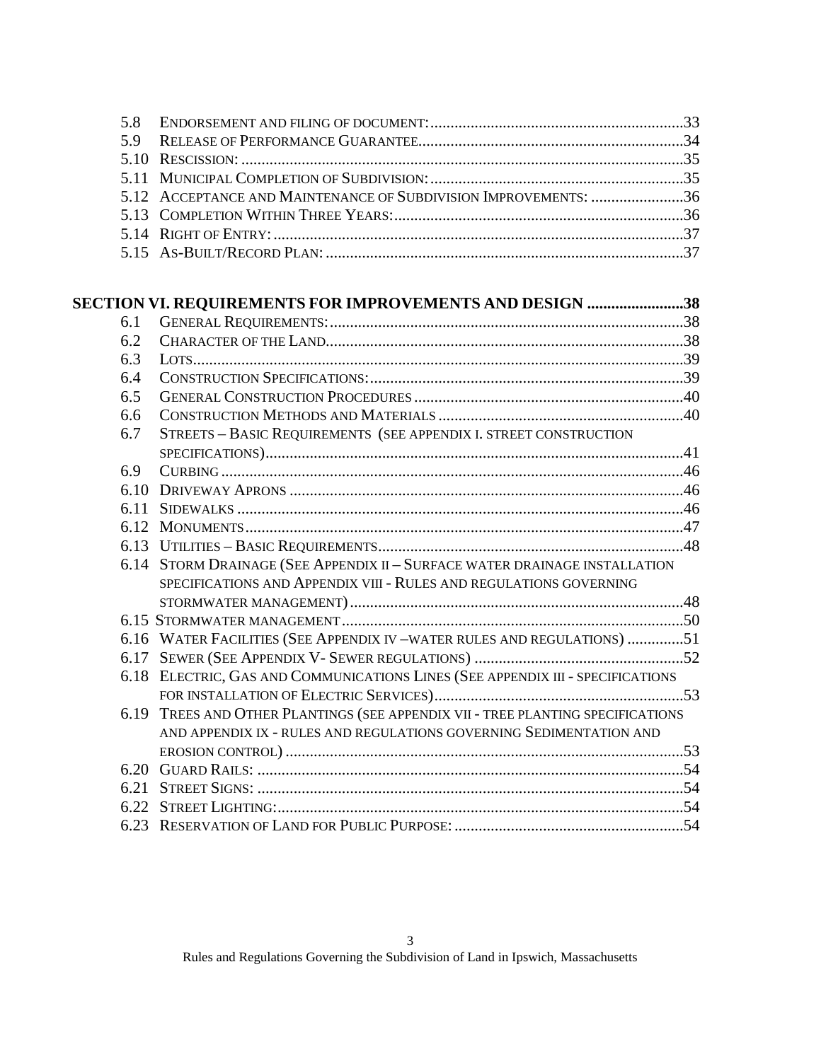5.8 ENDORSEMENT AND FILING OF DOCUMENT: ....33
5.9 RELEASE OF PERFORMANCE GUARANTEE....34
5.10 RESCISSION: ....35
5.11 MUNICIPAL COMPLETION OF SUBDIVISION: ....35
5.12 ACCEPTANCE AND MAINTENANCE OF SUBDIVISION IMPROVEMENTS: ....36
5.13 COMPLETION WITHIN THREE YEARS: ....36
5.14 RIGHT OF ENTRY: ....37
5.15 AS-BUILT/RECORD PLAN: ....37

**SECTION VI. REQUIREMENTS FOR IMPROVEMENTS AND DESIGN ....38**

6.1 GENERAL REQUIREMENTS: ....38
6.2 CHARACTER OF THE LAND....38
6.3 LOTS....39
6.4 CONSTRUCTION SPECIFICATIONS: ....39
6.5 GENERAL CONSTRUCTION PROCEDURES ....40
6.6 CONSTRUCTION METHODS AND MATERIALS ....40
6.7 STREETS – BASIC REQUIREMENTS (SEE APPENDIX I. STREET CONSTRUCTION SPECIFICATIONS)....41
6.9 CURBING ....46
6.10 DRIVEWAY APRONS ....46
6.11 SIDEWALKS ....46
6.12 MONUMENTS....47
6.13 UTILITIES – BASIC REQUIREMENTS....48
6.14 STORM DRAINAGE (SEE APPENDIX II – SURFACE WATER DRAINAGE INSTALLATION SPECIFICATIONS AND APPENDIX VIII - RULES AND REGULATIONS GOVERNING STORMWATER MANAGEMENT)....48
6.15 STORMWATER MANAGEMENT....50
6.16 WATER FACILITIES (SEE APPENDIX IV –WATER RULES AND REGULATIONS) ....51
6.17 SEWER (SEE APPENDIX V- SEWER REGULATIONS) ....52
6.18 ELECTRIC, GAS AND COMMUNICATIONS LINES (SEE APPENDIX III - SPECIFICATIONS FOR INSTALLATION OF ELECTRIC SERVICES)....53
6.19 TREES AND OTHER PLANTINGS (SEE APPENDIX VII - TREE PLANTING SPECIFICATIONS AND APPENDIX IX - RULES AND REGULATIONS GOVERNING SEDIMENTATION AND EROSION CONTROL) ....53
6.20 GUARD RAILS: ....54
6.21 STREET SIGNS: ....54
6.22 STREET LIGHTING:....54
6.23 RESERVATION OF LAND FOR PUBLIC PURPOSE: ....54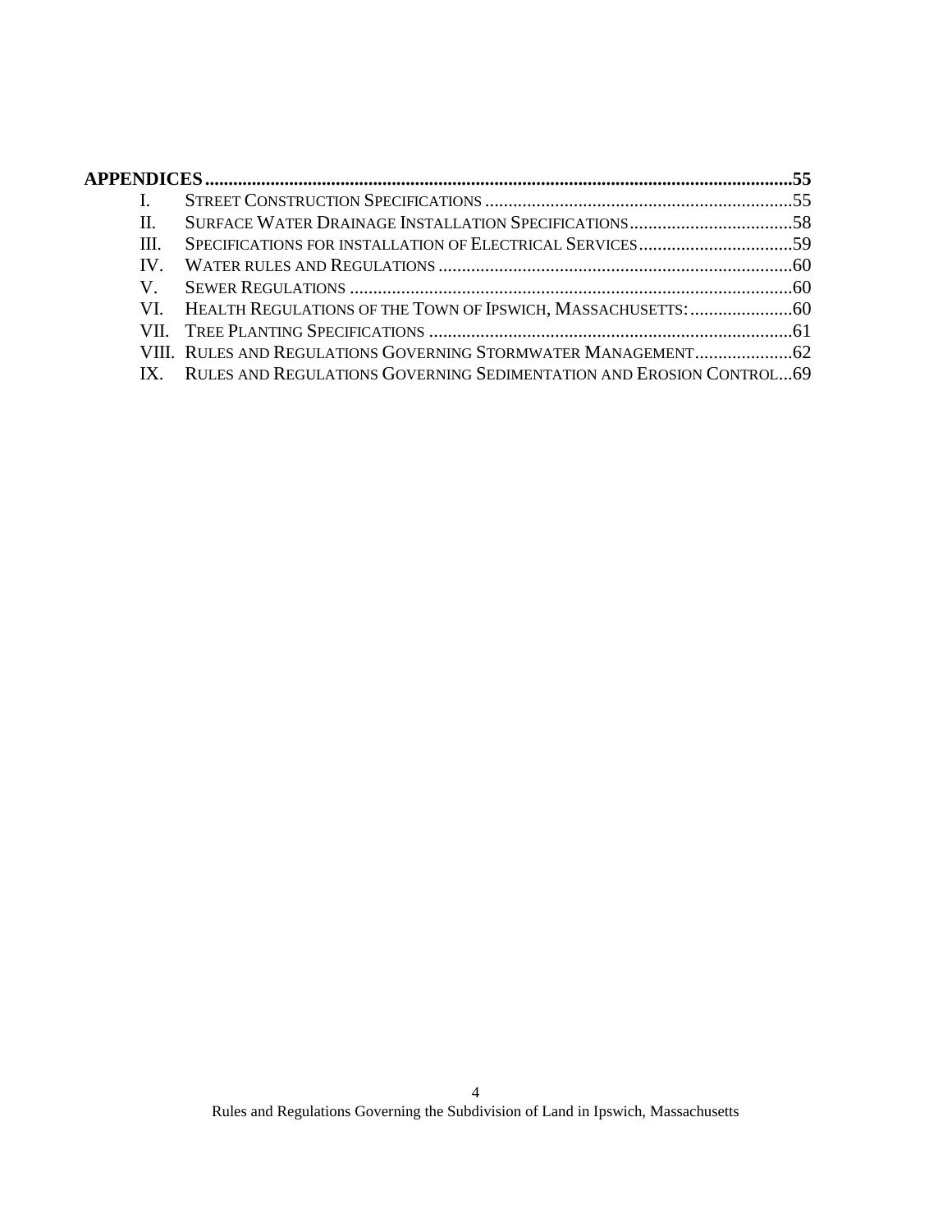**APPENDICES** ..... **55**

- I. STREET CONSTRUCTION SPECIFICATIONS ..... 55
- II. SURFACE WATER DRAINAGE INSTALLATION SPECIFICATIONS ..... 58
- III. SPECIFICATIONS FOR INSTALLATION OF ELECTRICAL SERVICES ..... 59
- IV. WATER RULES AND REGULATIONS ..... 60
- V. SEWER REGULATIONS ..... 60
- VI. HEALTH REGULATIONS OF THE TOWN OF IPSWICH, MASSACHUSETTS: ..... 60
- VII. TREE PLANTING SPECIFICATIONS ..... 61
- VIII. RULES AND REGULATIONS GOVERNING STORMWATER MANAGEMENT ..... 62
- IX. RULES AND REGULATIONS GOVERNING SEDIMENTATION AND EROSION CONTROL ..... 69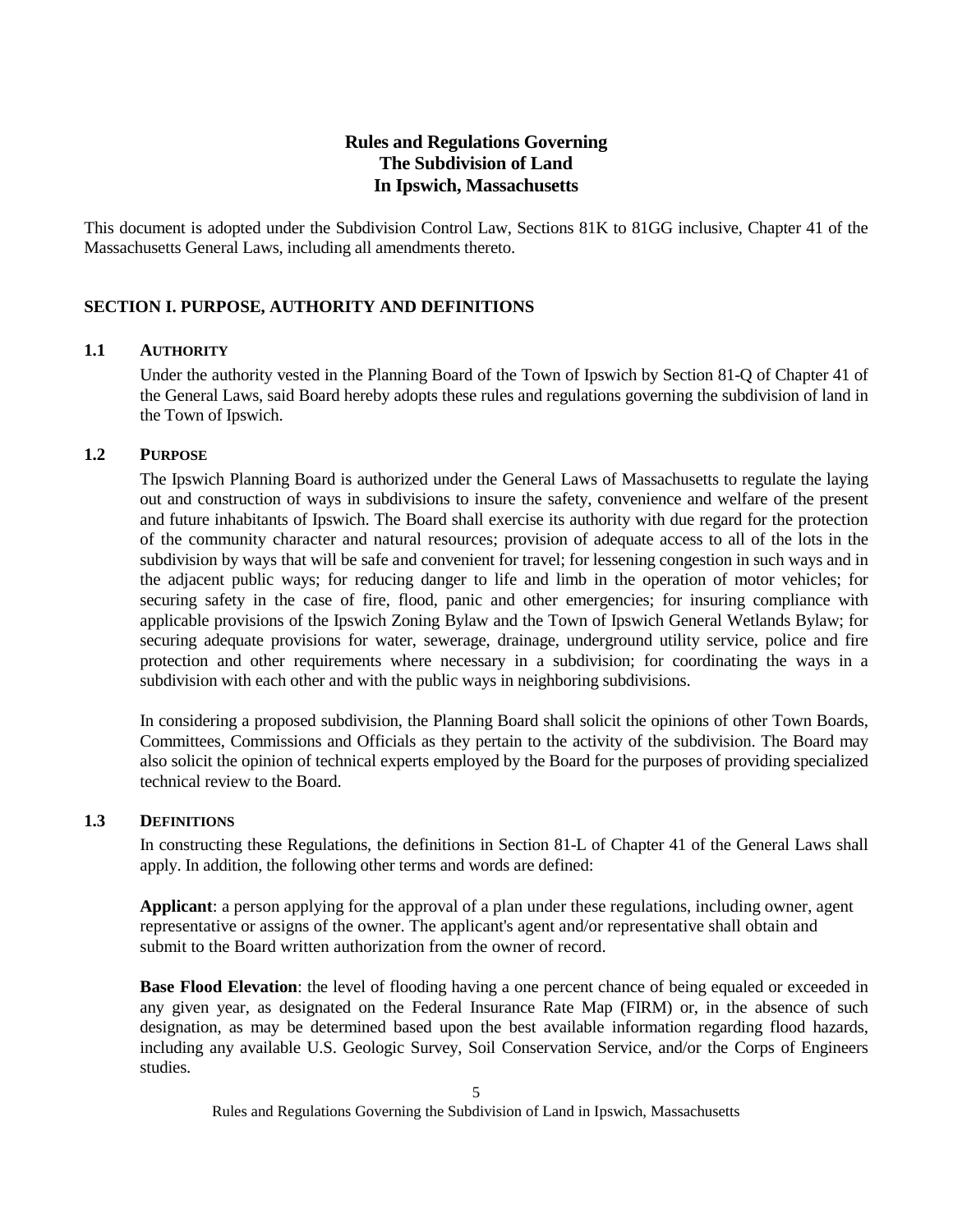# Rules and Regulations Governing The Subdivision of Land In Ipswich, Massachusetts

This document is adopted under the Subdivision Control Law, Sections 81K to 81GG inclusive, Chapter 41 of the Massachusetts General Laws, including all amendments thereto.

## SECTION I. PURPOSE, AUTHORITY AND DEFINITIONS

### 1.1 AUTHORITY

Under the authority vested in the Planning Board of the Town of Ipswich by Section 81-Q of Chapter 41 of the General Laws, said Board hereby adopts these rules and regulations governing the subdivision of land in the Town of Ipswich.

### 1.2 PURPOSE

The Ipswich Planning Board is authorized under the General Laws of Massachusetts to regulate the laying out and construction of ways in subdivisions to insure the safety, convenience and welfare of the present and future inhabitants of Ipswich. The Board shall exercise its authority with due regard for the protection of the community character and natural resources; provision of adequate access to all of the lots in the subdivision by ways that will be safe and convenient for travel; for lessening congestion in such ways and in the adjacent public ways; for reducing danger to life and limb in the operation of motor vehicles; for securing safety in the case of fire, flood, panic and other emergencies; for insuring compliance with applicable provisions of the Ipswich Zoning Bylaw and the Town of Ipswich General Wetlands Bylaw; for securing adequate provisions for water, sewerage, drainage, underground utility service, police and fire protection and other requirements where necessary in a subdivision; for coordinating the ways in a subdivision with each other and with the public ways in neighboring subdivisions.

In considering a proposed subdivision, the Planning Board shall solicit the opinions of other Town Boards, Committees, Commissions and Officials as they pertain to the activity of the subdivision. The Board may also solicit the opinion of technical experts employed by the Board for the purposes of providing specialized technical review to the Board.

### 1.3 DEFINITIONS

In constructing these Regulations, the definitions in Section 81-L of Chapter 41 of the General Laws shall apply. In addition, the following other terms and words are defined:

**Applicant**: a person applying for the approval of a plan under these regulations, including owner, agent representative or assigns of the owner. The applicant's agent and/or representative shall obtain and submit to the Board written authorization from the owner of record.

**Base Flood Elevation**: the level of flooding having a one percent chance of being equaled or exceeded in any given year, as designated on the Federal Insurance Rate Map (FIRM) or, in the absence of such designation, as may be determined based upon the best available information regarding flood hazards, including any available U.S. Geologic Survey, Soil Conservation Service, and/or the Corps of Engineers studies.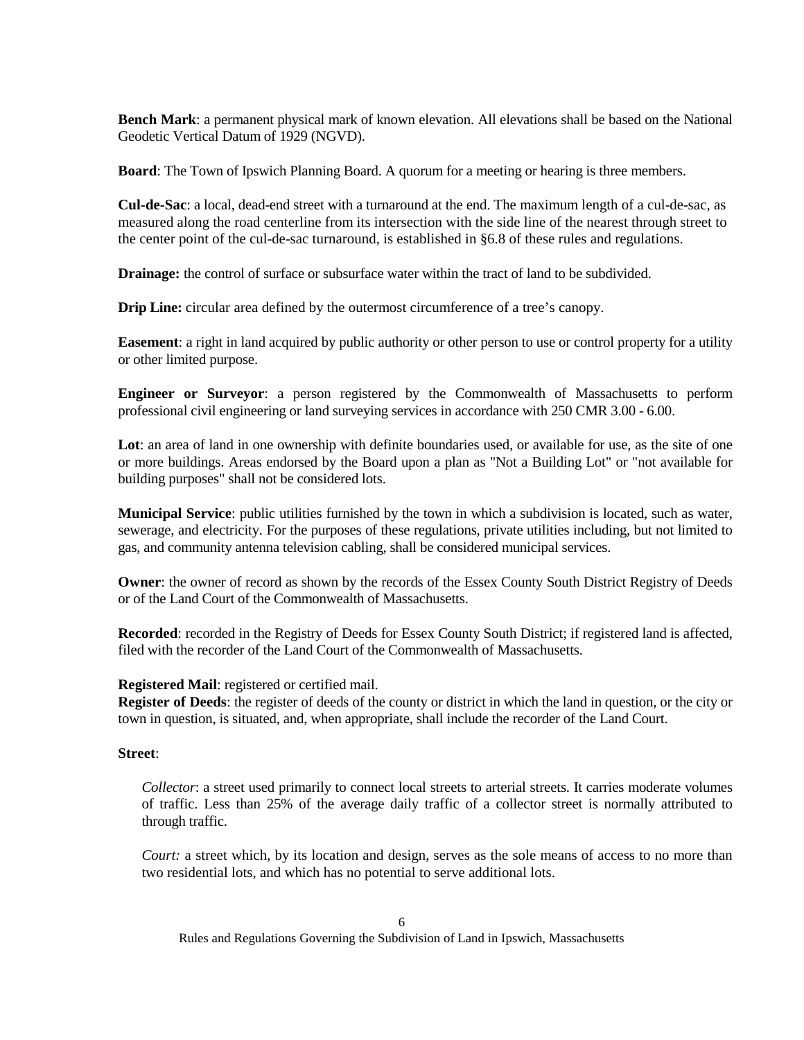**Bench Mark**: a permanent physical mark of known elevation. All elevations shall be based on the National Geodetic Vertical Datum of 1929 (NGVD).

**Board**: The Town of Ipswich Planning Board. A quorum for a meeting or hearing is three members.

**Cul-de-Sac**: a local, dead-end street with a turnaround at the end. The maximum length of a cul-de-sac, as measured along the road centerline from its intersection with the side line of the nearest through street to the center point of the cul-de-sac turnaround, is established in §6.8 of these rules and regulations.

**Drainage:** the control of surface or subsurface water within the tract of land to be subdivided.

**Drip Line:** circular area defined by the outermost circumference of a tree's canopy.

**Easement**: a right in land acquired by public authority or other person to use or control property for a utility or other limited purpose.

**Engineer or Surveyor**: a person registered by the Commonwealth of Massachusetts to perform professional civil engineering or land surveying services in accordance with 250 CMR 3.00 - 6.00.

**Lot**: an area of land in one ownership with definite boundaries used, or available for use, as the site of one or more buildings. Areas endorsed by the Board upon a plan as "Not a Building Lot" or "not available for building purposes" shall not be considered lots.

**Municipal Service**: public utilities furnished by the town in which a subdivision is located, such as water, sewerage, and electricity. For the purposes of these regulations, private utilities including, but not limited to gas, and community antenna television cabling, shall be considered municipal services.

**Owner**: the owner of record as shown by the records of the Essex County South District Registry of Deeds or of the Land Court of the Commonwealth of Massachusetts.

**Recorded**: recorded in the Registry of Deeds for Essex County South District; if registered land is affected, filed with the recorder of the Land Court of the Commonwealth of Massachusetts.

**Registered Mail**: registered or certified mail.

**Register of Deeds**: the register of deeds of the county or district in which the land in question, or the city or town in question, is situated, and, when appropriate, shall include the recorder of the Land Court.

**Street**:

*Collector*: a street used primarily to connect local streets to arterial streets. It carries moderate volumes of traffic. Less than 25% of the average daily traffic of a collector street is normally attributed to through traffic.

*Court:* a street which, by its location and design, serves as the sole means of access to no more than two residential lots, and which has no potential to serve additional lots.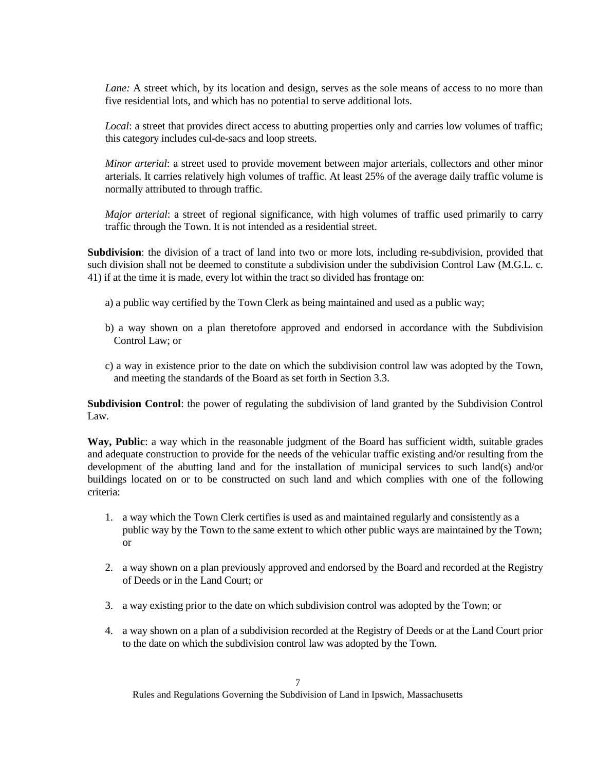*Lane:* A street which, by its location and design, serves as the sole means of access to no more than five residential lots, and which has no potential to serve additional lots.

*Local*: a street that provides direct access to abutting properties only and carries low volumes of traffic; this category includes cul-de-sacs and loop streets.

*Minor arterial*: a street used to provide movement between major arterials, collectors and other minor arterials. It carries relatively high volumes of traffic. At least 25% of the average daily traffic volume is normally attributed to through traffic.

*Major arterial*: a street of regional significance, with high volumes of traffic used primarily to carry traffic through the Town. It is not intended as a residential street.

**Subdivision**: the division of a tract of land into two or more lots, including re-subdivision, provided that such division shall not be deemed to constitute a subdivision under the subdivision Control Law (M.G.L. c. 41) if at the time it is made, every lot within the tract so divided has frontage on:

a) a public way certified by the Town Clerk as being maintained and used as a public way;

b) a way shown on a plan theretofore approved and endorsed in accordance with the Subdivision Control Law; or

c) a way in existence prior to the date on which the subdivision control law was adopted by the Town, and meeting the standards of the Board as set forth in Section 3.3.

**Subdivision Control**: the power of regulating the subdivision of land granted by the Subdivision Control Law.

**Way, Public**: a way which in the reasonable judgment of the Board has sufficient width, suitable grades and adequate construction to provide for the needs of the vehicular traffic existing and/or resulting from the development of the abutting land and for the installation of municipal services to such land(s) and/or buildings located on or to be constructed on such land and which complies with one of the following criteria:

1. a way which the Town Clerk certifies is used as and maintained regularly and consistently as a public way by the Town to the same extent to which other public ways are maintained by the Town; or

2. a way shown on a plan previously approved and endorsed by the Board and recorded at the Registry of Deeds or in the Land Court; or

3. a way existing prior to the date on which subdivision control was adopted by the Town; or

4. a way shown on a plan of a subdivision recorded at the Registry of Deeds or at the Land Court prior to the date on which the subdivision control law was adopted by the Town.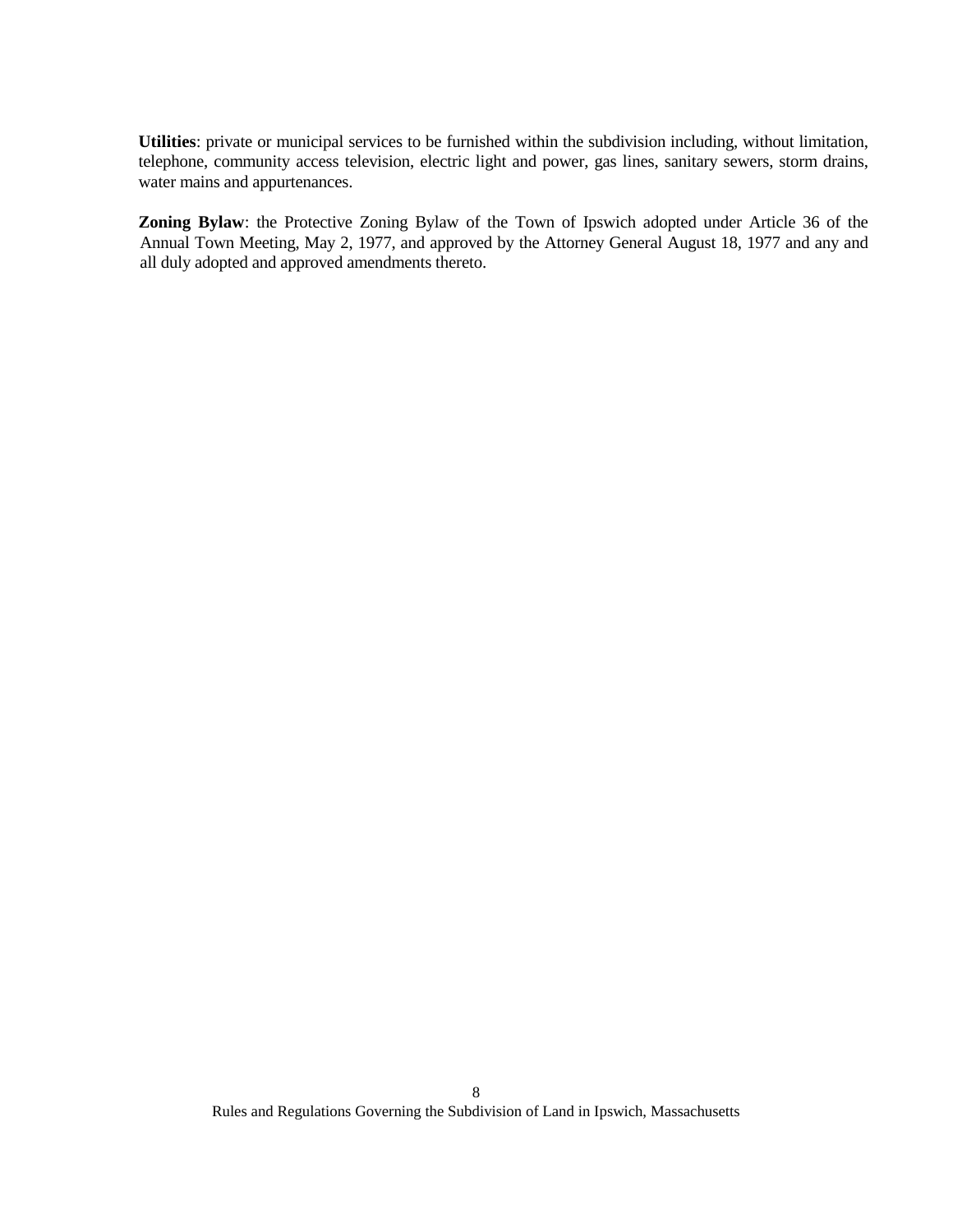**Utilities**: private or municipal services to be furnished within the subdivision including, without limitation, telephone, community access television, electric light and power, gas lines, sanitary sewers, storm drains, water mains and appurtenances.

**Zoning Bylaw**: the Protective Zoning Bylaw of the Town of Ipswich adopted under Article 36 of the Annual Town Meeting, May 2, 1977, and approved by the Attorney General August 18, 1977 and any and all duly adopted and approved amendments thereto.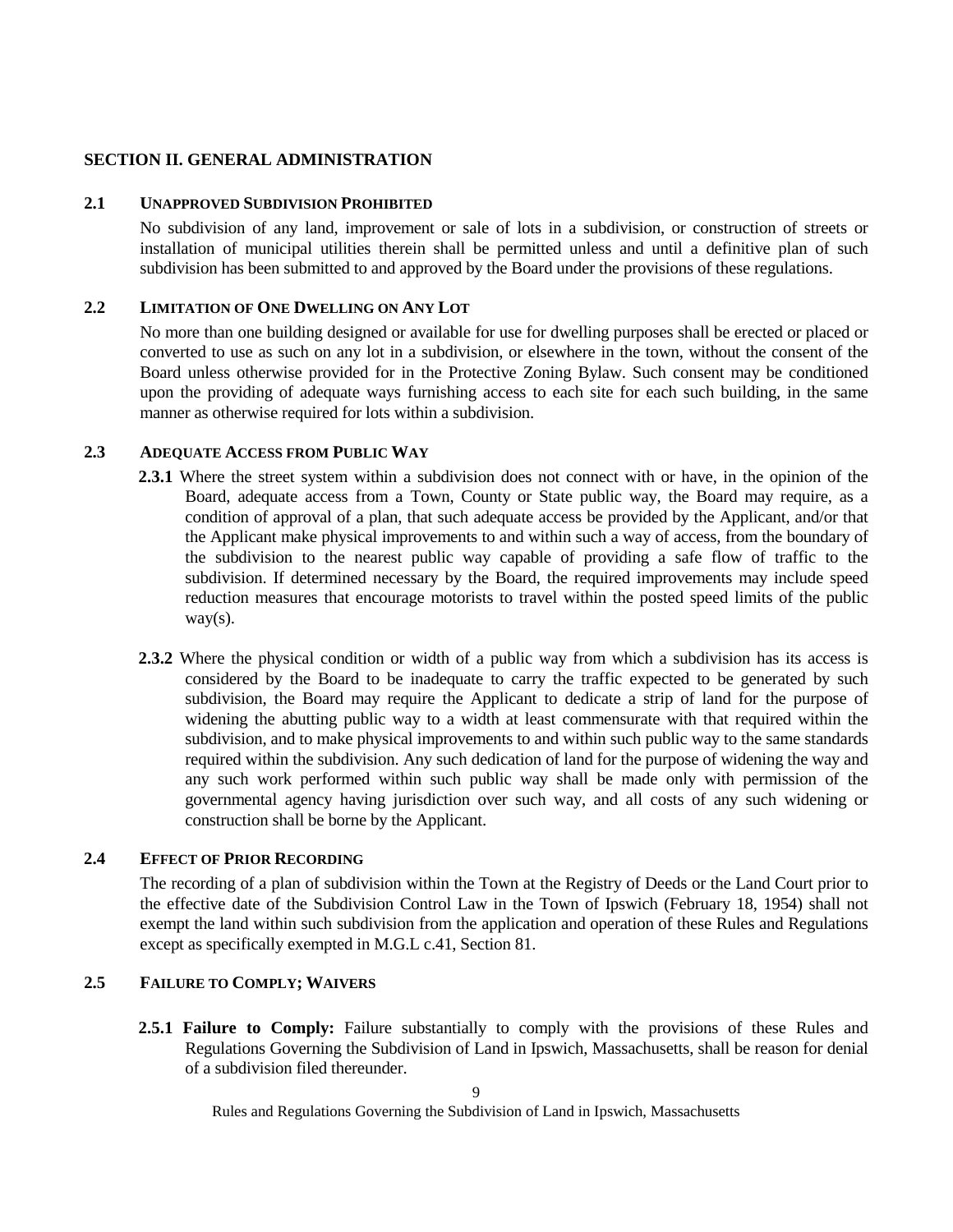## SECTION II. GENERAL ADMINISTRATION

### 2.1 UNAPPROVED SUBDIVISION PROHIBITED

No subdivision of any land, improvement or sale of lots in a subdivision, or construction of streets or installation of municipal utilities therein shall be permitted unless and until a definitive plan of such subdivision has been submitted to and approved by the Board under the provisions of these regulations.

### 2.2 LIMITATION OF ONE DWELLING ON ANY LOT

No more than one building designed or available for use for dwelling purposes shall be erected or placed or converted to use as such on any lot in a subdivision, or elsewhere in the town, without the consent of the Board unless otherwise provided for in the Protective Zoning Bylaw. Such consent may be conditioned upon the providing of adequate ways furnishing access to each site for each such building, in the same manner as otherwise required for lots within a subdivision.

### 2.3 ADEQUATE ACCESS FROM PUBLIC WAY

**2.3.1** Where the street system within a subdivision does not connect with or have, in the opinion of the Board, adequate access from a Town, County or State public way, the Board may require, as a condition of approval of a plan, that such adequate access be provided by the Applicant, and/or that the Applicant make physical improvements to and within such a way of access, from the boundary of the subdivision to the nearest public way capable of providing a safe flow of traffic to the subdivision. If determined necessary by the Board, the required improvements may include speed reduction measures that encourage motorists to travel within the posted speed limits of the public way(s).

**2.3.2** Where the physical condition or width of a public way from which a subdivision has its access is considered by the Board to be inadequate to carry the traffic expected to be generated by such subdivision, the Board may require the Applicant to dedicate a strip of land for the purpose of widening the abutting public way to a width at least commensurate with that required within the subdivision, and to make physical improvements to and within such public way to the same standards required within the subdivision. Any such dedication of land for the purpose of widening the way and any such work performed within such public way shall be made only with permission of the governmental agency having jurisdiction over such way, and all costs of any such widening or construction shall be borne by the Applicant.

### 2.4 EFFECT OF PRIOR RECORDING

The recording of a plan of subdivision within the Town at the Registry of Deeds or the Land Court prior to the effective date of the Subdivision Control Law in the Town of Ipswich (February 18, 1954) shall not exempt the land within such subdivision from the application and operation of these Rules and Regulations except as specifically exempted in M.G.L c.41, Section 81.

### 2.5 FAILURE TO COMPLY; WAIVERS

**2.5.1 Failure to Comply:** Failure substantially to comply with the provisions of these Rules and Regulations Governing the Subdivision of Land in Ipswich, Massachusetts, shall be reason for denial of a subdivision filed thereunder.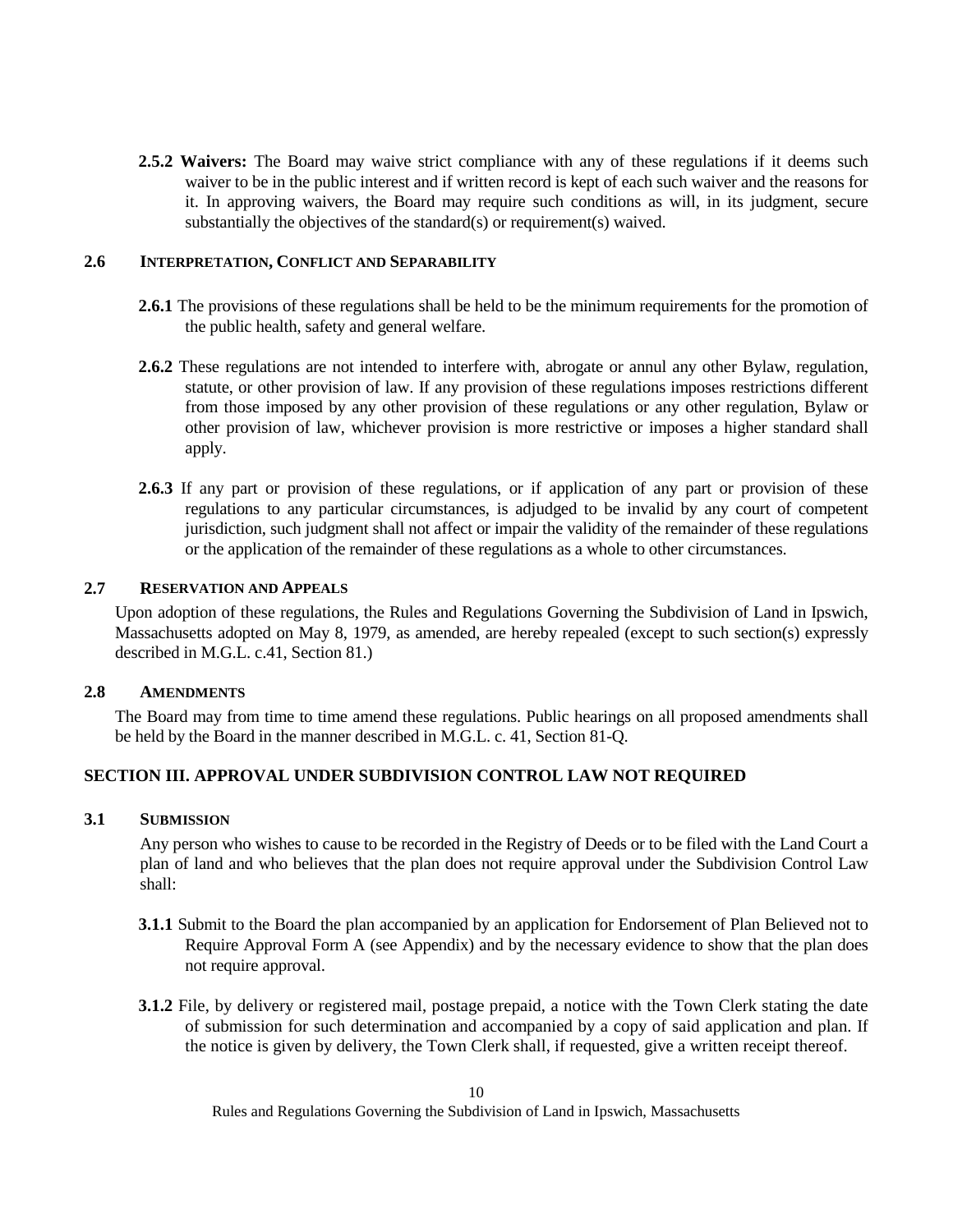**2.5.2 Waivers:** The Board may waive strict compliance with any of these regulations if it deems such waiver to be in the public interest and if written record is kept of each such waiver and the reasons for it. In approving waivers, the Board may require such conditions as will, in its judgment, secure substantially the objectives of the standard(s) or requirement(s) waived.

### 2.6 INTERPRETATION, CONFLICT AND SEPARABILITY

**2.6.1** The provisions of these regulations shall be held to be the minimum requirements for the promotion of the public health, safety and general welfare.

**2.6.2** These regulations are not intended to interfere with, abrogate or annul any other Bylaw, regulation, statute, or other provision of law. If any provision of these regulations imposes restrictions different from those imposed by any other provision of these regulations or any other regulation, Bylaw or other provision of law, whichever provision is more restrictive or imposes a higher standard shall apply.

**2.6.3** If any part or provision of these regulations, or if application of any part or provision of these regulations to any particular circumstances, is adjudged to be invalid by any court of competent jurisdiction, such judgment shall not affect or impair the validity of the remainder of these regulations or the application of the remainder of these regulations as a whole to other circumstances.

### 2.7 RESERVATION AND APPEALS

Upon adoption of these regulations, the Rules and Regulations Governing the Subdivision of Land in Ipswich, Massachusetts adopted on May 8, 1979, as amended, are hereby repealed (except to such section(s) expressly described in M.G.L. c.41, Section 81.)

### 2.8 AMENDMENTS

The Board may from time to time amend these regulations. Public hearings on all proposed amendments shall be held by the Board in the manner described in M.G.L. c. 41, Section 81-Q.

## SECTION III. APPROVAL UNDER SUBDIVISION CONTROL LAW NOT REQUIRED

### 3.1 SUBMISSION

Any person who wishes to cause to be recorded in the Registry of Deeds or to be filed with the Land Court a plan of land and who believes that the plan does not require approval under the Subdivision Control Law shall:

**3.1.1** Submit to the Board the plan accompanied by an application for Endorsement of Plan Believed not to Require Approval Form A (see Appendix) and by the necessary evidence to show that the plan does not require approval.

**3.1.2** File, by delivery or registered mail, postage prepaid, a notice with the Town Clerk stating the date of submission for such determination and accompanied by a copy of said application and plan. If the notice is given by delivery, the Town Clerk shall, if requested, give a written receipt thereof.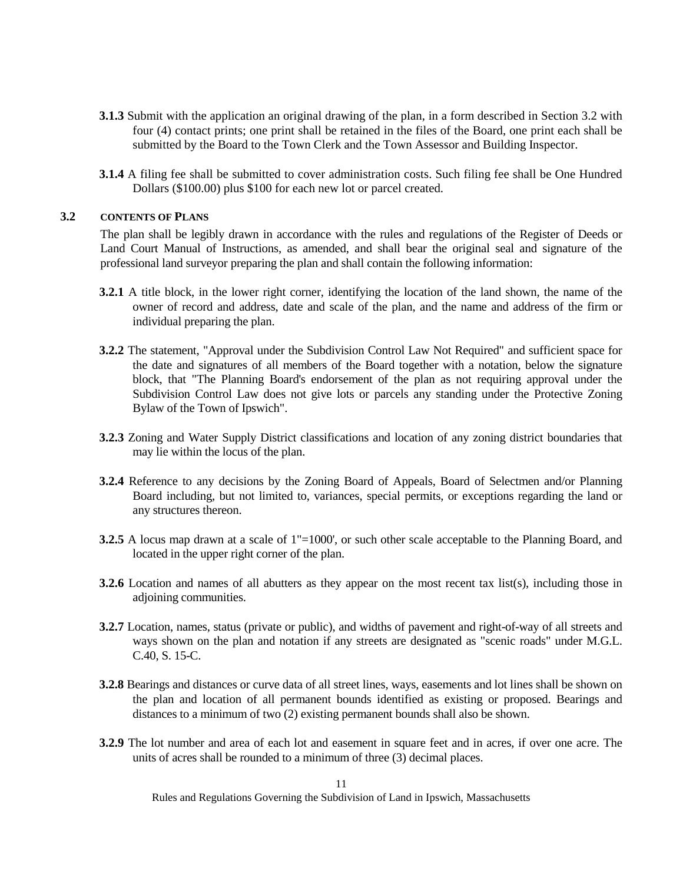**3.1.3** Submit with the application an original drawing of the plan, in a form described in Section 3.2 with four (4) contact prints; one print shall be retained in the files of the Board, one print each shall be submitted by the Board to the Town Clerk and the Town Assessor and Building Inspector.

**3.1.4** A filing fee shall be submitted to cover administration costs. Such filing fee shall be One Hundred Dollars ($100.00) plus $100 for each new lot or parcel created.

## 3.2 CONTENTS OF PLANS

The plan shall be legibly drawn in accordance with the rules and regulations of the Register of Deeds or Land Court Manual of Instructions, as amended, and shall bear the original seal and signature of the professional land surveyor preparing the plan and shall contain the following information:

**3.2.1** A title block, in the lower right corner, identifying the location of the land shown, the name of the owner of record and address, date and scale of the plan, and the name and address of the firm or individual preparing the plan.

**3.2.2** The statement, "Approval under the Subdivision Control Law Not Required" and sufficient space for the date and signatures of all members of the Board together with a notation, below the signature block, that "The Planning Board's endorsement of the plan as not requiring approval under the Subdivision Control Law does not give lots or parcels any standing under the Protective Zoning Bylaw of the Town of Ipswich".

**3.2.3** Zoning and Water Supply District classifications and location of any zoning district boundaries that may lie within the locus of the plan.

**3.2.4** Reference to any decisions by the Zoning Board of Appeals, Board of Selectmen and/or Planning Board including, but not limited to, variances, special permits, or exceptions regarding the land or any structures thereon.

**3.2.5** A locus map drawn at a scale of 1"=1000', or such other scale acceptable to the Planning Board, and located in the upper right corner of the plan.

**3.2.6** Location and names of all abutters as they appear on the most recent tax list(s), including those in adjoining communities.

**3.2.7** Location, names, status (private or public), and widths of pavement and right-of-way of all streets and ways shown on the plan and notation if any streets are designated as "scenic roads" under M.G.L. C.40, S. 15-C.

**3.2.8** Bearings and distances or curve data of all street lines, ways, easements and lot lines shall be shown on the plan and location of all permanent bounds identified as existing or proposed. Bearings and distances to a minimum of two (2) existing permanent bounds shall also be shown.

**3.2.9** The lot number and area of each lot and easement in square feet and in acres, if over one acre. The units of acres shall be rounded to a minimum of three (3) decimal places.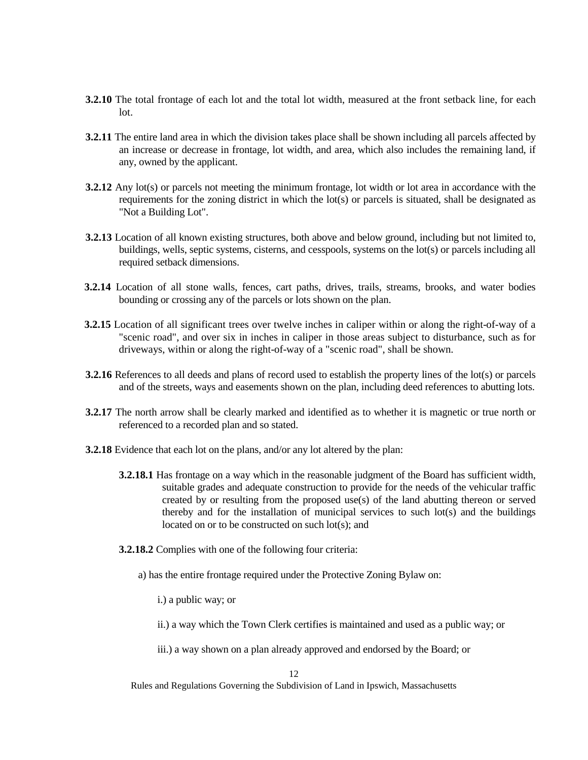**3.2.10** The total frontage of each lot and the total lot width, measured at the front setback line, for each lot.

**3.2.11** The entire land area in which the division takes place shall be shown including all parcels affected by an increase or decrease in frontage, lot width, and area, which also includes the remaining land, if any, owned by the applicant.

**3.2.12** Any lot(s) or parcels not meeting the minimum frontage, lot width or lot area in accordance with the requirements for the zoning district in which the lot(s) or parcels is situated, shall be designated as "Not a Building Lot".

**3.2.13** Location of all known existing structures, both above and below ground, including but not limited to, buildings, wells, septic systems, cisterns, and cesspools, systems on the lot(s) or parcels including all required setback dimensions.

**3.2.14** Location of all stone walls, fences, cart paths, drives, trails, streams, brooks, and water bodies bounding or crossing any of the parcels or lots shown on the plan.

**3.2.15** Location of all significant trees over twelve inches in caliper within or along the right-of-way of a "scenic road", and over six in inches in caliper in those areas subject to disturbance, such as for driveways, within or along the right-of-way of a "scenic road", shall be shown.

**3.2.16** References to all deeds and plans of record used to establish the property lines of the lot(s) or parcels and of the streets, ways and easements shown on the plan, including deed references to abutting lots.

**3.2.17** The north arrow shall be clearly marked and identified as to whether it is magnetic or true north or referenced to a recorded plan and so stated.

**3.2.18** Evidence that each lot on the plans, and/or any lot altered by the plan:

**3.2.18.1** Has frontage on a way which in the reasonable judgment of the Board has sufficient width, suitable grades and adequate construction to provide for the needs of the vehicular traffic created by or resulting from the proposed use(s) of the land abutting thereon or served thereby and for the installation of municipal services to such lot(s) and the buildings located on or to be constructed on such lot(s); and

**3.2.18.2** Complies with one of the following four criteria:

a) has the entire frontage required under the Protective Zoning Bylaw on:

i.) a public way; or

ii.) a way which the Town Clerk certifies is maintained and used as a public way; or

iii.) a way shown on a plan already approved and endorsed by the Board; or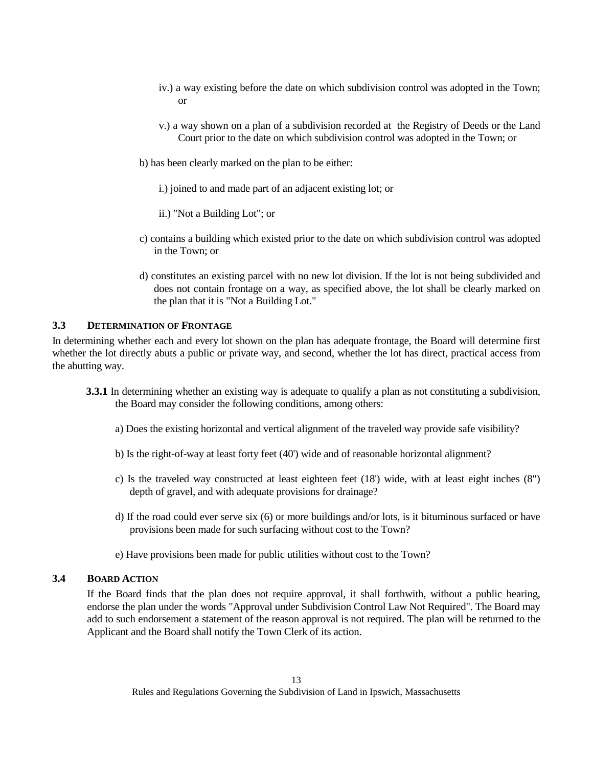iv.) a way existing before the date on which subdivision control was adopted in the Town; or

v.) a way shown on a plan of a subdivision recorded at the Registry of Deeds or the Land Court prior to the date on which subdivision control was adopted in the Town; or

b) has been clearly marked on the plan to be either:

i.) joined to and made part of an adjacent existing lot; or

ii.) "Not a Building Lot"; or

c) contains a building which existed prior to the date on which subdivision control was adopted in the Town; or

d) constitutes an existing parcel with no new lot division. If the lot is not being subdivided and does not contain frontage on a way, as specified above, the lot shall be clearly marked on the plan that it is "Not a Building Lot."

### 3.3 DETERMINATION OF FRONTAGE

In determining whether each and every lot shown on the plan has adequate frontage, the Board will determine first whether the lot directly abuts a public or private way, and second, whether the lot has direct, practical access from the abutting way.

**3.3.1** In determining whether an existing way is adequate to qualify a plan as not constituting a subdivision, the Board may consider the following conditions, among others:

a) Does the existing horizontal and vertical alignment of the traveled way provide safe visibility?

b) Is the right-of-way at least forty feet (40') wide and of reasonable horizontal alignment?

c) Is the traveled way constructed at least eighteen feet (18') wide, with at least eight inches (8") depth of gravel, and with adequate provisions for drainage?

d) If the road could ever serve six (6) or more buildings and/or lots, is it bituminous surfaced or have provisions been made for such surfacing without cost to the Town?

e) Have provisions been made for public utilities without cost to the Town?

### 3.4 BOARD ACTION

If the Board finds that the plan does not require approval, it shall forthwith, without a public hearing, endorse the plan under the words "Approval under Subdivision Control Law Not Required". The Board may add to such endorsement a statement of the reason approval is not required. The plan will be returned to the Applicant and the Board shall notify the Town Clerk of its action.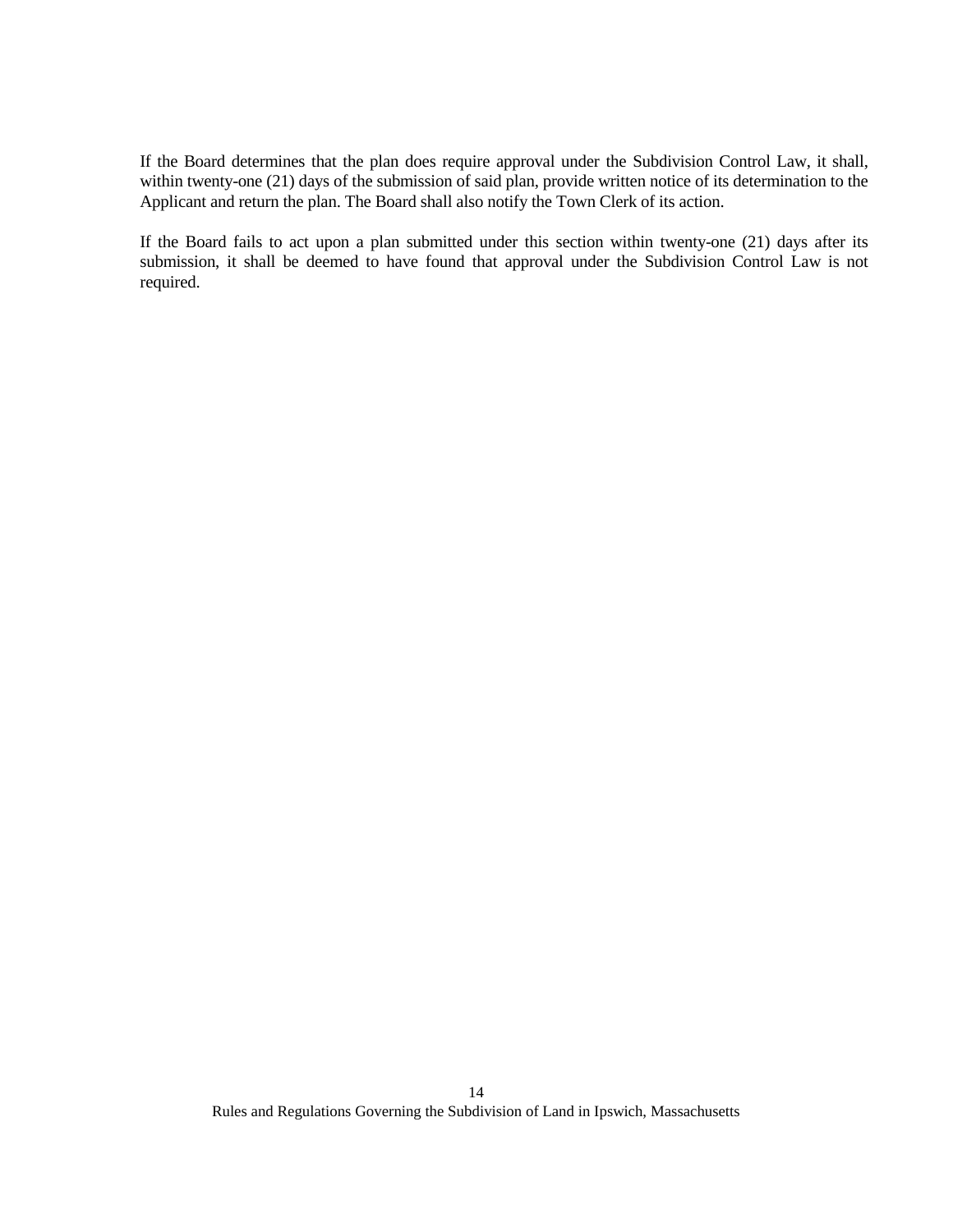If the Board determines that the plan does require approval under the Subdivision Control Law, it shall, within twenty-one (21) days of the submission of said plan, provide written notice of its determination to the Applicant and return the plan. The Board shall also notify the Town Clerk of its action.

If the Board fails to act upon a plan submitted under this section within twenty-one (21) days after its submission, it shall be deemed to have found that approval under the Subdivision Control Law is not required.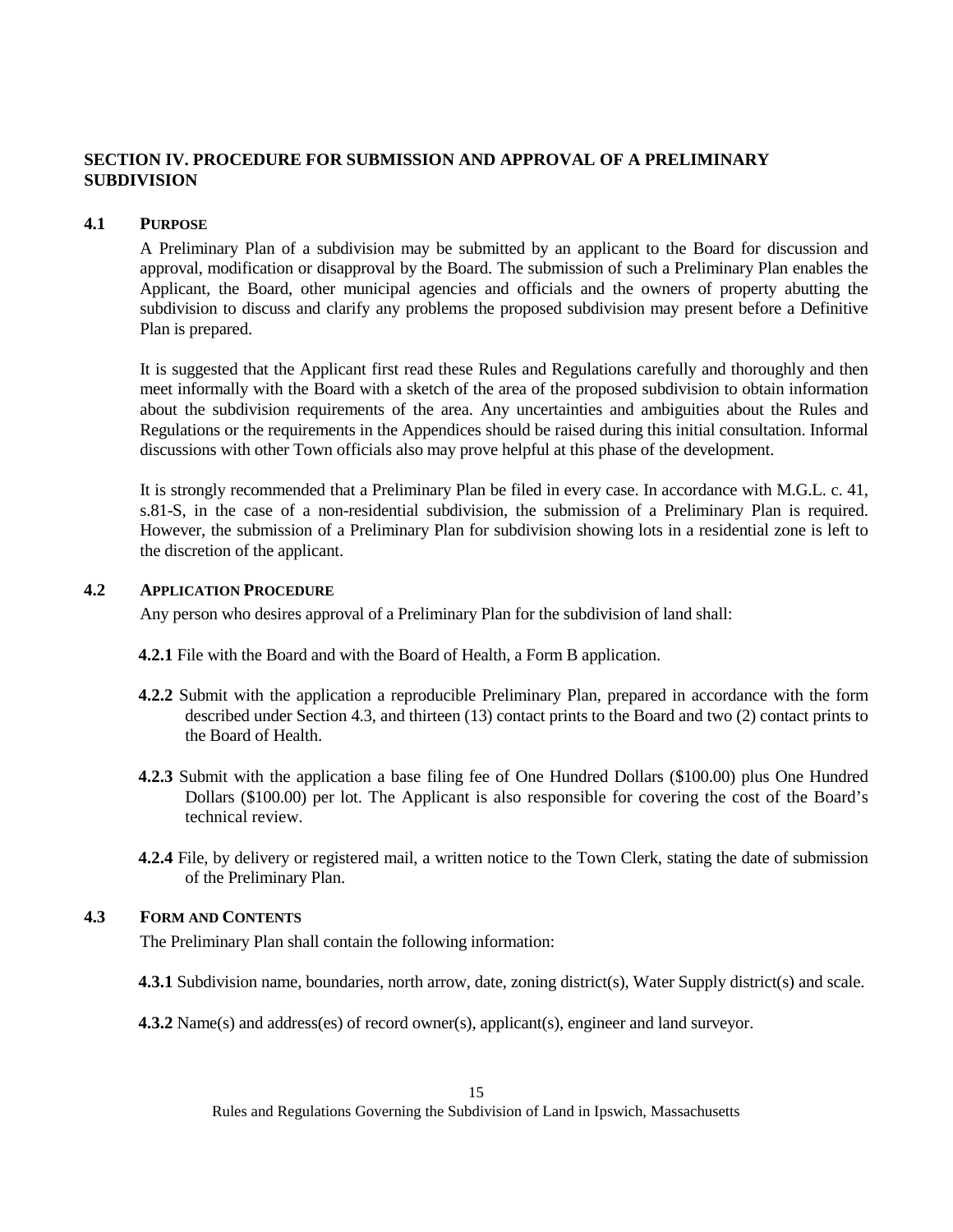## SECTION IV. PROCEDURE FOR SUBMISSION AND APPROVAL OF A PRELIMINARY SUBDIVISION

### 4.1 PURPOSE

A Preliminary Plan of a subdivision may be submitted by an applicant to the Board for discussion and approval, modification or disapproval by the Board. The submission of such a Preliminary Plan enables the Applicant, the Board, other municipal agencies and officials and the owners of property abutting the subdivision to discuss and clarify any problems the proposed subdivision may present before a Definitive Plan is prepared.

It is suggested that the Applicant first read these Rules and Regulations carefully and thoroughly and then meet informally with the Board with a sketch of the area of the proposed subdivision to obtain information about the subdivision requirements of the area. Any uncertainties and ambiguities about the Rules and Regulations or the requirements in the Appendices should be raised during this initial consultation. Informal discussions with other Town officials also may prove helpful at this phase of the development.

It is strongly recommended that a Preliminary Plan be filed in every case. In accordance with M.G.L. c. 41, s.81-S, in the case of a non-residential subdivision, the submission of a Preliminary Plan is required. However, the submission of a Preliminary Plan for subdivision showing lots in a residential zone is left to the discretion of the applicant.

### 4.2 APPLICATION PROCEDURE

Any person who desires approval of a Preliminary Plan for the subdivision of land shall:

**4.2.1** File with the Board and with the Board of Health, a Form B application.

**4.2.2** Submit with the application a reproducible Preliminary Plan, prepared in accordance with the form described under Section 4.3, and thirteen (13) contact prints to the Board and two (2) contact prints to the Board of Health.

**4.2.3** Submit with the application a base filing fee of One Hundred Dollars ($100.00) plus One Hundred Dollars ($100.00) per lot. The Applicant is also responsible for covering the cost of the Board's technical review.

**4.2.4** File, by delivery or registered mail, a written notice to the Town Clerk, stating the date of submission of the Preliminary Plan.

### 4.3 FORM AND CONTENTS

The Preliminary Plan shall contain the following information:

**4.3.1** Subdivision name, boundaries, north arrow, date, zoning district(s), Water Supply district(s) and scale.

**4.3.2** Name(s) and address(es) of record owner(s), applicant(s), engineer and land surveyor.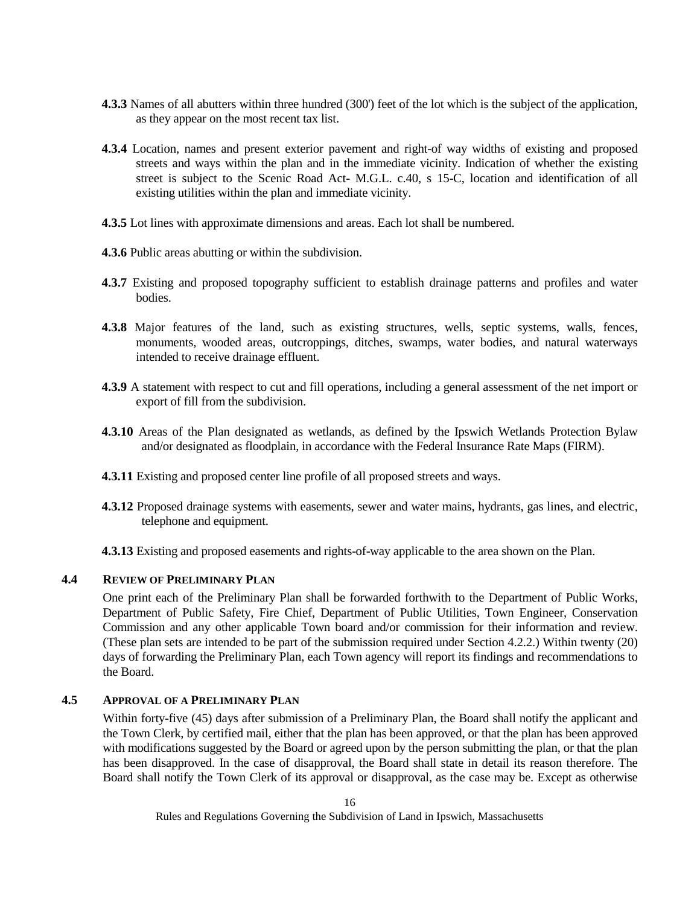**4.3.3** Names of all abutters within three hundred (300') feet of the lot which is the subject of the application, as they appear on the most recent tax list.

**4.3.4** Location, names and present exterior pavement and right-of way widths of existing and proposed streets and ways within the plan and in the immediate vicinity. Indication of whether the existing street is subject to the Scenic Road Act- M.G.L. c.40, s 15-C, location and identification of all existing utilities within the plan and immediate vicinity.

**4.3.5** Lot lines with approximate dimensions and areas. Each lot shall be numbered.

**4.3.6** Public areas abutting or within the subdivision.

**4.3.7** Existing and proposed topography sufficient to establish drainage patterns and profiles and water bodies.

**4.3.8** Major features of the land, such as existing structures, wells, septic systems, walls, fences, monuments, wooded areas, outcroppings, ditches, swamps, water bodies, and natural waterways intended to receive drainage effluent.

**4.3.9** A statement with respect to cut and fill operations, including a general assessment of the net import or export of fill from the subdivision.

**4.3.10** Areas of the Plan designated as wetlands, as defined by the Ipswich Wetlands Protection Bylaw and/or designated as floodplain, in accordance with the Federal Insurance Rate Maps (FIRM).

**4.3.11** Existing and proposed center line profile of all proposed streets and ways.

**4.3.12** Proposed drainage systems with easements, sewer and water mains, hydrants, gas lines, and electric, telephone and equipment.

**4.3.13** Existing and proposed easements and rights-of-way applicable to the area shown on the Plan.

### 4.4 REVIEW OF PRELIMINARY PLAN

One print each of the Preliminary Plan shall be forwarded forthwith to the Department of Public Works, Department of Public Safety, Fire Chief, Department of Public Utilities, Town Engineer, Conservation Commission and any other applicable Town board and/or commission for their information and review. (These plan sets are intended to be part of the submission required under Section 4.2.2.) Within twenty (20) days of forwarding the Preliminary Plan, each Town agency will report its findings and recommendations to the Board.

### 4.5 APPROVAL OF A PRELIMINARY PLAN

Within forty-five (45) days after submission of a Preliminary Plan, the Board shall notify the applicant and the Town Clerk, by certified mail, either that the plan has been approved, or that the plan has been approved with modifications suggested by the Board or agreed upon by the person submitting the plan, or that the plan has been disapproved. In the case of disapproval, the Board shall state in detail its reason therefore. The Board shall notify the Town Clerk of its approval or disapproval, as the case may be. Except as otherwise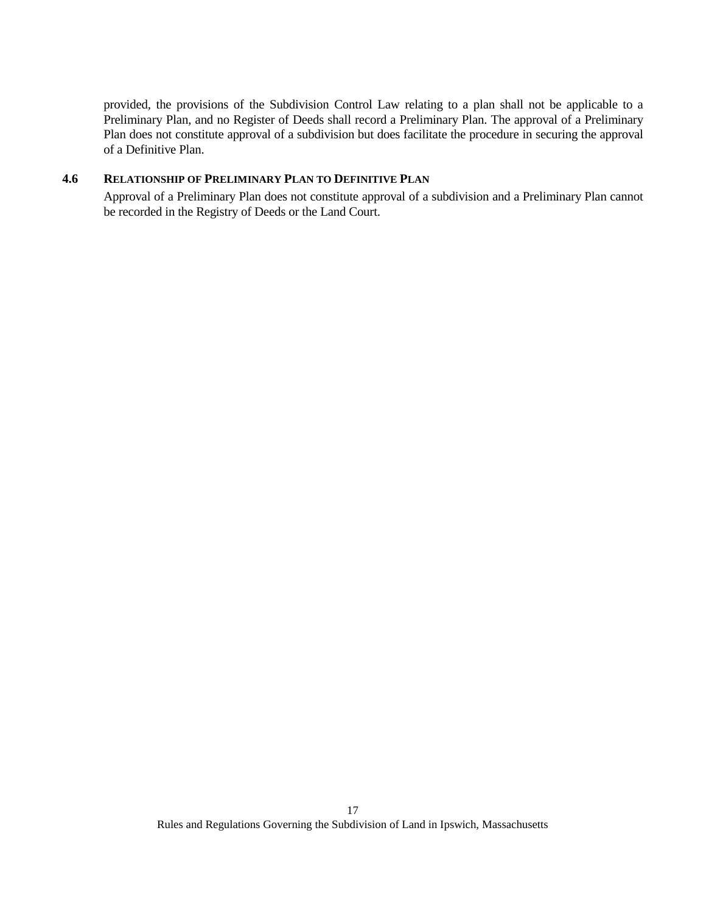provided, the provisions of the Subdivision Control Law relating to a plan shall not be applicable to a Preliminary Plan, and no Register of Deeds shall record a Preliminary Plan. The approval of a Preliminary Plan does not constitute approval of a subdivision but does facilitate the procedure in securing the approval of a Definitive Plan.

### 4.6 RELATIONSHIP OF PRELIMINARY PLAN TO DEFINITIVE PLAN

Approval of a Preliminary Plan does not constitute approval of a subdivision and a Preliminary Plan cannot be recorded in the Registry of Deeds or the Land Court.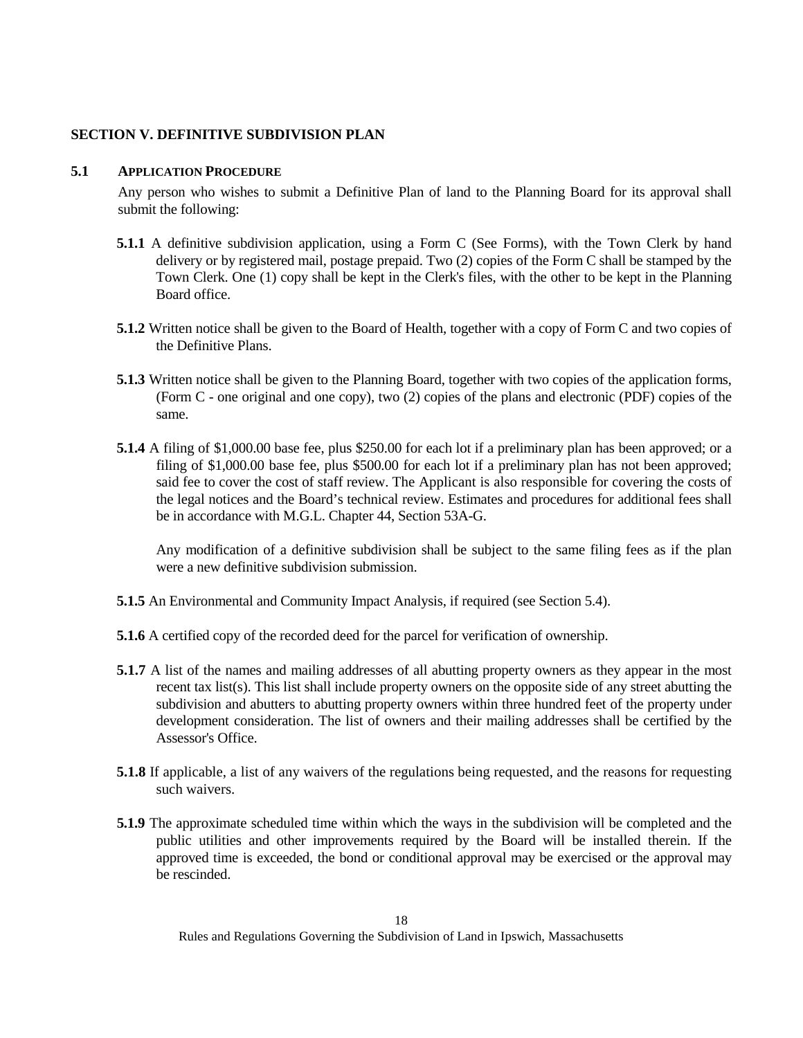## SECTION V. DEFINITIVE SUBDIVISION PLAN

### 5.1 APPLICATION PROCEDURE

Any person who wishes to submit a Definitive Plan of land to the Planning Board for its approval shall submit the following:

**5.1.1** A definitive subdivision application, using a Form C (See Forms), with the Town Clerk by hand delivery or by registered mail, postage prepaid. Two (2) copies of the Form C shall be stamped by the Town Clerk. One (1) copy shall be kept in the Clerk's files, with the other to be kept in the Planning Board office.

**5.1.2** Written notice shall be given to the Board of Health, together with a copy of Form C and two copies of the Definitive Plans.

**5.1.3** Written notice shall be given to the Planning Board, together with two copies of the application forms, (Form C - one original and one copy), two (2) copies of the plans and electronic (PDF) copies of the same.

**5.1.4** A filing of $1,000.00 base fee, plus $250.00 for each lot if a preliminary plan has been approved; or a filing of $1,000.00 base fee, plus $500.00 for each lot if a preliminary plan has not been approved; said fee to cover the cost of staff review. The Applicant is also responsible for covering the costs of the legal notices and the Board's technical review. Estimates and procedures for additional fees shall be in accordance with M.G.L. Chapter 44, Section 53A-G.

Any modification of a definitive subdivision shall be subject to the same filing fees as if the plan were a new definitive subdivision submission.

**5.1.5** An Environmental and Community Impact Analysis, if required (see Section 5.4).

**5.1.6** A certified copy of the recorded deed for the parcel for verification of ownership.

**5.1.7** A list of the names and mailing addresses of all abutting property owners as they appear in the most recent tax list(s). This list shall include property owners on the opposite side of any street abutting the subdivision and abutters to abutting property owners within three hundred feet of the property under development consideration. The list of owners and their mailing addresses shall be certified by the Assessor's Office.

**5.1.8** If applicable, a list of any waivers of the regulations being requested, and the reasons for requesting such waivers.

**5.1.9** The approximate scheduled time within which the ways in the subdivision will be completed and the public utilities and other improvements required by the Board will be installed therein. If the approved time is exceeded, the bond or conditional approval may be exercised or the approval may be rescinded.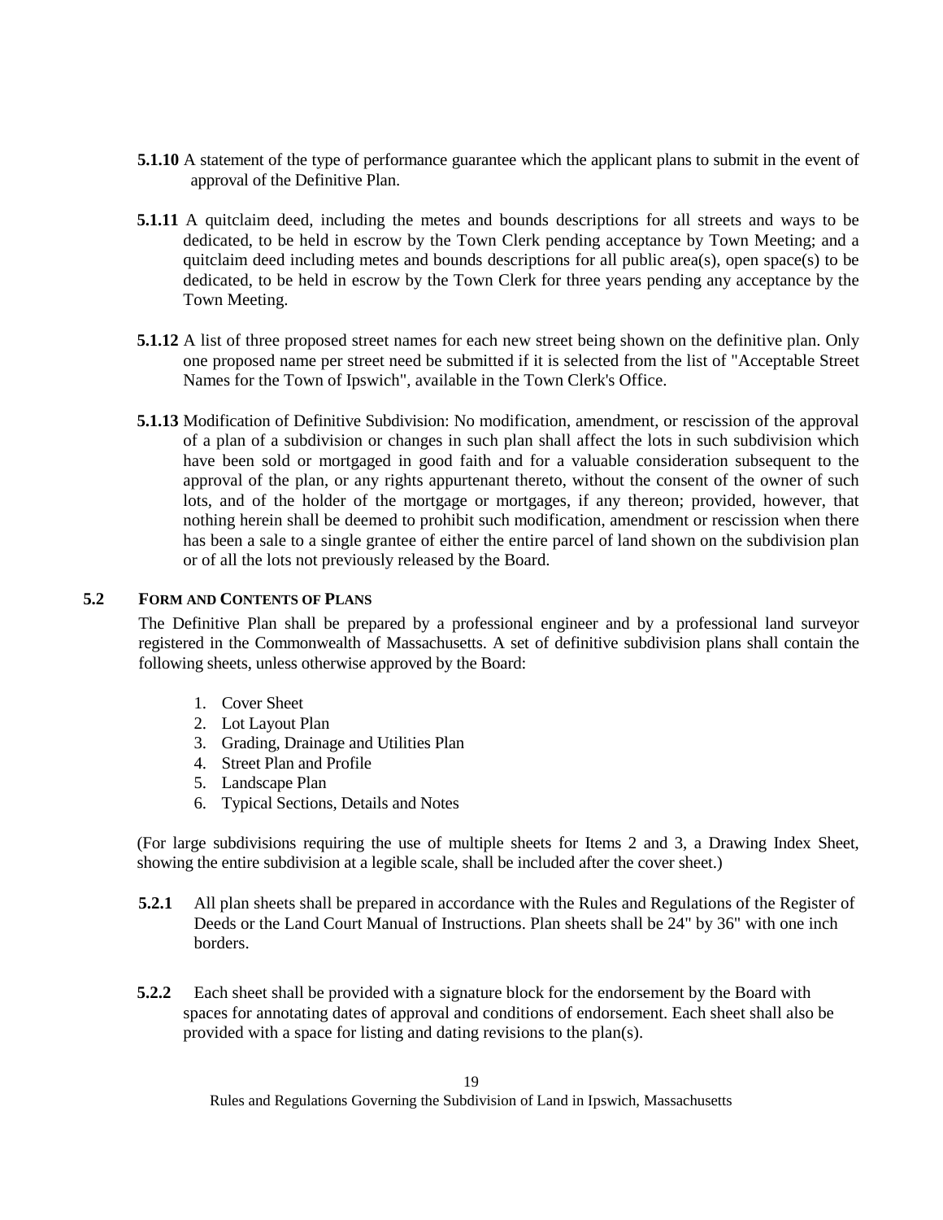**5.1.10** A statement of the type of performance guarantee which the applicant plans to submit in the event of approval of the Definitive Plan.

**5.1.11** A quitclaim deed, including the metes and bounds descriptions for all streets and ways to be dedicated, to be held in escrow by the Town Clerk pending acceptance by Town Meeting; and a quitclaim deed including metes and bounds descriptions for all public area(s), open space(s) to be dedicated, to be held in escrow by the Town Clerk for three years pending any acceptance by the Town Meeting.

**5.1.12** A list of three proposed street names for each new street being shown on the definitive plan. Only one proposed name per street need be submitted if it is selected from the list of "Acceptable Street Names for the Town of Ipswich", available in the Town Clerk's Office.

**5.1.13** Modification of Definitive Subdivision: No modification, amendment, or rescission of the approval of a plan of a subdivision or changes in such plan shall affect the lots in such subdivision which have been sold or mortgaged in good faith and for a valuable consideration subsequent to the approval of the plan, or any rights appurtenant thereto, without the consent of the owner of such lots, and of the holder of the mortgage or mortgages, if any thereon; provided, however, that nothing herein shall be deemed to prohibit such modification, amendment or rescission when there has been a sale to a single grantee of either the entire parcel of land shown on the subdivision plan or of all the lots not previously released by the Board.

## 5.2 FORM AND CONTENTS OF PLANS

The Definitive Plan shall be prepared by a professional engineer and by a professional land surveyor registered in the Commonwealth of Massachusetts. A set of definitive subdivision plans shall contain the following sheets, unless otherwise approved by the Board:

1. Cover Sheet
2. Lot Layout Plan
3. Grading, Drainage and Utilities Plan
4. Street Plan and Profile
5. Landscape Plan
6. Typical Sections, Details and Notes

(For large subdivisions requiring the use of multiple sheets for Items 2 and 3, a Drawing Index Sheet, showing the entire subdivision at a legible scale, shall be included after the cover sheet.)

**5.2.1** All plan sheets shall be prepared in accordance with the Rules and Regulations of the Register of Deeds or the Land Court Manual of Instructions. Plan sheets shall be 24" by 36" with one inch borders.

**5.2.2** Each sheet shall be provided with a signature block for the endorsement by the Board with spaces for annotating dates of approval and conditions of endorsement. Each sheet shall also be provided with a space for listing and dating revisions to the plan(s).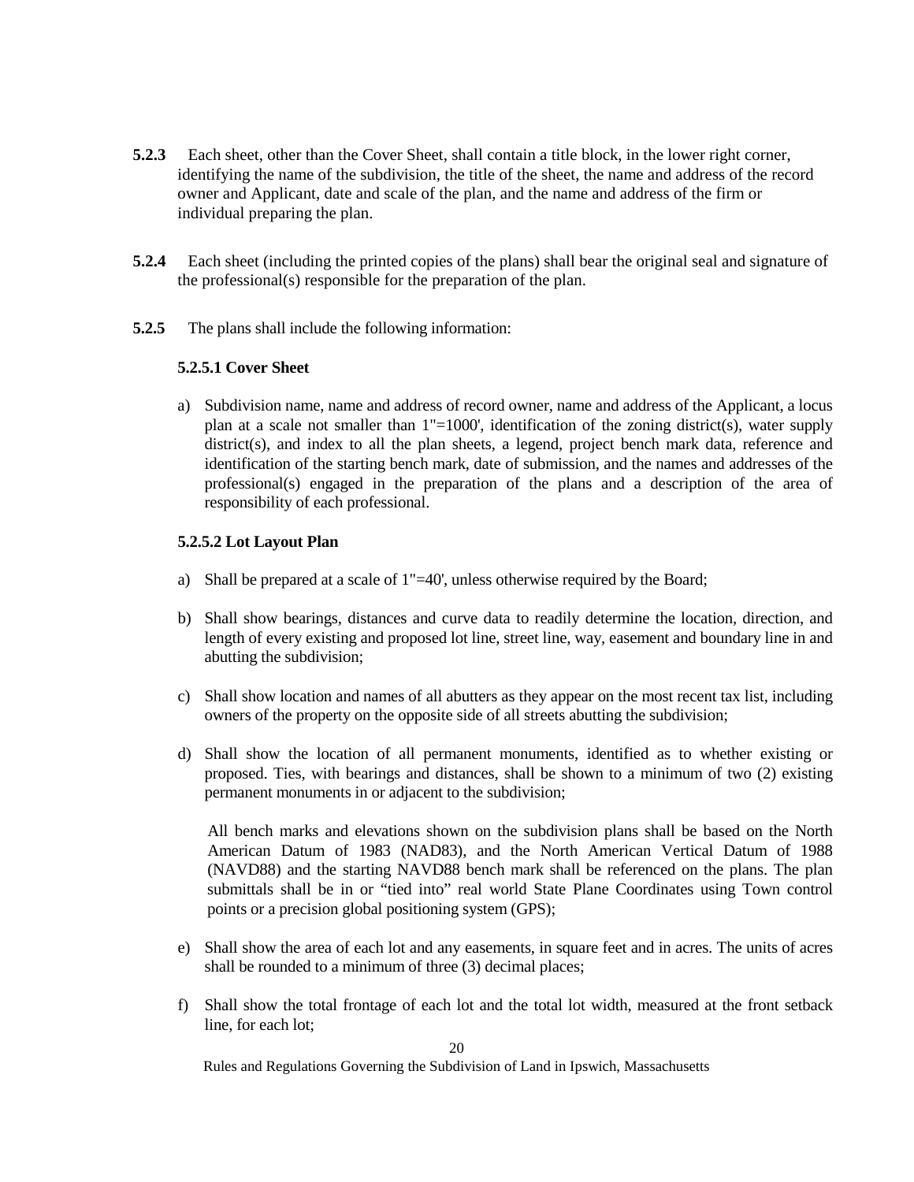**5.2.3** Each sheet, other than the Cover Sheet, shall contain a title block, in the lower right corner, identifying the name of the subdivision, the title of the sheet, the name and address of the record owner and Applicant, date and scale of the plan, and the name and address of the firm or individual preparing the plan.

**5.2.4** Each sheet (including the printed copies of the plans) shall bear the original seal and signature of the professional(s) responsible for the preparation of the plan.

**5.2.5** The plans shall include the following information:

**5.2.5.1 Cover Sheet**

a) Subdivision name, name and address of record owner, name and address of the Applicant, a locus plan at a scale not smaller than 1"=1000', identification of the zoning district(s), water supply district(s), and index to all the plan sheets, a legend, project bench mark data, reference and identification of the starting bench mark, date of submission, and the names and addresses of the professional(s) engaged in the preparation of the plans and a description of the area of responsibility of each professional.

**5.2.5.2 Lot Layout Plan**

a) Shall be prepared at a scale of 1"=40', unless otherwise required by the Board;

b) Shall show bearings, distances and curve data to readily determine the location, direction, and length of every existing and proposed lot line, street line, way, easement and boundary line in and abutting the subdivision;

c) Shall show location and names of all abutters as they appear on the most recent tax list, including owners of the property on the opposite side of all streets abutting the subdivision;

d) Shall show the location of all permanent monuments, identified as to whether existing or proposed. Ties, with bearings and distances, shall be shown to a minimum of two (2) existing permanent monuments in or adjacent to the subdivision;

   All bench marks and elevations shown on the subdivision plans shall be based on the North American Datum of 1983 (NAD83), and the North American Vertical Datum of 1988 (NAVD88) and the starting NAVD88 bench mark shall be referenced on the plans. The plan submittals shall be in or "tied into" real world State Plane Coordinates using Town control points or a precision global positioning system (GPS);

e) Shall show the area of each lot and any easements, in square feet and in acres. The units of acres shall be rounded to a minimum of three (3) decimal places;

f) Shall show the total frontage of each lot and the total lot width, measured at the front setback line, for each lot;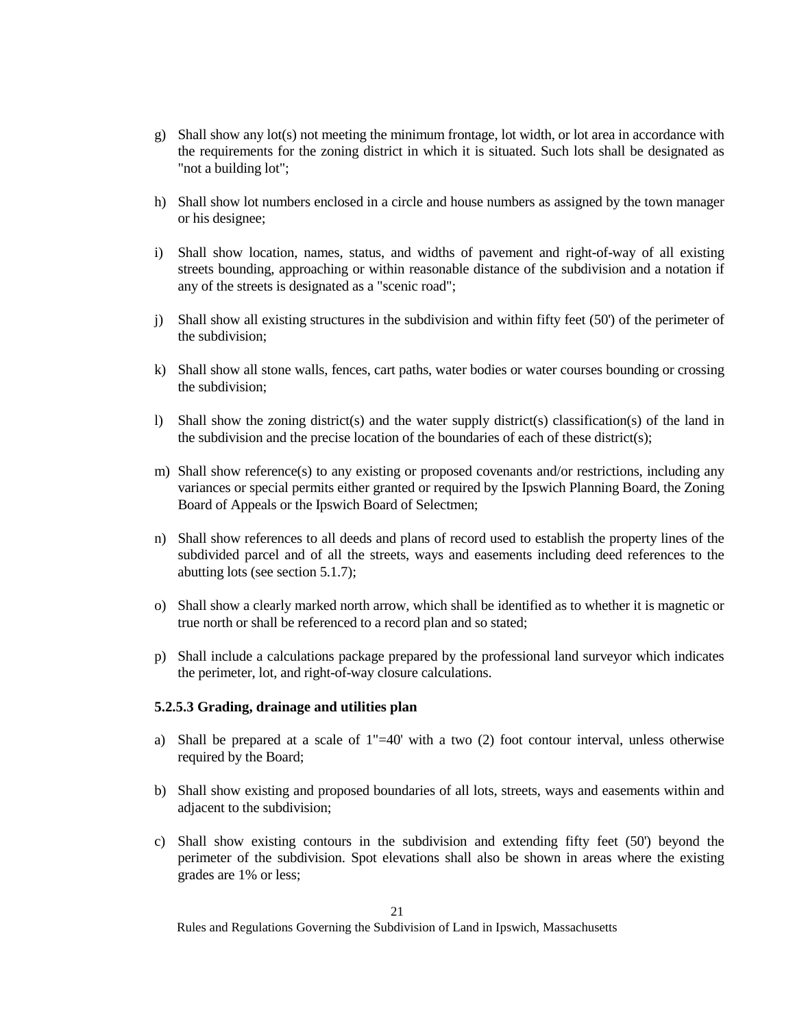g) Shall show any lot(s) not meeting the minimum frontage, lot width, or lot area in accordance with the requirements for the zoning district in which it is situated. Such lots shall be designated as "not a building lot";

h) Shall show lot numbers enclosed in a circle and house numbers as assigned by the town manager or his designee;

i) Shall show location, names, status, and widths of pavement and right-of-way of all existing streets bounding, approaching or within reasonable distance of the subdivision and a notation if any of the streets is designated as a "scenic road";

j) Shall show all existing structures in the subdivision and within fifty feet (50') of the perimeter of the subdivision;

k) Shall show all stone walls, fences, cart paths, water bodies or water courses bounding or crossing the subdivision;

l) Shall show the zoning district(s) and the water supply district(s) classification(s) of the land in the subdivision and the precise location of the boundaries of each of these district(s);

m) Shall show reference(s) to any existing or proposed covenants and/or restrictions, including any variances or special permits either granted or required by the Ipswich Planning Board, the Zoning Board of Appeals or the Ipswich Board of Selectmen;

n) Shall show references to all deeds and plans of record used to establish the property lines of the subdivided parcel and of all the streets, ways and easements including deed references to the abutting lots (see section 5.1.7);

o) Shall show a clearly marked north arrow, which shall be identified as to whether it is magnetic or true north or shall be referenced to a record plan and so stated;

p) Shall include a calculations package prepared by the professional land surveyor which indicates the perimeter, lot, and right-of-way closure calculations.

**5.2.5.3 Grading, drainage and utilities plan**

a) Shall be prepared at a scale of 1"=40' with a two (2) foot contour interval, unless otherwise required by the Board;

b) Shall show existing and proposed boundaries of all lots, streets, ways and easements within and adjacent to the subdivision;

c) Shall show existing contours in the subdivision and extending fifty feet (50') beyond the perimeter of the subdivision. Spot elevations shall also be shown in areas where the existing grades are 1% or less;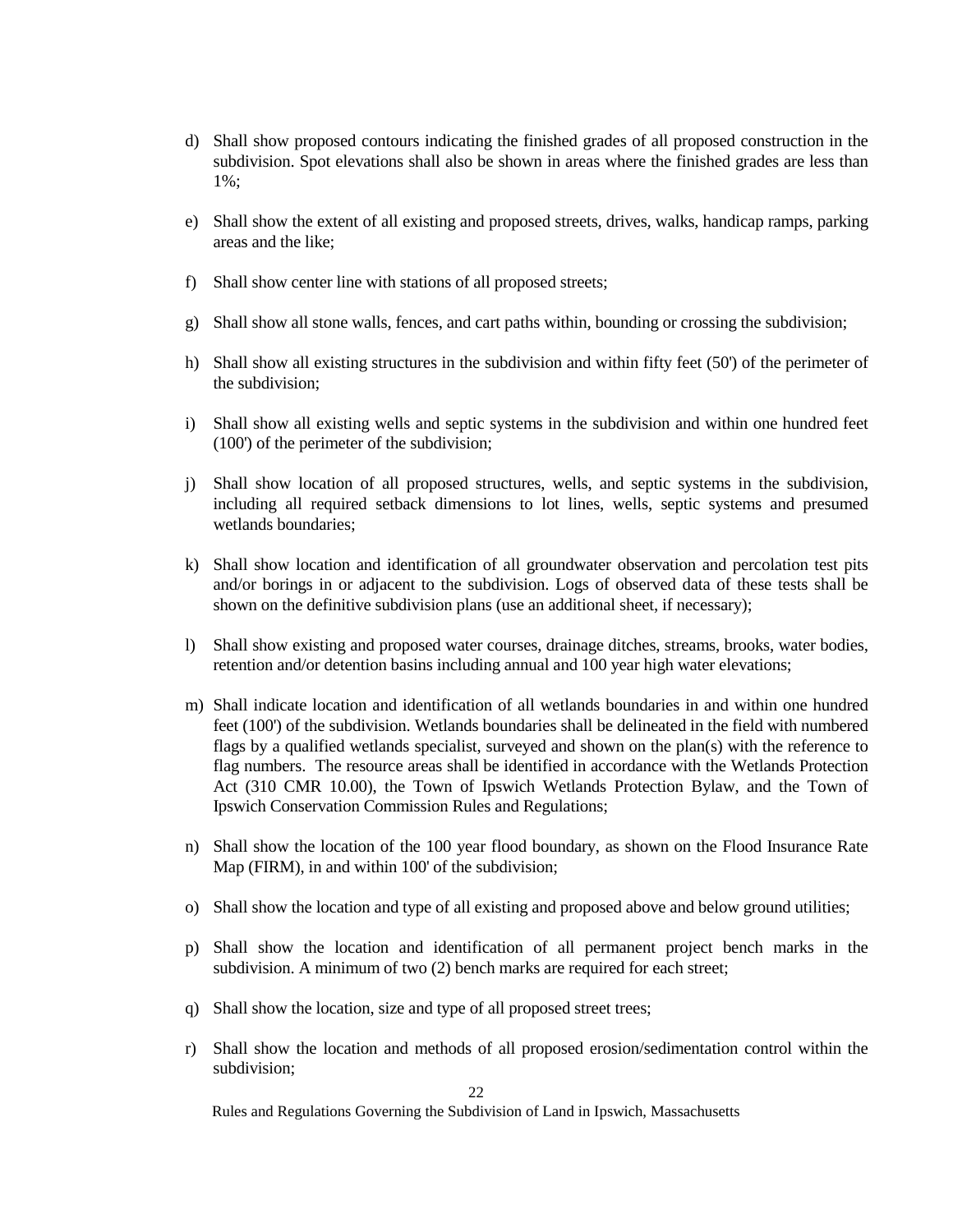d) Shall show proposed contours indicating the finished grades of all proposed construction in the subdivision. Spot elevations shall also be shown in areas where the finished grades are less than 1%;

e) Shall show the extent of all existing and proposed streets, drives, walks, handicap ramps, parking areas and the like;

f) Shall show center line with stations of all proposed streets;

g) Shall show all stone walls, fences, and cart paths within, bounding or crossing the subdivision;

h) Shall show all existing structures in the subdivision and within fifty feet (50') of the perimeter of the subdivision;

i) Shall show all existing wells and septic systems in the subdivision and within one hundred feet (100') of the perimeter of the subdivision;

j) Shall show location of all proposed structures, wells, and septic systems in the subdivision, including all required setback dimensions to lot lines, wells, septic systems and presumed wetlands boundaries;

k) Shall show location and identification of all groundwater observation and percolation test pits and/or borings in or adjacent to the subdivision. Logs of observed data of these tests shall be shown on the definitive subdivision plans (use an additional sheet, if necessary);

l) Shall show existing and proposed water courses, drainage ditches, streams, brooks, water bodies, retention and/or detention basins including annual and 100 year high water elevations;

m) Shall indicate location and identification of all wetlands boundaries in and within one hundred feet (100') of the subdivision. Wetlands boundaries shall be delineated in the field with numbered flags by a qualified wetlands specialist, surveyed and shown on the plan(s) with the reference to flag numbers. The resource areas shall be identified in accordance with the Wetlands Protection Act (310 CMR 10.00), the Town of Ipswich Wetlands Protection Bylaw, and the Town of Ipswich Conservation Commission Rules and Regulations;

n) Shall show the location of the 100 year flood boundary, as shown on the Flood Insurance Rate Map (FIRM), in and within 100' of the subdivision;

o) Shall show the location and type of all existing and proposed above and below ground utilities;

p) Shall show the location and identification of all permanent project bench marks in the subdivision. A minimum of two (2) bench marks are required for each street;

q) Shall show the location, size and type of all proposed street trees;

r) Shall show the location and methods of all proposed erosion/sedimentation control within the subdivision;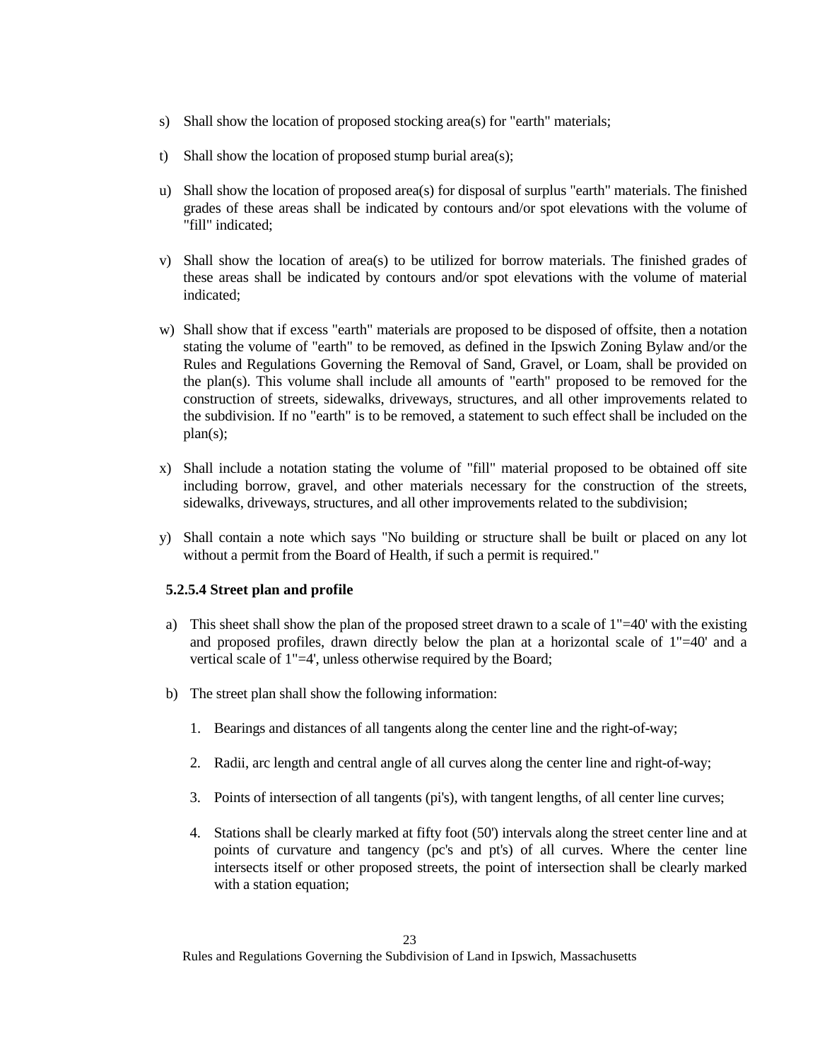s) Shall show the location of proposed stocking area(s) for "earth" materials;

t) Shall show the location of proposed stump burial area(s);

u) Shall show the location of proposed area(s) for disposal of surplus "earth" materials. The finished grades of these areas shall be indicated by contours and/or spot elevations with the volume of "fill" indicated;

v) Shall show the location of area(s) to be utilized for borrow materials. The finished grades of these areas shall be indicated by contours and/or spot elevations with the volume of material indicated;

w) Shall show that if excess "earth" materials are proposed to be disposed of offsite, then a notation stating the volume of "earth" to be removed, as defined in the Ipswich Zoning Bylaw and/or the Rules and Regulations Governing the Removal of Sand, Gravel, or Loam, shall be provided on the plan(s). This volume shall include all amounts of "earth" proposed to be removed for the construction of streets, sidewalks, driveways, structures, and all other improvements related to the subdivision. If no "earth" is to be removed, a statement to such effect shall be included on the plan(s);

x) Shall include a notation stating the volume of "fill" material proposed to be obtained off site including borrow, gravel, and other materials necessary for the construction of the streets, sidewalks, driveways, structures, and all other improvements related to the subdivision;

y) Shall contain a note which says "No building or structure shall be built or placed on any lot without a permit from the Board of Health, if such a permit is required."

**5.2.5.4 Street plan and profile**

a) This sheet shall show the plan of the proposed street drawn to a scale of 1"=40' with the existing and proposed profiles, drawn directly below the plan at a horizontal scale of 1"=40' and a vertical scale of 1"=4', unless otherwise required by the Board;

b) The street plan shall show the following information:

1. Bearings and distances of all tangents along the center line and the right-of-way;

2. Radii, arc length and central angle of all curves along the center line and right-of-way;

3. Points of intersection of all tangents (pi's), with tangent lengths, of all center line curves;

4. Stations shall be clearly marked at fifty foot (50') intervals along the street center line and at points of curvature and tangency (pc's and pt's) of all curves. Where the center line intersects itself or other proposed streets, the point of intersection shall be clearly marked with a station equation;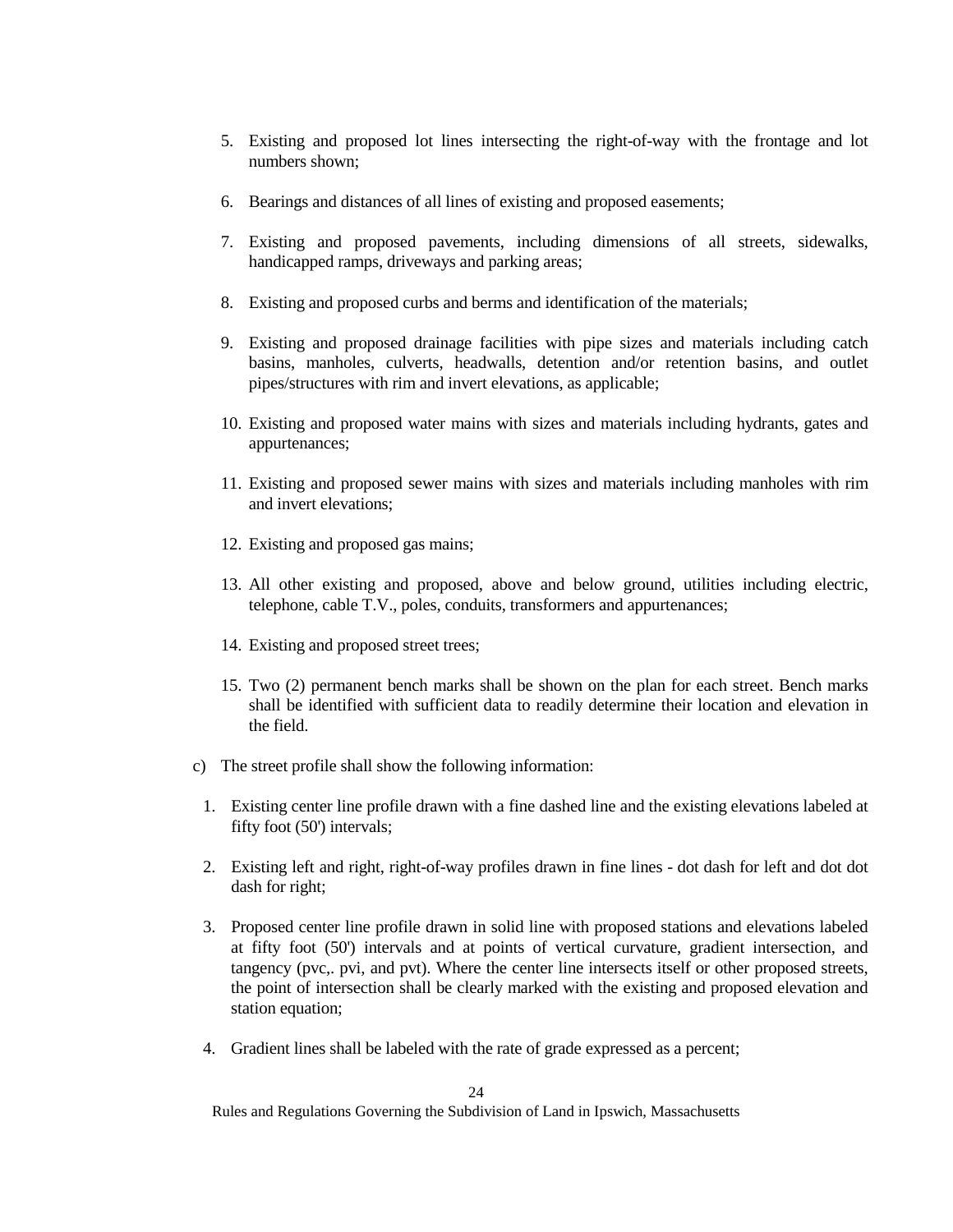5. Existing and proposed lot lines intersecting the right-of-way with the frontage and lot numbers shown;

6. Bearings and distances of all lines of existing and proposed easements;

7. Existing and proposed pavements, including dimensions of all streets, sidewalks, handicapped ramps, driveways and parking areas;

8. Existing and proposed curbs and berms and identification of the materials;

9. Existing and proposed drainage facilities with pipe sizes and materials including catch basins, manholes, culverts, headwalls, detention and/or retention basins, and outlet pipes/structures with rim and invert elevations, as applicable;

10. Existing and proposed water mains with sizes and materials including hydrants, gates and appurtenances;

11. Existing and proposed sewer mains with sizes and materials including manholes with rim and invert elevations;

12. Existing and proposed gas mains;

13. All other existing and proposed, above and below ground, utilities including electric, telephone, cable T.V., poles, conduits, transformers and appurtenances;

14. Existing and proposed street trees;

15. Two (2) permanent bench marks shall be shown on the plan for each street. Bench marks shall be identified with sufficient data to readily determine their location and elevation in the field.

c) The street profile shall show the following information:

1. Existing center line profile drawn with a fine dashed line and the existing elevations labeled at fifty foot (50') intervals;

2. Existing left and right, right-of-way profiles drawn in fine lines - dot dash for left and dot dot dash for right;

3. Proposed center line profile drawn in solid line with proposed stations and elevations labeled at fifty foot (50') intervals and at points of vertical curvature, gradient intersection, and tangency (pvc,. pvi, and pvt). Where the center line intersects itself or other proposed streets, the point of intersection shall be clearly marked with the existing and proposed elevation and station equation;

4. Gradient lines shall be labeled with the rate of grade expressed as a percent;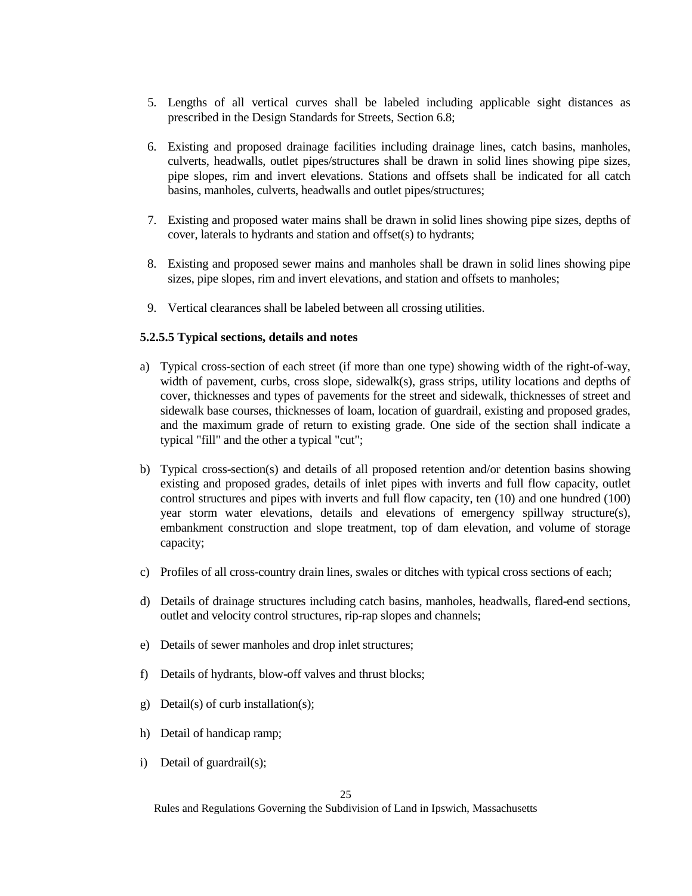5. Lengths of all vertical curves shall be labeled including applicable sight distances as prescribed in the Design Standards for Streets, Section 6.8;

6. Existing and proposed drainage facilities including drainage lines, catch basins, manholes, culverts, headwalls, outlet pipes/structures shall be drawn in solid lines showing pipe sizes, pipe slopes, rim and invert elevations. Stations and offsets shall be indicated for all catch basins, manholes, culverts, headwalls and outlet pipes/structures;

7. Existing and proposed water mains shall be drawn in solid lines showing pipe sizes, depths of cover, laterals to hydrants and station and offset(s) to hydrants;

8. Existing and proposed sewer mains and manholes shall be drawn in solid lines showing pipe sizes, pipe slopes, rim and invert elevations, and station and offsets to manholes;

9. Vertical clearances shall be labeled between all crossing utilities.

#### 5.2.5.5 Typical sections, details and notes

a) Typical cross-section of each street (if more than one type) showing width of the right-of-way, width of pavement, curbs, cross slope, sidewalk(s), grass strips, utility locations and depths of cover, thicknesses and types of pavements for the street and sidewalk, thicknesses of street and sidewalk base courses, thicknesses of loam, location of guardrail, existing and proposed grades, and the maximum grade of return to existing grade. One side of the section shall indicate a typical "fill" and the other a typical "cut";

b) Typical cross-section(s) and details of all proposed retention and/or detention basins showing existing and proposed grades, details of inlet pipes with inverts and full flow capacity, outlet control structures and pipes with inverts and full flow capacity, ten (10) and one hundred (100) year storm water elevations, details and elevations of emergency spillway structure(s), embankment construction and slope treatment, top of dam elevation, and volume of storage capacity;

c) Profiles of all cross-country drain lines, swales or ditches with typical cross sections of each;

d) Details of drainage structures including catch basins, manholes, headwalls, flared-end sections, outlet and velocity control structures, rip-rap slopes and channels;

e) Details of sewer manholes and drop inlet structures;

f) Details of hydrants, blow-off valves and thrust blocks;

g) Detail(s) of curb installation(s);

h) Detail of handicap ramp;

i) Detail of guardrail(s);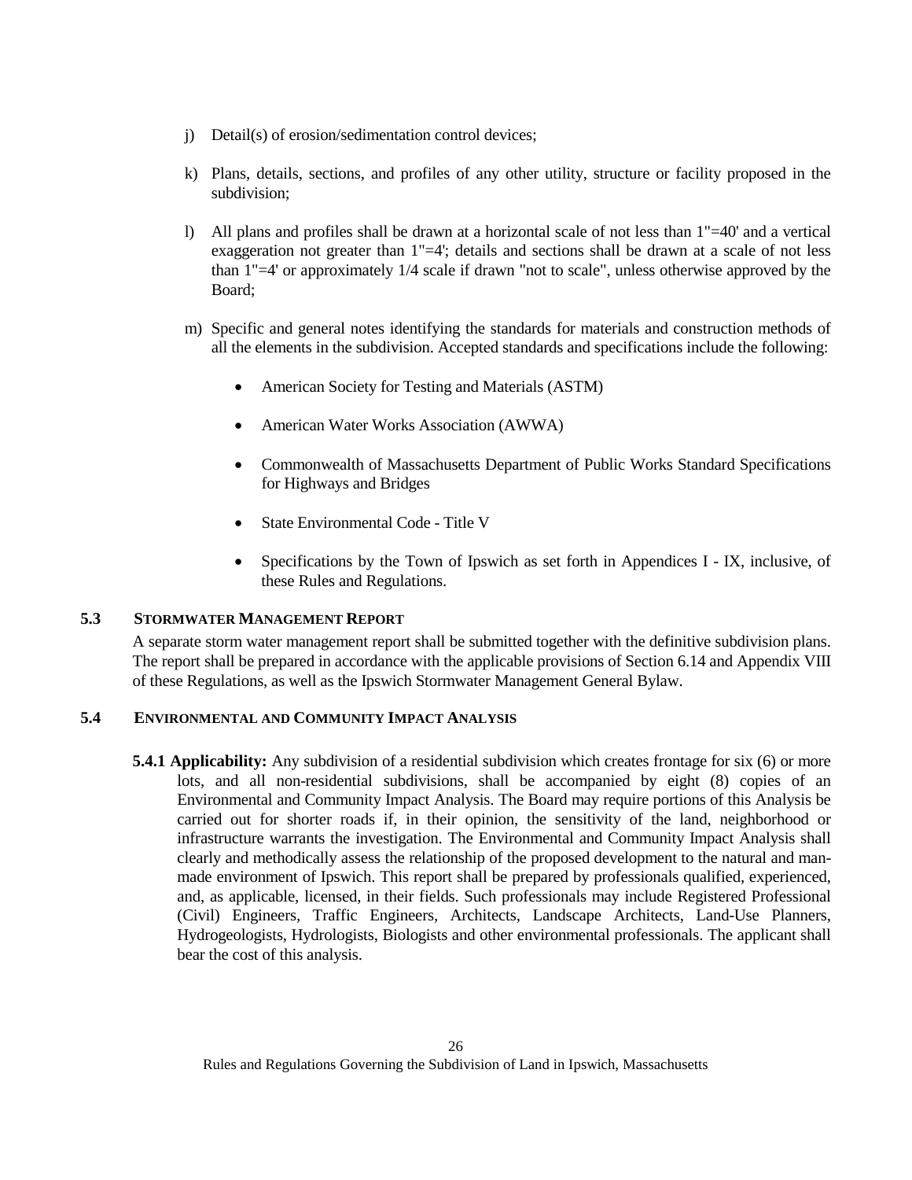j) Detail(s) of erosion/sedimentation control devices;

k) Plans, details, sections, and profiles of any other utility, structure or facility proposed in the subdivision;

l) All plans and profiles shall be drawn at a horizontal scale of not less than 1"=40' and a vertical exaggeration not greater than 1"=4'; details and sections shall be drawn at a scale of not less than 1"=4' or approximately 1/4 scale if drawn "not to scale", unless otherwise approved by the Board;

m) Specific and general notes identifying the standards for materials and construction methods of all the elements in the subdivision. Accepted standards and specifications include the following:

- American Society for Testing and Materials (ASTM)
- American Water Works Association (AWWA)
- Commonwealth of Massachusetts Department of Public Works Standard Specifications for Highways and Bridges
- State Environmental Code - Title V
- Specifications by the Town of Ipswich as set forth in Appendices I - IX, inclusive, of these Rules and Regulations.

### 5.3 STORMWATER MANAGEMENT REPORT

A separate storm water management report shall be submitted together with the definitive subdivision plans. The report shall be prepared in accordance with the applicable provisions of Section 6.14 and Appendix VIII of these Regulations, as well as the Ipswich Stormwater Management General Bylaw.

### 5.4 ENVIRONMENTAL AND COMMUNITY IMPACT ANALYSIS

**5.4.1 Applicability:** Any subdivision of a residential subdivision which creates frontage for six (6) or more lots, and all non-residential subdivisions, shall be accompanied by eight (8) copies of an Environmental and Community Impact Analysis. The Board may require portions of this Analysis be carried out for shorter roads if, in their opinion, the sensitivity of the land, neighborhood or infrastructure warrants the investigation. The Environmental and Community Impact Analysis shall clearly and methodically assess the relationship of the proposed development to the natural and man-made environment of Ipswich. This report shall be prepared by professionals qualified, experienced, and, as applicable, licensed, in their fields. Such professionals may include Registered Professional (Civil) Engineers, Traffic Engineers, Architects, Landscape Architects, Land-Use Planners, Hydrogeologists, Hydrologists, Biologists and other environmental professionals. The applicant shall bear the cost of this analysis.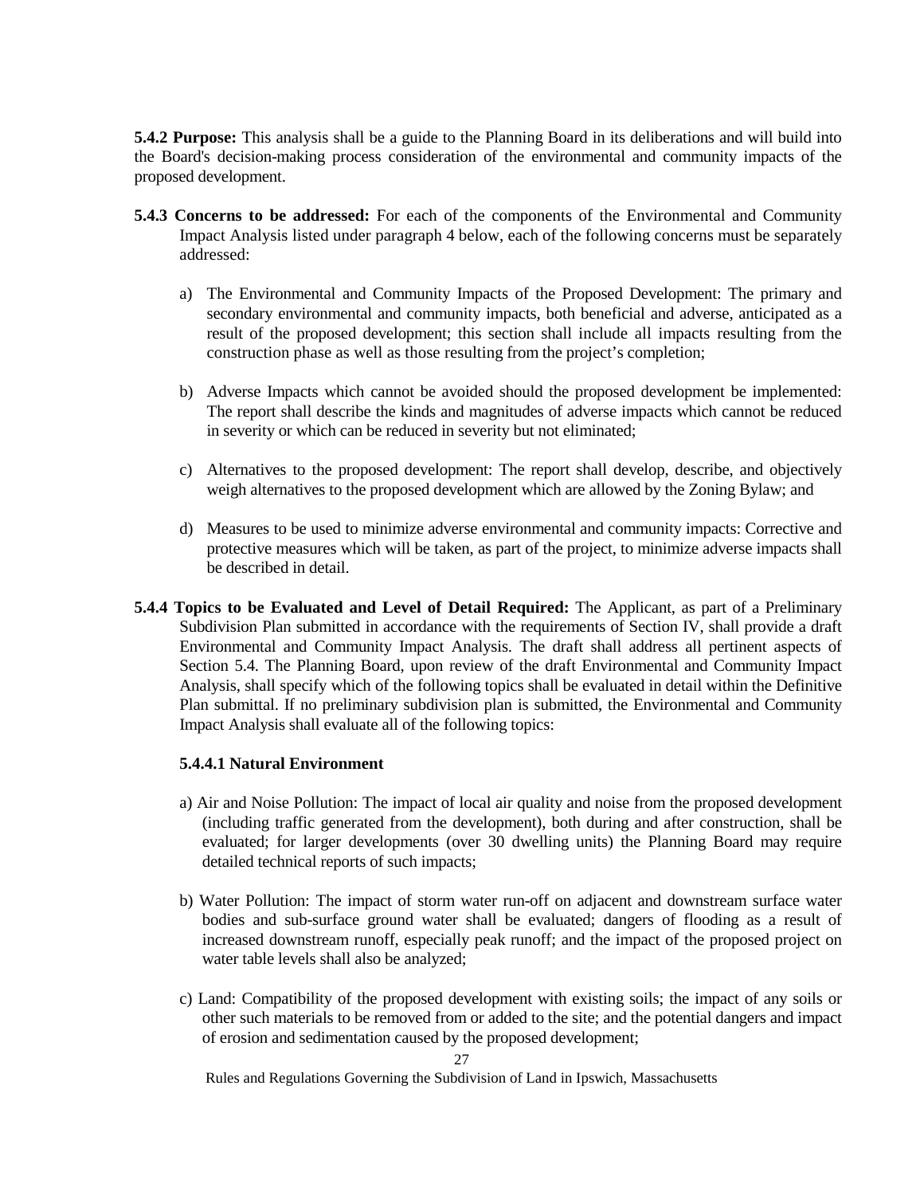**5.4.2 Purpose:** This analysis shall be a guide to the Planning Board in its deliberations and will build into the Board's decision-making process consideration of the environmental and community impacts of the proposed development.

**5.4.3 Concerns to be addressed:** For each of the components of the Environmental and Community Impact Analysis listed under paragraph 4 below, each of the following concerns must be separately addressed:

a) The Environmental and Community Impacts of the Proposed Development: The primary and secondary environmental and community impacts, both beneficial and adverse, anticipated as a result of the proposed development; this section shall include all impacts resulting from the construction phase as well as those resulting from the project's completion;

b) Adverse Impacts which cannot be avoided should the proposed development be implemented: The report shall describe the kinds and magnitudes of adverse impacts which cannot be reduced in severity or which can be reduced in severity but not eliminated;

c) Alternatives to the proposed development: The report shall develop, describe, and objectively weigh alternatives to the proposed development which are allowed by the Zoning Bylaw; and

d) Measures to be used to minimize adverse environmental and community impacts: Corrective and protective measures which will be taken, as part of the project, to minimize adverse impacts shall be described in detail.

**5.4.4 Topics to be Evaluated and Level of Detail Required:** The Applicant, as part of a Preliminary Subdivision Plan submitted in accordance with the requirements of Section IV, shall provide a draft Environmental and Community Impact Analysis. The draft shall address all pertinent aspects of Section 5.4. The Planning Board, upon review of the draft Environmental and Community Impact Analysis, shall specify which of the following topics shall be evaluated in detail within the Definitive Plan submittal. If no preliminary subdivision plan is submitted, the Environmental and Community Impact Analysis shall evaluate all of the following topics:

**5.4.4.1 Natural Environment**

a) Air and Noise Pollution: The impact of local air quality and noise from the proposed development (including traffic generated from the development), both during and after construction, shall be evaluated; for larger developments (over 30 dwelling units) the Planning Board may require detailed technical reports of such impacts;

b) Water Pollution: The impact of storm water run-off on adjacent and downstream surface water bodies and sub-surface ground water shall be evaluated; dangers of flooding as a result of increased downstream runoff, especially peak runoff; and the impact of the proposed project on water table levels shall also be analyzed;

c) Land: Compatibility of the proposed development with existing soils; the impact of any soils or other such materials to be removed from or added to the site; and the potential dangers and impact of erosion and sedimentation caused by the proposed development;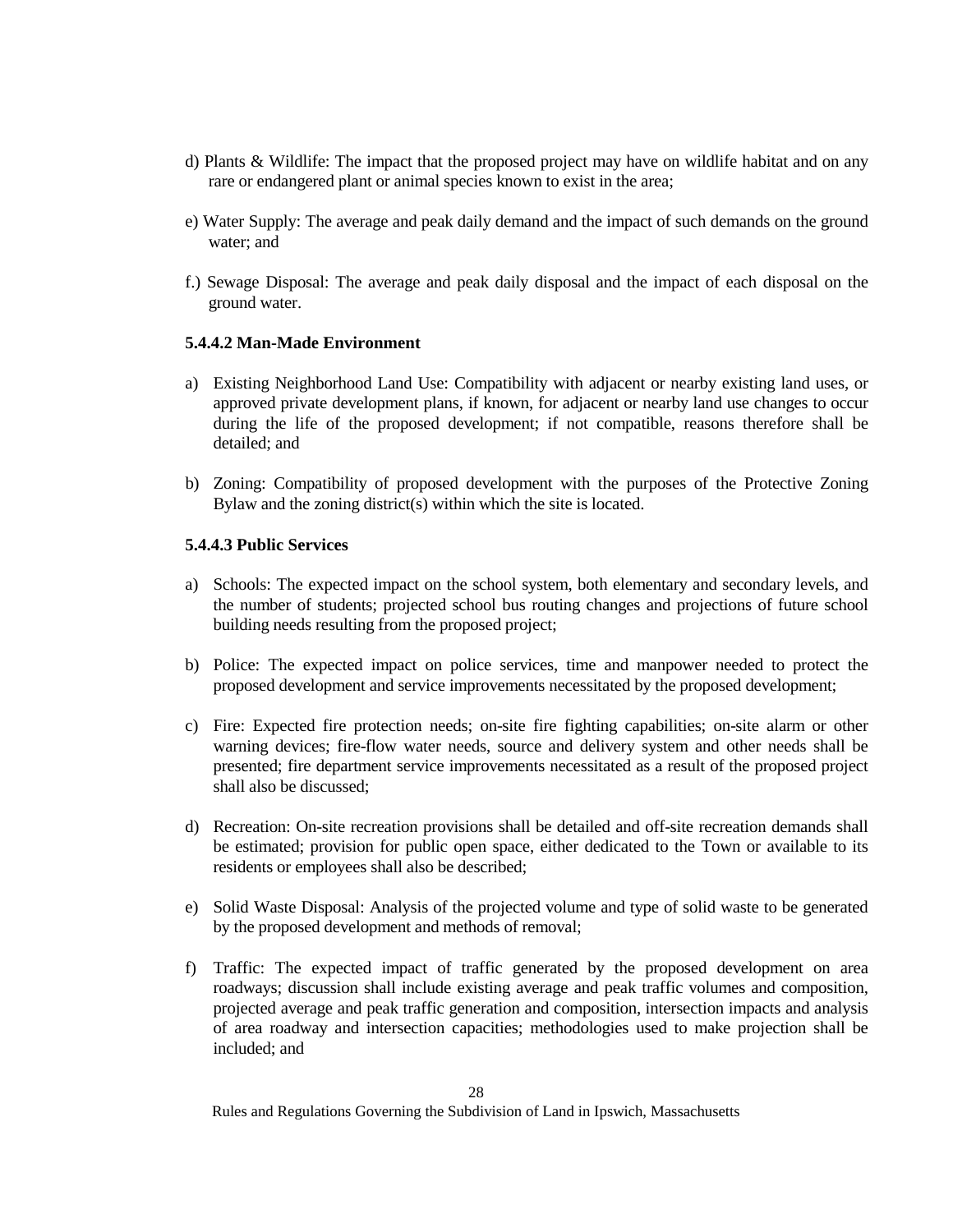d) Plants & Wildlife: The impact that the proposed project may have on wildlife habitat and on any rare or endangered plant or animal species known to exist in the area;

e) Water Supply: The average and peak daily demand and the impact of such demands on the ground water; and

f.) Sewage Disposal: The average and peak daily disposal and the impact of each disposal on the ground water.

**5.4.4.2 Man-Made Environment**

a) Existing Neighborhood Land Use: Compatibility with adjacent or nearby existing land uses, or approved private development plans, if known, for adjacent or nearby land use changes to occur during the life of the proposed development; if not compatible, reasons therefore shall be detailed; and

b) Zoning: Compatibility of proposed development with the purposes of the Protective Zoning Bylaw and the zoning district(s) within which the site is located.

**5.4.4.3 Public Services**

a) Schools: The expected impact on the school system, both elementary and secondary levels, and the number of students; projected school bus routing changes and projections of future school building needs resulting from the proposed project;

b) Police: The expected impact on police services, time and manpower needed to protect the proposed development and service improvements necessitated by the proposed development;

c) Fire: Expected fire protection needs; on-site fire fighting capabilities; on-site alarm or other warning devices; fire-flow water needs, source and delivery system and other needs shall be presented; fire department service improvements necessitated as a result of the proposed project shall also be discussed;

d) Recreation: On-site recreation provisions shall be detailed and off-site recreation demands shall be estimated; provision for public open space, either dedicated to the Town or available to its residents or employees shall also be described;

e) Solid Waste Disposal: Analysis of the projected volume and type of solid waste to be generated by the proposed development and methods of removal;

f) Traffic: The expected impact of traffic generated by the proposed development on area roadways; discussion shall include existing average and peak traffic volumes and composition, projected average and peak traffic generation and composition, intersection impacts and analysis of area roadway and intersection capacities; methodologies used to make projection shall be included; and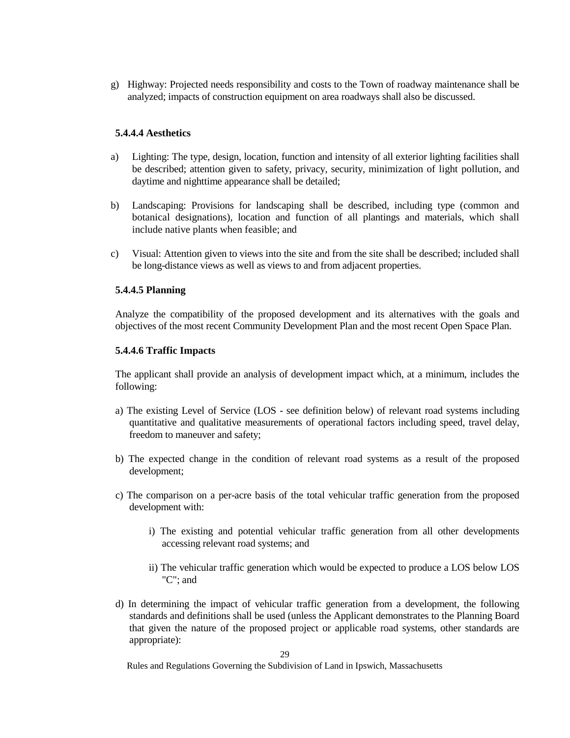g) Highway: Projected needs responsibility and costs to the Town of roadway maintenance shall be analyzed; impacts of construction equipment on area roadways shall also be discussed.

#### 5.4.4.4 Aesthetics

a) Lighting: The type, design, location, function and intensity of all exterior lighting facilities shall be described; attention given to safety, privacy, security, minimization of light pollution, and daytime and nighttime appearance shall be detailed;

b) Landscaping: Provisions for landscaping shall be described, including type (common and botanical designations), location and function of all plantings and materials, which shall include native plants when feasible; and

c) Visual: Attention given to views into the site and from the site shall be described; included shall be long-distance views as well as views to and from adjacent properties.

#### 5.4.4.5 Planning

Analyze the compatibility of the proposed development and its alternatives with the goals and objectives of the most recent Community Development Plan and the most recent Open Space Plan.

#### 5.4.4.6 Traffic Impacts

The applicant shall provide an analysis of development impact which, at a minimum, includes the following:

a) The existing Level of Service (LOS - see definition below) of relevant road systems including quantitative and qualitative measurements of operational factors including speed, travel delay, freedom to maneuver and safety;

b) The expected change in the condition of relevant road systems as a result of the proposed development;

c) The comparison on a per-acre basis of the total vehicular traffic generation from the proposed development with:

   i) The existing and potential vehicular traffic generation from all other developments accessing relevant road systems; and

   ii) The vehicular traffic generation which would be expected to produce a LOS below LOS "C"; and

d) In determining the impact of vehicular traffic generation from a development, the following standards and definitions shall be used (unless the Applicant demonstrates to the Planning Board that given the nature of the proposed project or applicable road systems, other standards are appropriate):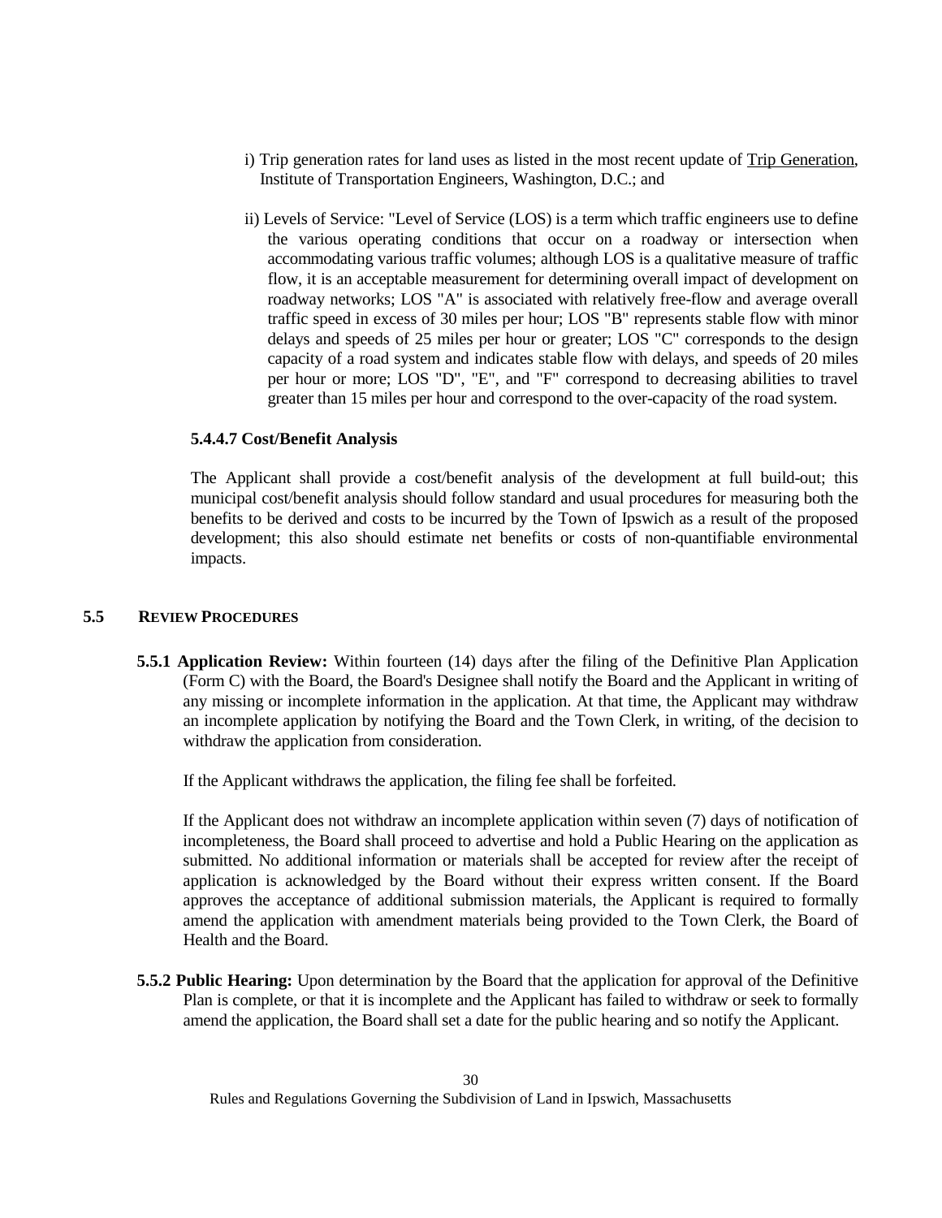i) Trip generation rates for land uses as listed in the most recent update of Trip Generation, Institute of Transportation Engineers, Washington, D.C.; and

ii) Levels of Service: "Level of Service (LOS) is a term which traffic engineers use to define the various operating conditions that occur on a roadway or intersection when accommodating various traffic volumes; although LOS is a qualitative measure of traffic flow, it is an acceptable measurement for determining overall impact of development on roadway networks; LOS "A" is associated with relatively free-flow and average overall traffic speed in excess of 30 miles per hour; LOS "B" represents stable flow with minor delays and speeds of 25 miles per hour or greater; LOS "C" corresponds to the design capacity of a road system and indicates stable flow with delays, and speeds of 20 miles per hour or more; LOS "D", "E", and "F" correspond to decreasing abilities to travel greater than 15 miles per hour and correspond to the over-capacity of the road system.

#### 5.4.4.7 Cost/Benefit Analysis

The Applicant shall provide a cost/benefit analysis of the development at full build-out; this municipal cost/benefit analysis should follow standard and usual procedures for measuring both the benefits to be derived and costs to be incurred by the Town of Ipswich as a result of the proposed development; this also should estimate net benefits or costs of non-quantifiable environmental impacts.

## 5.5 REVIEW PROCEDURES

**5.5.1 Application Review:** Within fourteen (14) days after the filing of the Definitive Plan Application (Form C) with the Board, the Board's Designee shall notify the Board and the Applicant in writing of any missing or incomplete information in the application. At that time, the Applicant may withdraw an incomplete application by notifying the Board and the Town Clerk, in writing, of the decision to withdraw the application from consideration.

If the Applicant withdraws the application, the filing fee shall be forfeited.

If the Applicant does not withdraw an incomplete application within seven (7) days of notification of incompleteness, the Board shall proceed to advertise and hold a Public Hearing on the application as submitted. No additional information or materials shall be accepted for review after the receipt of application is acknowledged by the Board without their express written consent. If the Board approves the acceptance of additional submission materials, the Applicant is required to formally amend the application with amendment materials being provided to the Town Clerk, the Board of Health and the Board.

**5.5.2 Public Hearing:** Upon determination by the Board that the application for approval of the Definitive Plan is complete, or that it is incomplete and the Applicant has failed to withdraw or seek to formally amend the application, the Board shall set a date for the public hearing and so notify the Applicant.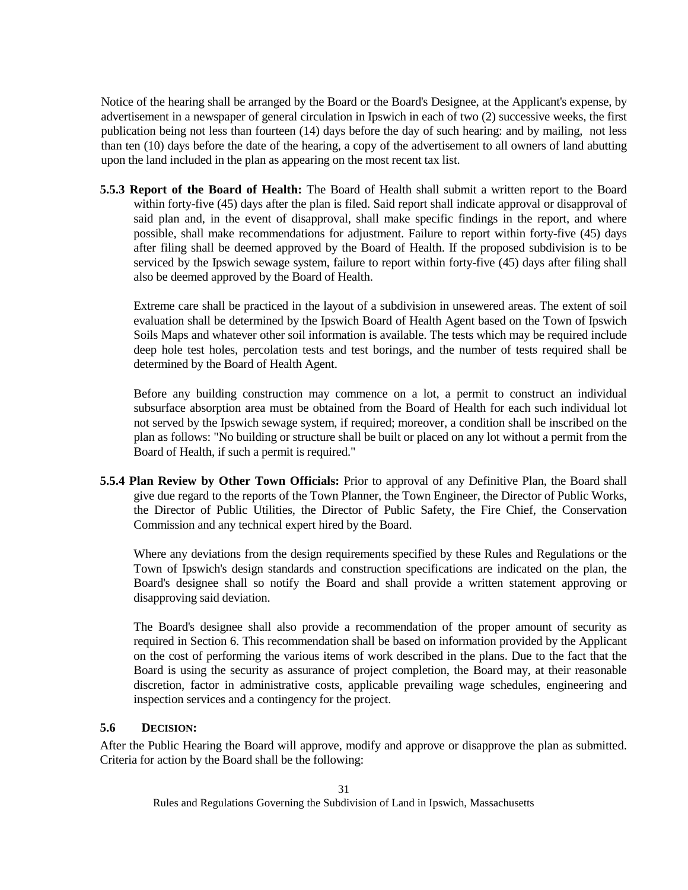Notice of the hearing shall be arranged by the Board or the Board's Designee, at the Applicant's expense, by advertisement in a newspaper of general circulation in Ipswich in each of two (2) successive weeks, the first publication being not less than fourteen (14) days before the day of such hearing: and by mailing, not less than ten (10) days before the date of the hearing, a copy of the advertisement to all owners of land abutting upon the land included in the plan as appearing on the most recent tax list.

**5.5.3 Report of the Board of Health:** The Board of Health shall submit a written report to the Board within forty-five (45) days after the plan is filed. Said report shall indicate approval or disapproval of said plan and, in the event of disapproval, shall make specific findings in the report, and where possible, shall make recommendations for adjustment. Failure to report within forty-five (45) days after filing shall be deemed approved by the Board of Health. If the proposed subdivision is to be serviced by the Ipswich sewage system, failure to report within forty-five (45) days after filing shall also be deemed approved by the Board of Health.

Extreme care shall be practiced in the layout of a subdivision in unsewered areas. The extent of soil evaluation shall be determined by the Ipswich Board of Health Agent based on the Town of Ipswich Soils Maps and whatever other soil information is available. The tests which may be required include deep hole test holes, percolation tests and test borings, and the number of tests required shall be determined by the Board of Health Agent.

Before any building construction may commence on a lot, a permit to construct an individual subsurface absorption area must be obtained from the Board of Health for each such individual lot not served by the Ipswich sewage system, if required; moreover, a condition shall be inscribed on the plan as follows: "No building or structure shall be built or placed on any lot without a permit from the Board of Health, if such a permit is required."

**5.5.4 Plan Review by Other Town Officials:** Prior to approval of any Definitive Plan, the Board shall give due regard to the reports of the Town Planner, the Town Engineer, the Director of Public Works, the Director of Public Utilities, the Director of Public Safety, the Fire Chief, the Conservation Commission and any technical expert hired by the Board.

Where any deviations from the design requirements specified by these Rules and Regulations or the Town of Ipswich's design standards and construction specifications are indicated on the plan, the Board's designee shall so notify the Board and shall provide a written statement approving or disapproving said deviation.

The Board's designee shall also provide a recommendation of the proper amount of security as required in Section 6. This recommendation shall be based on information provided by the Applicant on the cost of performing the various items of work described in the plans. Due to the fact that the Board is using the security as assurance of project completion, the Board may, at their reasonable discretion, factor in administrative costs, applicable prevailing wage schedules, engineering and inspection services and a contingency for the project.

### 5.6 DECISION:

After the Public Hearing the Board will approve, modify and approve or disapprove the plan as submitted. Criteria for action by the Board shall be the following: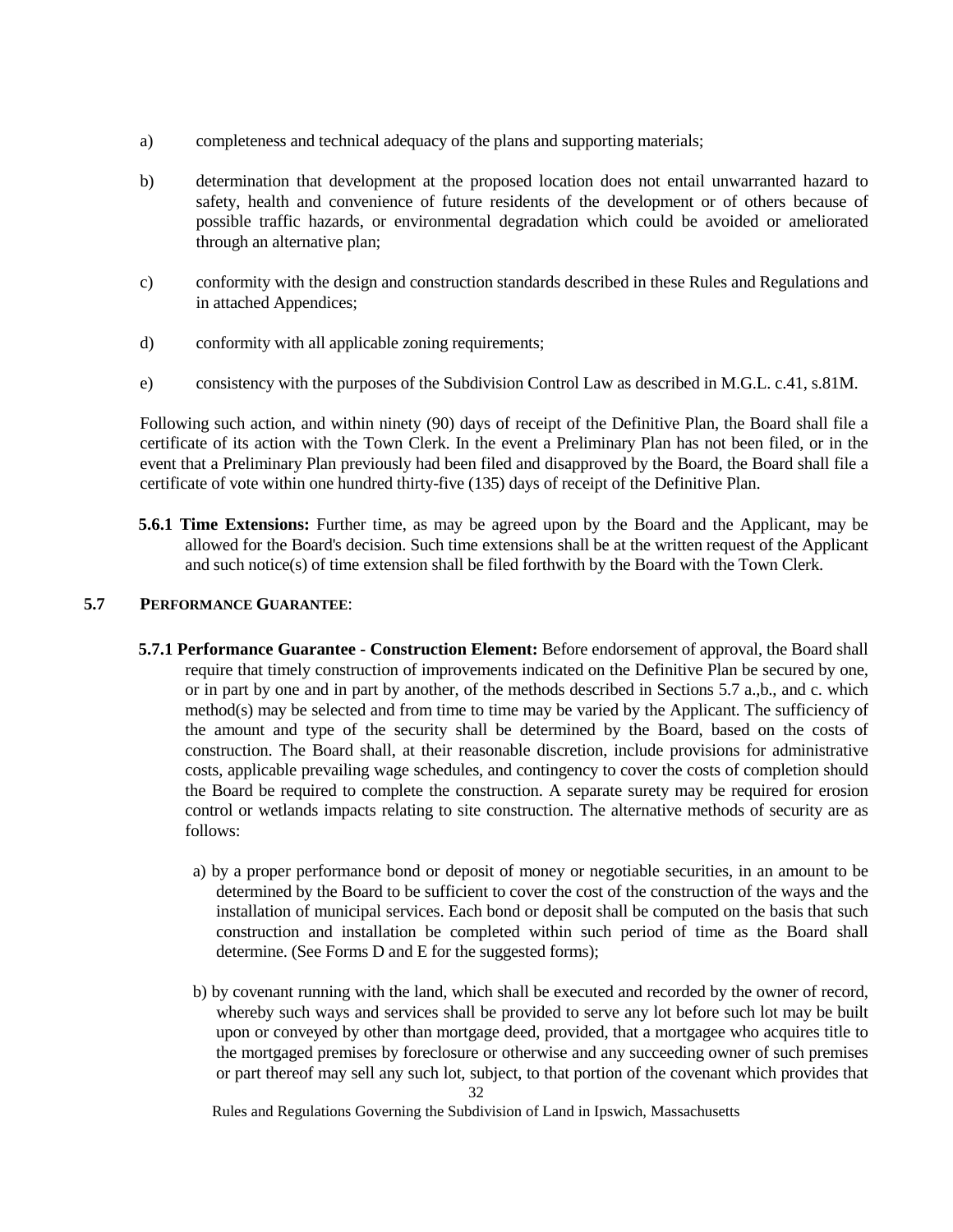a) completeness and technical adequacy of the plans and supporting materials;

b) determination that development at the proposed location does not entail unwarranted hazard to safety, health and convenience of future residents of the development or of others because of possible traffic hazards, or environmental degradation which could be avoided or ameliorated through an alternative plan;

c) conformity with the design and construction standards described in these Rules and Regulations and in attached Appendices;

d) conformity with all applicable zoning requirements;

e) consistency with the purposes of the Subdivision Control Law as described in M.G.L. c.41, s.81M.

Following such action, and within ninety (90) days of receipt of the Definitive Plan, the Board shall file a certificate of its action with the Town Clerk. In the event a Preliminary Plan has not been filed, or in the event that a Preliminary Plan previously had been filed and disapproved by the Board, the Board shall file a certificate of vote within one hundred thirty-five (135) days of receipt of the Definitive Plan.

**5.6.1 Time Extensions:** Further time, as may be agreed upon by the Board and the Applicant, may be allowed for the Board's decision. Such time extensions shall be at the written request of the Applicant and such notice(s) of time extension shall be filed forthwith by the Board with the Town Clerk.

## 5.7 PERFORMANCE GUARANTEE:

**5.7.1 Performance Guarantee - Construction Element:** Before endorsement of approval, the Board shall require that timely construction of improvements indicated on the Definitive Plan be secured by one, or in part by one and in part by another, of the methods described in Sections 5.7 a.,b., and c. which method(s) may be selected and from time to time may be varied by the Applicant. The sufficiency of the amount and type of the security shall be determined by the Board, based on the costs of construction. The Board shall, at their reasonable discretion, include provisions for administrative costs, applicable prevailing wage schedules, and contingency to cover the costs of completion should the Board be required to complete the construction. A separate surety may be required for erosion control or wetlands impacts relating to site construction. The alternative methods of security are as follows:

a) by a proper performance bond or deposit of money or negotiable securities, in an amount to be determined by the Board to be sufficient to cover the cost of the construction of the ways and the installation of municipal services. Each bond or deposit shall be computed on the basis that such construction and installation be completed within such period of time as the Board shall determine. (See Forms D and E for the suggested forms);

b) by covenant running with the land, which shall be executed and recorded by the owner of record, whereby such ways and services shall be provided to serve any lot before such lot may be built upon or conveyed by other than mortgage deed, provided, that a mortgagee who acquires title to the mortgaged premises by foreclosure or otherwise and any succeeding owner of such premises or part thereof may sell any such lot, subject, to that portion of the covenant which provides that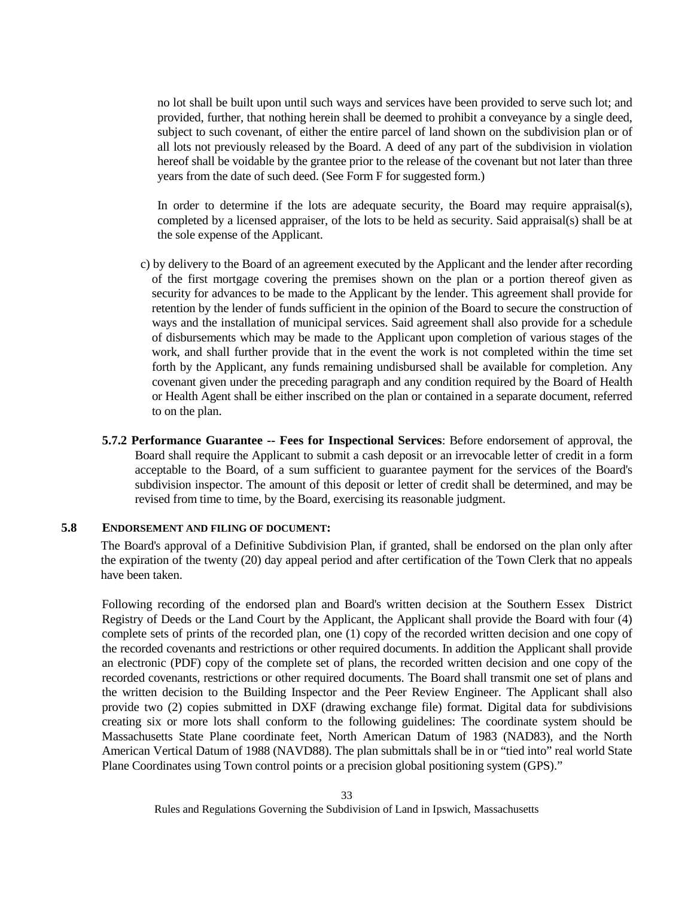no lot shall be built upon until such ways and services have been provided to serve such lot; and provided, further, that nothing herein shall be deemed to prohibit a conveyance by a single deed, subject to such covenant, of either the entire parcel of land shown on the subdivision plan or of all lots not previously released by the Board. A deed of any part of the subdivision in violation hereof shall be voidable by the grantee prior to the release of the covenant but not later than three years from the date of such deed. (See Form F for suggested form.)

In order to determine if the lots are adequate security, the Board may require appraisal(s), completed by a licensed appraiser, of the lots to be held as security. Said appraisal(s) shall be at the sole expense of the Applicant.

c) by delivery to the Board of an agreement executed by the Applicant and the lender after recording of the first mortgage covering the premises shown on the plan or a portion thereof given as security for advances to be made to the Applicant by the lender. This agreement shall provide for retention by the lender of funds sufficient in the opinion of the Board to secure the construction of ways and the installation of municipal services. Said agreement shall also provide for a schedule of disbursements which may be made to the Applicant upon completion of various stages of the work, and shall further provide that in the event the work is not completed within the time set forth by the Applicant, any funds remaining undisbursed shall be available for completion. Any covenant given under the preceding paragraph and any condition required by the Board of Health or Health Agent shall be either inscribed on the plan or contained in a separate document, referred to on the plan.

**5.7.2 Performance Guarantee -- Fees for Inspectional Services**: Before endorsement of approval, the Board shall require the Applicant to submit a cash deposit or an irrevocable letter of credit in a form acceptable to the Board, of a sum sufficient to guarantee payment for the services of the Board's subdivision inspector. The amount of this deposit or letter of credit shall be determined, and may be revised from time to time, by the Board, exercising its reasonable judgment.

## 5.8 ENDORSEMENT AND FILING OF DOCUMENT:

The Board's approval of a Definitive Subdivision Plan, if granted, shall be endorsed on the plan only after the expiration of the twenty (20) day appeal period and after certification of the Town Clerk that no appeals have been taken.

Following recording of the endorsed plan and Board's written decision at the Southern Essex District Registry of Deeds or the Land Court by the Applicant, the Applicant shall provide the Board with four (4) complete sets of prints of the recorded plan, one (1) copy of the recorded written decision and one copy of the recorded covenants and restrictions or other required documents. In addition the Applicant shall provide an electronic (PDF) copy of the complete set of plans, the recorded written decision and one copy of the recorded covenants, restrictions or other required documents. The Board shall transmit one set of plans and the written decision to the Building Inspector and the Peer Review Engineer. The Applicant shall also provide two (2) copies submitted in DXF (drawing exchange file) format. Digital data for subdivisions creating six or more lots shall conform to the following guidelines: The coordinate system should be Massachusetts State Plane coordinate feet, North American Datum of 1983 (NAD83), and the North American Vertical Datum of 1988 (NAVD88). The plan submittals shall be in or "tied into" real world State Plane Coordinates using Town control points or a precision global positioning system (GPS)."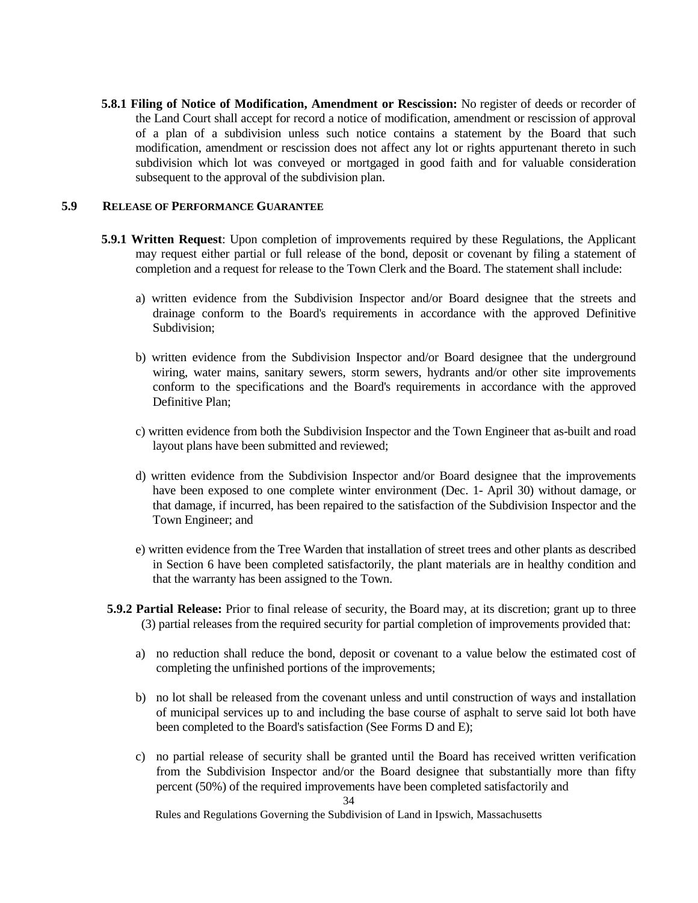**5.8.1 Filing of Notice of Modification, Amendment or Rescission:** No register of deeds or recorder of the Land Court shall accept for record a notice of modification, amendment or rescission of approval of a plan of a subdivision unless such notice contains a statement by the Board that such modification, amendment or rescission does not affect any lot or rights appurtenant thereto in such subdivision which lot was conveyed or mortgaged in good faith and for valuable consideration subsequent to the approval of the subdivision plan.

## 5.9 RELEASE OF PERFORMANCE GUARANTEE

**5.9.1 Written Request**: Upon completion of improvements required by these Regulations, the Applicant may request either partial or full release of the bond, deposit or covenant by filing a statement of completion and a request for release to the Town Clerk and the Board. The statement shall include:

a) written evidence from the Subdivision Inspector and/or Board designee that the streets and drainage conform to the Board's requirements in accordance with the approved Definitive Subdivision;

b) written evidence from the Subdivision Inspector and/or Board designee that the underground wiring, water mains, sanitary sewers, storm sewers, hydrants and/or other site improvements conform to the specifications and the Board's requirements in accordance with the approved Definitive Plan;

c) written evidence from both the Subdivision Inspector and the Town Engineer that as-built and road layout plans have been submitted and reviewed;

d) written evidence from the Subdivision Inspector and/or Board designee that the improvements have been exposed to one complete winter environment (Dec. 1- April 30) without damage, or that damage, if incurred, has been repaired to the satisfaction of the Subdivision Inspector and the Town Engineer; and

e) written evidence from the Tree Warden that installation of street trees and other plants as described in Section 6 have been completed satisfactorily, the plant materials are in healthy condition and that the warranty has been assigned to the Town.

**5.9.2 Partial Release:** Prior to final release of security, the Board may, at its discretion; grant up to three (3) partial releases from the required security for partial completion of improvements provided that:

a) no reduction shall reduce the bond, deposit or covenant to a value below the estimated cost of completing the unfinished portions of the improvements;

b) no lot shall be released from the covenant unless and until construction of ways and installation of municipal services up to and including the base course of asphalt to serve said lot both have been completed to the Board's satisfaction (See Forms D and E);

c) no partial release of security shall be granted until the Board has received written verification from the Subdivision Inspector and/or the Board designee that substantially more than fifty percent (50%) of the required improvements have been completed satisfactorily and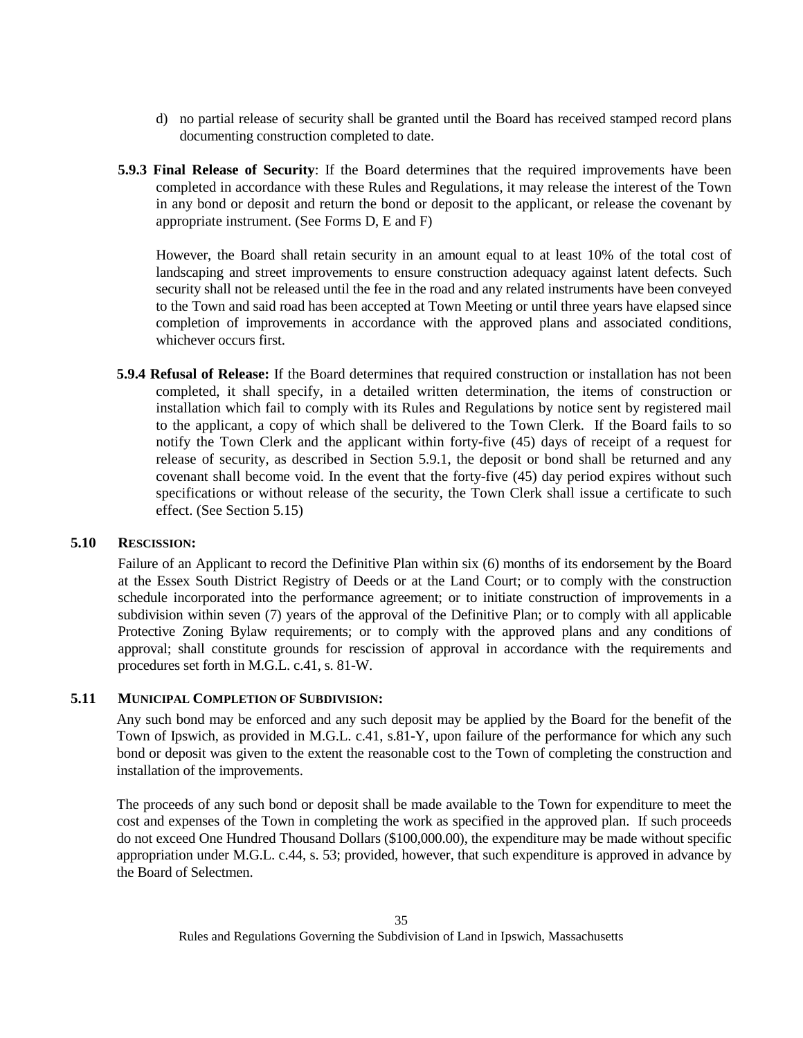d) no partial release of security shall be granted until the Board has received stamped record plans documenting construction completed to date.

**5.9.3 Final Release of Security**: If the Board determines that the required improvements have been completed in accordance with these Rules and Regulations, it may release the interest of the Town in any bond or deposit and return the bond or deposit to the applicant, or release the covenant by appropriate instrument. (See Forms D, E and F)

However, the Board shall retain security in an amount equal to at least 10% of the total cost of landscaping and street improvements to ensure construction adequacy against latent defects. Such security shall not be released until the fee in the road and any related instruments have been conveyed to the Town and said road has been accepted at Town Meeting or until three years have elapsed since completion of improvements in accordance with the approved plans and associated conditions, whichever occurs first.

**5.9.4 Refusal of Release:** If the Board determines that required construction or installation has not been completed, it shall specify, in a detailed written determination, the items of construction or installation which fail to comply with its Rules and Regulations by notice sent by registered mail to the applicant, a copy of which shall be delivered to the Town Clerk. If the Board fails to so notify the Town Clerk and the applicant within forty-five (45) days of receipt of a request for release of security, as described in Section 5.9.1, the deposit or bond shall be returned and any covenant shall become void. In the event that the forty-five (45) day period expires without such specifications or without release of the security, the Town Clerk shall issue a certificate to such effect. (See Section 5.15)

## 5.10 RESCISSION:

Failure of an Applicant to record the Definitive Plan within six (6) months of its endorsement by the Board at the Essex South District Registry of Deeds or at the Land Court; or to comply with the construction schedule incorporated into the performance agreement; or to initiate construction of improvements in a subdivision within seven (7) years of the approval of the Definitive Plan; or to comply with all applicable Protective Zoning Bylaw requirements; or to comply with the approved plans and any conditions of approval; shall constitute grounds for rescission of approval in accordance with the requirements and procedures set forth in M.G.L. c.41, s. 81-W.

## 5.11 MUNICIPAL COMPLETION OF SUBDIVISION:

Any such bond may be enforced and any such deposit may be applied by the Board for the benefit of the Town of Ipswich, as provided in M.G.L. c.41, s.81-Y, upon failure of the performance for which any such bond or deposit was given to the extent the reasonable cost to the Town of completing the construction and installation of the improvements.

The proceeds of any such bond or deposit shall be made available to the Town for expenditure to meet the cost and expenses of the Town in completing the work as specified in the approved plan. If such proceeds do not exceed One Hundred Thousand Dollars ($100,000.00), the expenditure may be made without specific appropriation under M.G.L. c.44, s. 53; provided, however, that such expenditure is approved in advance by the Board of Selectmen.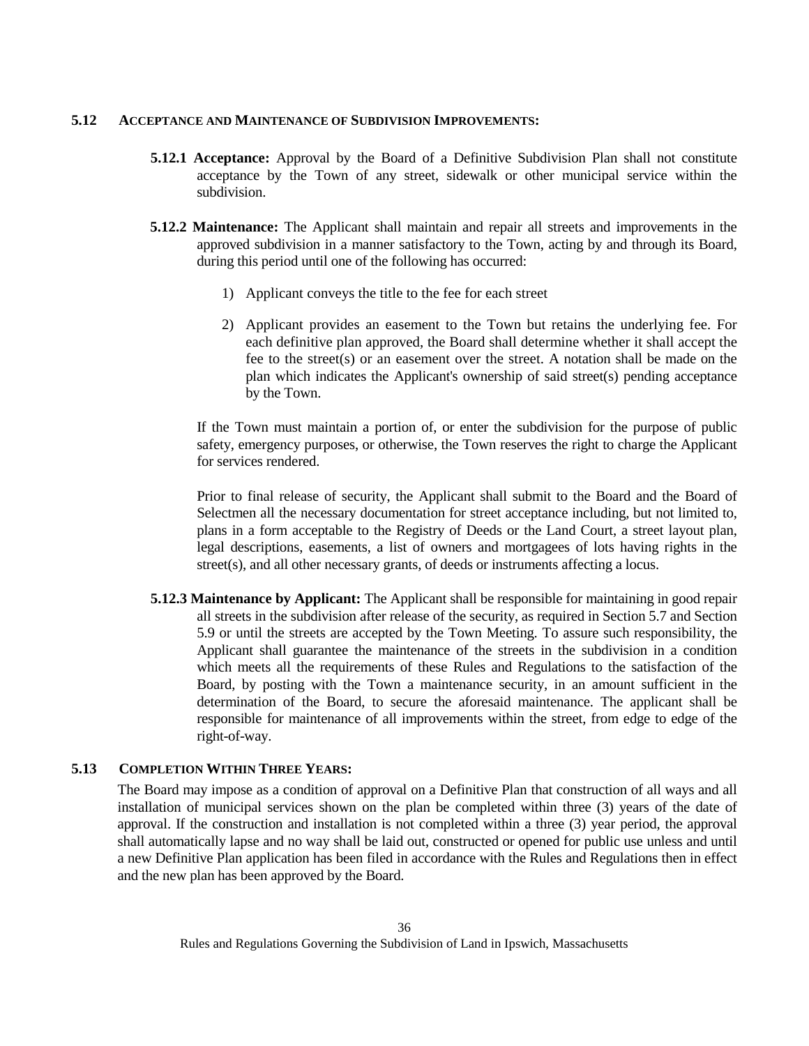## 5.12 ACCEPTANCE AND MAINTENANCE OF SUBDIVISION IMPROVEMENTS:

**5.12.1 Acceptance:** Approval by the Board of a Definitive Subdivision Plan shall not constitute acceptance by the Town of any street, sidewalk or other municipal service within the subdivision.

**5.12.2 Maintenance:** The Applicant shall maintain and repair all streets and improvements in the approved subdivision in a manner satisfactory to the Town, acting by and through its Board, during this period until one of the following has occurred:

1) Applicant conveys the title to the fee for each street

2) Applicant provides an easement to the Town but retains the underlying fee. For each definitive plan approved, the Board shall determine whether it shall accept the fee to the street(s) or an easement over the street. A notation shall be made on the plan which indicates the Applicant's ownership of said street(s) pending acceptance by the Town.

If the Town must maintain a portion of, or enter the subdivision for the purpose of public safety, emergency purposes, or otherwise, the Town reserves the right to charge the Applicant for services rendered.

Prior to final release of security, the Applicant shall submit to the Board and the Board of Selectmen all the necessary documentation for street acceptance including, but not limited to, plans in a form acceptable to the Registry of Deeds or the Land Court, a street layout plan, legal descriptions, easements, a list of owners and mortgagees of lots having rights in the street(s), and all other necessary grants, of deeds or instruments affecting a locus.

**5.12.3 Maintenance by Applicant:** The Applicant shall be responsible for maintaining in good repair all streets in the subdivision after release of the security, as required in Section 5.7 and Section 5.9 or until the streets are accepted by the Town Meeting. To assure such responsibility, the Applicant shall guarantee the maintenance of the streets in the subdivision in a condition which meets all the requirements of these Rules and Regulations to the satisfaction of the Board, by posting with the Town a maintenance security, in an amount sufficient in the determination of the Board, to secure the aforesaid maintenance. The applicant shall be responsible for maintenance of all improvements within the street, from edge to edge of the right-of-way.

## 5.13 COMPLETION WITHIN THREE YEARS:

The Board may impose as a condition of approval on a Definitive Plan that construction of all ways and all installation of municipal services shown on the plan be completed within three (3) years of the date of approval. If the construction and installation is not completed within a three (3) year period, the approval shall automatically lapse and no way shall be laid out, constructed or opened for public use unless and until a new Definitive Plan application has been filed in accordance with the Rules and Regulations then in effect and the new plan has been approved by the Board.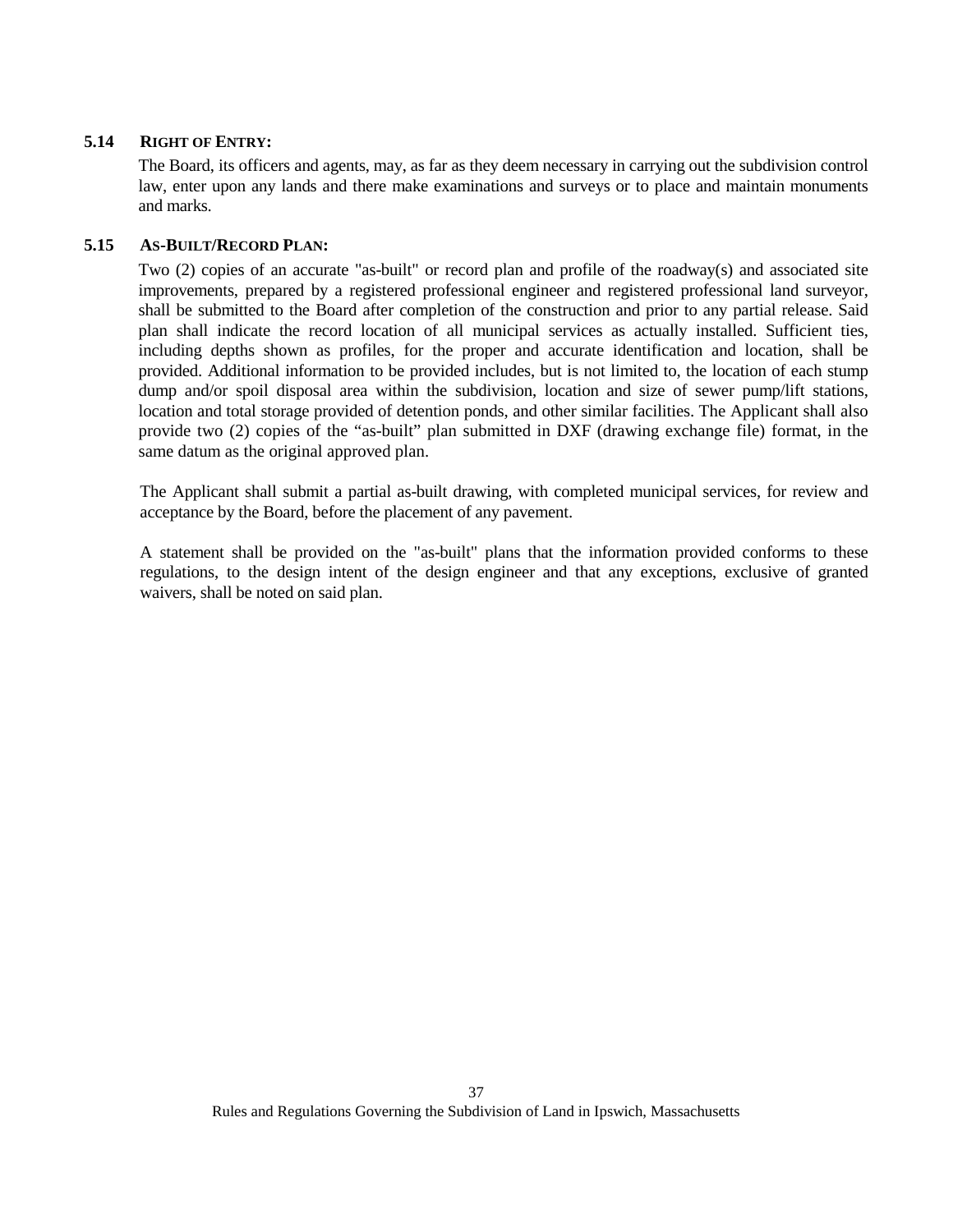### 5.14 RIGHT OF ENTRY:

The Board, its officers and agents, may, as far as they deem necessary in carrying out the subdivision control law, enter upon any lands and there make examinations and surveys or to place and maintain monuments and marks.

### 5.15 AS-BUILT/RECORD PLAN:

Two (2) copies of an accurate "as-built" or record plan and profile of the roadway(s) and associated site improvements, prepared by a registered professional engineer and registered professional land surveyor, shall be submitted to the Board after completion of the construction and prior to any partial release. Said plan shall indicate the record location of all municipal services as actually installed. Sufficient ties, including depths shown as profiles, for the proper and accurate identification and location, shall be provided. Additional information to be provided includes, but is not limited to, the location of each stump dump and/or spoil disposal area within the subdivision, location and size of sewer pump/lift stations, location and total storage provided of detention ponds, and other similar facilities. The Applicant shall also provide two (2) copies of the "as-built" plan submitted in DXF (drawing exchange file) format, in the same datum as the original approved plan.

The Applicant shall submit a partial as-built drawing, with completed municipal services, for review and acceptance by the Board, before the placement of any pavement.

A statement shall be provided on the "as-built" plans that the information provided conforms to these regulations, to the design intent of the design engineer and that any exceptions, exclusive of granted waivers, shall be noted on said plan.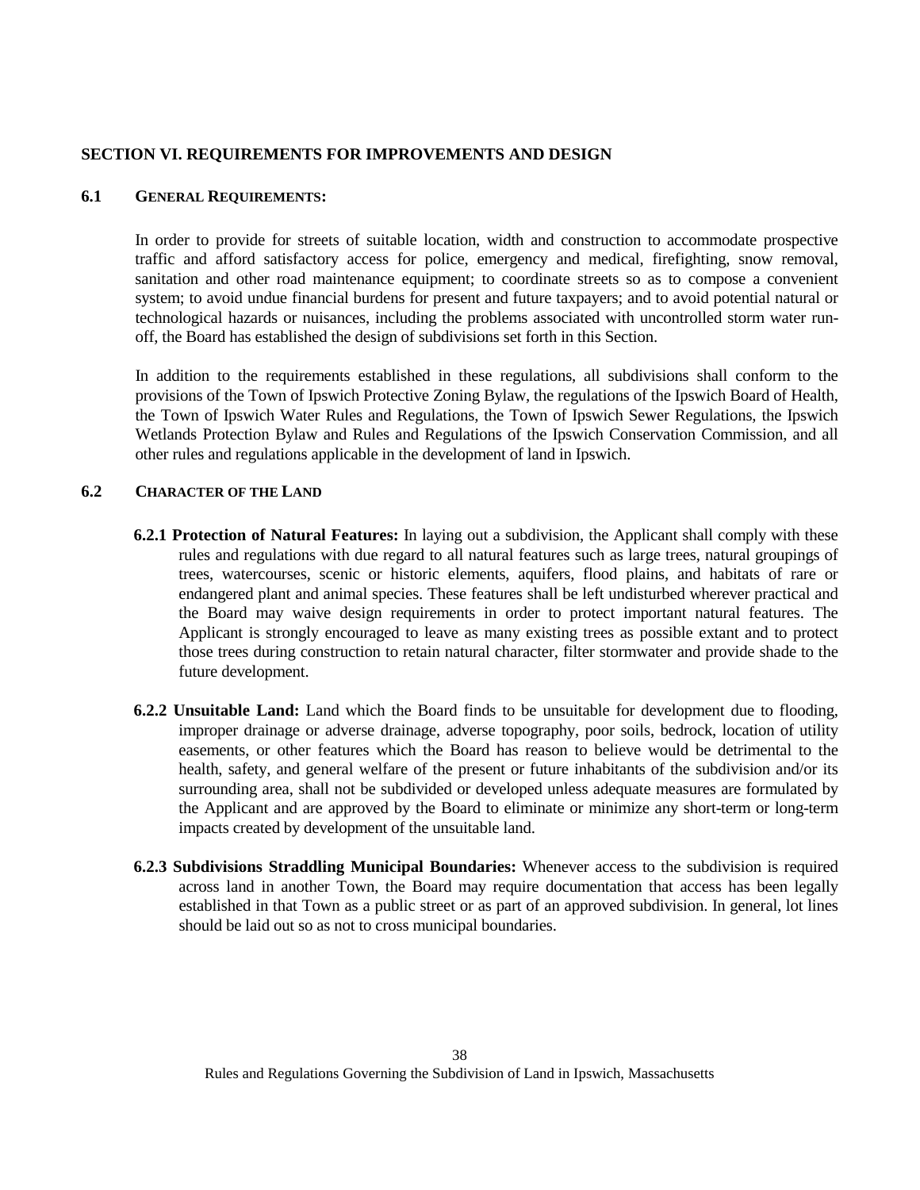## SECTION VI. REQUIREMENTS FOR IMPROVEMENTS AND DESIGN

### 6.1 GENERAL REQUIREMENTS:

In order to provide for streets of suitable location, width and construction to accommodate prospective traffic and afford satisfactory access for police, emergency and medical, firefighting, snow removal, sanitation and other road maintenance equipment; to coordinate streets so as to compose a convenient system; to avoid undue financial burdens for present and future taxpayers; and to avoid potential natural or technological hazards or nuisances, including the problems associated with uncontrolled storm water run-off, the Board has established the design of subdivisions set forth in this Section.

In addition to the requirements established in these regulations, all subdivisions shall conform to the provisions of the Town of Ipswich Protective Zoning Bylaw, the regulations of the Ipswich Board of Health, the Town of Ipswich Water Rules and Regulations, the Town of Ipswich Sewer Regulations, the Ipswich Wetlands Protection Bylaw and Rules and Regulations of the Ipswich Conservation Commission, and all other rules and regulations applicable in the development of land in Ipswich.

### 6.2 CHARACTER OF THE LAND

**6.2.1 Protection of Natural Features:** In laying out a subdivision, the Applicant shall comply with these rules and regulations with due regard to all natural features such as large trees, natural groupings of trees, watercourses, scenic or historic elements, aquifers, flood plains, and habitats of rare or endangered plant and animal species. These features shall be left undisturbed wherever practical and the Board may waive design requirements in order to protect important natural features. The Applicant is strongly encouraged to leave as many existing trees as possible extant and to protect those trees during construction to retain natural character, filter stormwater and provide shade to the future development.

**6.2.2 Unsuitable Land:** Land which the Board finds to be unsuitable for development due to flooding, improper drainage or adverse drainage, adverse topography, poor soils, bedrock, location of utility easements, or other features which the Board has reason to believe would be detrimental to the health, safety, and general welfare of the present or future inhabitants of the subdivision and/or its surrounding area, shall not be subdivided or developed unless adequate measures are formulated by the Applicant and are approved by the Board to eliminate or minimize any short-term or long-term impacts created by development of the unsuitable land.

**6.2.3 Subdivisions Straddling Municipal Boundaries:** Whenever access to the subdivision is required across land in another Town, the Board may require documentation that access has been legally established in that Town as a public street or as part of an approved subdivision. In general, lot lines should be laid out so as not to cross municipal boundaries.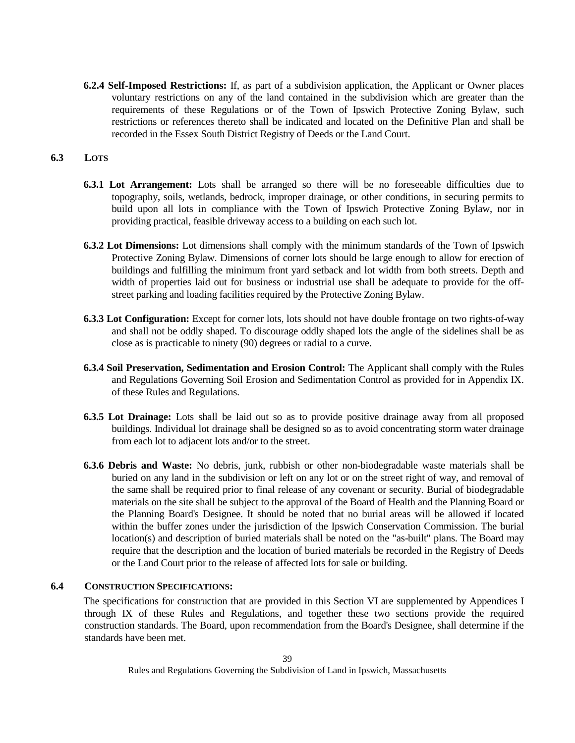**6.2.4 Self-Imposed Restrictions:** If, as part of a subdivision application, the Applicant or Owner places voluntary restrictions on any of the land contained in the subdivision which are greater than the requirements of these Regulations or of the Town of Ipswich Protective Zoning Bylaw, such restrictions or references thereto shall be indicated and located on the Definitive Plan and shall be recorded in the Essex South District Registry of Deeds or the Land Court.

## 6.3 LOTS

**6.3.1 Lot Arrangement:** Lots shall be arranged so there will be no foreseeable difficulties due to topography, soils, wetlands, bedrock, improper drainage, or other conditions, in securing permits to build upon all lots in compliance with the Town of Ipswich Protective Zoning Bylaw, nor in providing practical, feasible driveway access to a building on each such lot.

**6.3.2 Lot Dimensions:** Lot dimensions shall comply with the minimum standards of the Town of Ipswich Protective Zoning Bylaw. Dimensions of corner lots should be large enough to allow for erection of buildings and fulfilling the minimum front yard setback and lot width from both streets. Depth and width of properties laid out for business or industrial use shall be adequate to provide for the off-street parking and loading facilities required by the Protective Zoning Bylaw.

**6.3.3 Lot Configuration:** Except for corner lots, lots should not have double frontage on two rights-of-way and shall not be oddly shaped. To discourage oddly shaped lots the angle of the sidelines shall be as close as is practicable to ninety (90) degrees or radial to a curve.

**6.3.4 Soil Preservation, Sedimentation and Erosion Control:** The Applicant shall comply with the Rules and Regulations Governing Soil Erosion and Sedimentation Control as provided for in Appendix IX. of these Rules and Regulations.

**6.3.5 Lot Drainage:** Lots shall be laid out so as to provide positive drainage away from all proposed buildings. Individual lot drainage shall be designed so as to avoid concentrating storm water drainage from each lot to adjacent lots and/or to the street.

**6.3.6 Debris and Waste:** No debris, junk, rubbish or other non-biodegradable waste materials shall be buried on any land in the subdivision or left on any lot or on the street right of way, and removal of the same shall be required prior to final release of any covenant or security. Burial of biodegradable materials on the site shall be subject to the approval of the Board of Health and the Planning Board or the Planning Board's Designee. It should be noted that no burial areas will be allowed if located within the buffer zones under the jurisdiction of the Ipswich Conservation Commission. The burial location(s) and description of buried materials shall be noted on the "as-built" plans. The Board may require that the description and the location of buried materials be recorded in the Registry of Deeds or the Land Court prior to the release of affected lots for sale or building.

## 6.4 CONSTRUCTION SPECIFICATIONS:

The specifications for construction that are provided in this Section VI are supplemented by Appendices I through IX of these Rules and Regulations, and together these two sections provide the required construction standards. The Board, upon recommendation from the Board's Designee, shall determine if the standards have been met.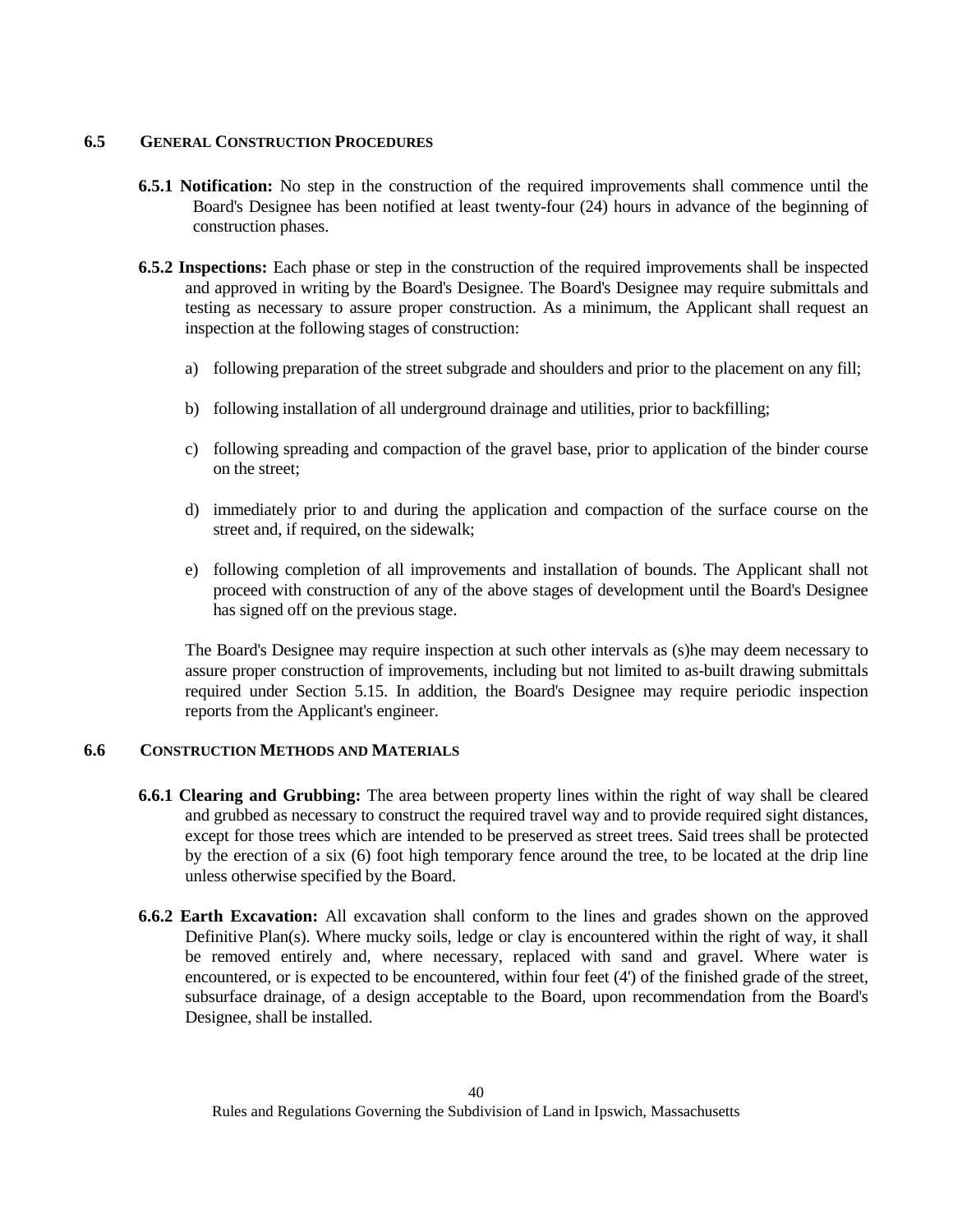### 6.5 GENERAL CONSTRUCTION PROCEDURES

**6.5.1 Notification:** No step in the construction of the required improvements shall commence until the Board's Designee has been notified at least twenty-four (24) hours in advance of the beginning of construction phases.

**6.5.2 Inspections:** Each phase or step in the construction of the required improvements shall be inspected and approved in writing by the Board's Designee. The Board's Designee may require submittals and testing as necessary to assure proper construction. As a minimum, the Applicant shall request an inspection at the following stages of construction:

a) following preparation of the street subgrade and shoulders and prior to the placement on any fill;

b) following installation of all underground drainage and utilities, prior to backfilling;

c) following spreading and compaction of the gravel base, prior to application of the binder course on the street;

d) immediately prior to and during the application and compaction of the surface course on the street and, if required, on the sidewalk;

e) following completion of all improvements and installation of bounds. The Applicant shall not proceed with construction of any of the above stages of development until the Board's Designee has signed off on the previous stage.

The Board's Designee may require inspection at such other intervals as (s)he may deem necessary to assure proper construction of improvements, including but not limited to as-built drawing submittals required under Section 5.15. In addition, the Board's Designee may require periodic inspection reports from the Applicant's engineer.

### 6.6 CONSTRUCTION METHODS AND MATERIALS

**6.6.1 Clearing and Grubbing:** The area between property lines within the right of way shall be cleared and grubbed as necessary to construct the required travel way and to provide required sight distances, except for those trees which are intended to be preserved as street trees. Said trees shall be protected by the erection of a six (6) foot high temporary fence around the tree, to be located at the drip line unless otherwise specified by the Board.

**6.6.2 Earth Excavation:** All excavation shall conform to the lines and grades shown on the approved Definitive Plan(s). Where mucky soils, ledge or clay is encountered within the right of way, it shall be removed entirely and, where necessary, replaced with sand and gravel. Where water is encountered, or is expected to be encountered, within four feet (4') of the finished grade of the street, subsurface drainage, of a design acceptable to the Board, upon recommendation from the Board's Designee, shall be installed.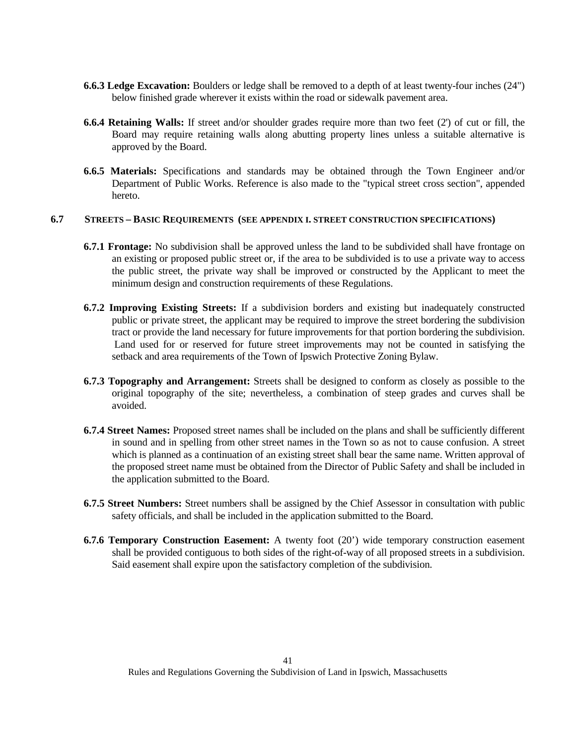**6.6.3 Ledge Excavation:** Boulders or ledge shall be removed to a depth of at least twenty-four inches (24") below finished grade wherever it exists within the road or sidewalk pavement area.

**6.6.4 Retaining Walls:** If street and/or shoulder grades require more than two feet (2') of cut or fill, the Board may require retaining walls along abutting property lines unless a suitable alternative is approved by the Board.

**6.6.5 Materials:** Specifications and standards may be obtained through the Town Engineer and/or Department of Public Works. Reference is also made to the "typical street cross section", appended hereto.

## 6.7 STREETS – BASIC REQUIREMENTS (SEE APPENDIX I. STREET CONSTRUCTION SPECIFICATIONS)

**6.7.1 Frontage:** No subdivision shall be approved unless the land to be subdivided shall have frontage on an existing or proposed public street or, if the area to be subdivided is to use a private way to access the public street, the private way shall be improved or constructed by the Applicant to meet the minimum design and construction requirements of these Regulations.

**6.7.2 Improving Existing Streets:** If a subdivision borders and existing but inadequately constructed public or private street, the applicant may be required to improve the street bordering the subdivision tract or provide the land necessary for future improvements for that portion bordering the subdivision. Land used for or reserved for future street improvements may not be counted in satisfying the setback and area requirements of the Town of Ipswich Protective Zoning Bylaw.

**6.7.3 Topography and Arrangement:** Streets shall be designed to conform as closely as possible to the original topography of the site; nevertheless, a combination of steep grades and curves shall be avoided.

**6.7.4 Street Names:** Proposed street names shall be included on the plans and shall be sufficiently different in sound and in spelling from other street names in the Town so as not to cause confusion. A street which is planned as a continuation of an existing street shall bear the same name. Written approval of the proposed street name must be obtained from the Director of Public Safety and shall be included in the application submitted to the Board.

**6.7.5 Street Numbers:** Street numbers shall be assigned by the Chief Assessor in consultation with public safety officials, and shall be included in the application submitted to the Board.

**6.7.6 Temporary Construction Easement:** A twenty foot (20') wide temporary construction easement shall be provided contiguous to both sides of the right-of-way of all proposed streets in a subdivision. Said easement shall expire upon the satisfactory completion of the subdivision.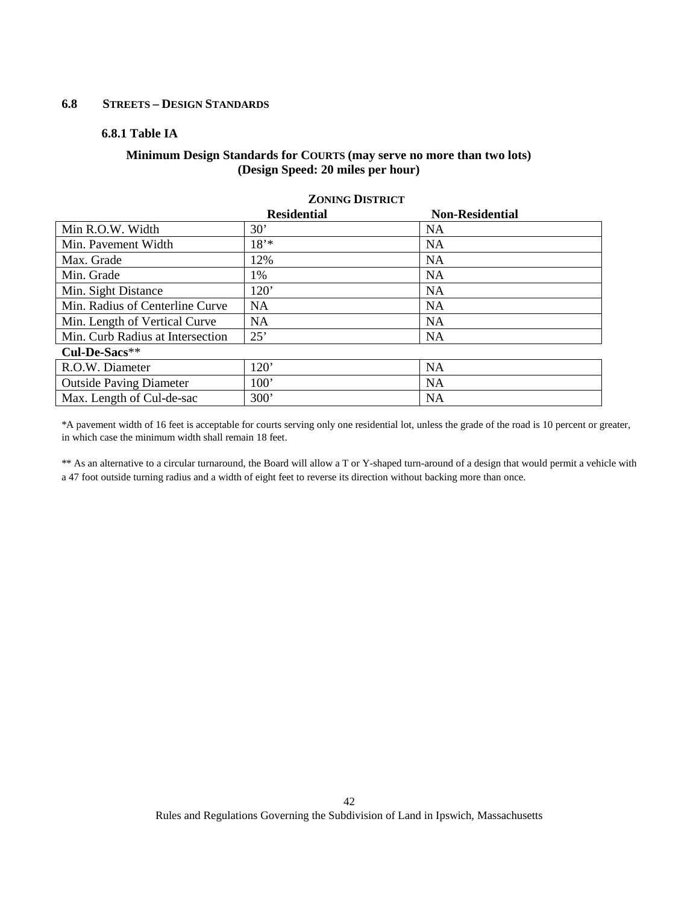## 6.8 STREETS – DESIGN STANDARDS

### 6.8.1 Table IA

**Minimum Design Standards for COURTS (may serve no more than two lots)**
**(Design Speed: 20 miles per hour)**

| | ZONING DISTRICT | |
|---|---|---|
| | **Residential** | **Non-Residential** |
| Min R.O.W. Width | 30’ | NA |
| Min. Pavement Width | 18’* | NA |
| Max. Grade | 12% | NA |
| Min. Grade | 1% | NA |
| Min. Sight Distance | 120’ | NA |
| Min. Radius of Centerline Curve | NA | NA |
| Min. Length of Vertical Curve | NA | NA |
| Min. Curb Radius at Intersection | 25’ | NA |
| **Cul-De-Sacs**** | | |
| R.O.W. Diameter | 120’ | NA |
| Outside Paving Diameter | 100’ | NA |
| Max. Length of Cul-de-sac | 300’ | NA |

*A pavement width of 16 feet is acceptable for courts serving only one residential lot, unless the grade of the road is 10 percent or greater, in which case the minimum width shall remain 18 feet.

** As an alternative to a circular turnaround, the Board will allow a T or Y-shaped turn-around of a design that would permit a vehicle with a 47 foot outside turning radius and a width of eight feet to reverse its direction without backing more than once.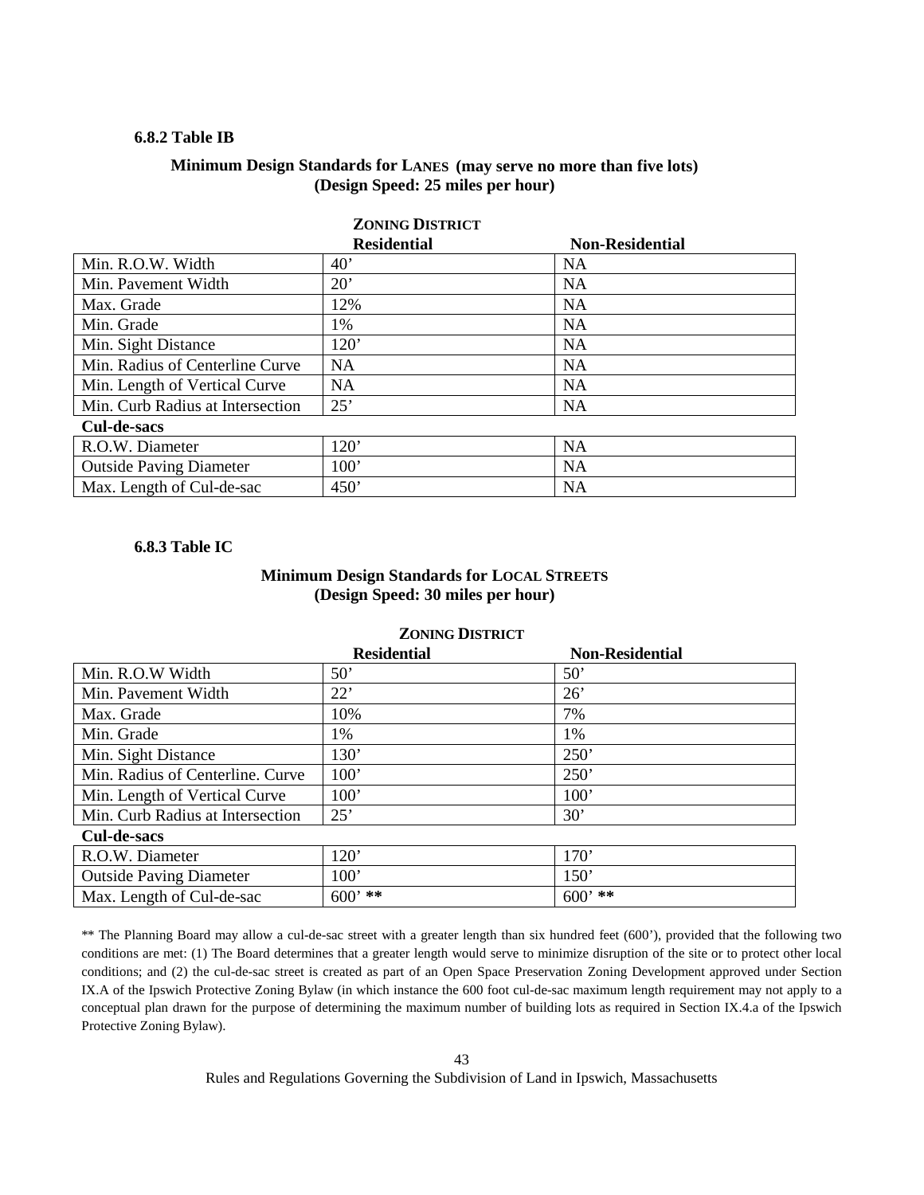### 6.8.2 Table IB

**Minimum Design Standards for LANES (may serve no more than five lots)**
**(Design Speed: 25 miles per hour)**

| | ZONING DISTRICT | |
|---|---|---|
| | **Residential** | **Non-Residential** |
| Min. R.O.W. Width | 40’ | NA |
| Min. Pavement Width | 20’ | NA |
| Max. Grade | 12% | NA |
| Min. Grade | 1% | NA |
| Min. Sight Distance | 120’ | NA |
| Min. Radius of Centerline Curve | NA | NA |
| Min. Length of Vertical Curve | NA | NA |
| Min. Curb Radius at Intersection | 25’ | NA |
| **Cul-de-sacs** | | |
| R.O.W. Diameter | 120’ | NA |
| Outside Paving Diameter | 100’ | NA |
| Max. Length of Cul-de-sac | 450’ | NA |

### 6.8.3 Table IC

**Minimum Design Standards for LOCAL STREETS**
**(Design Speed: 30 miles per hour)**

| | ZONING DISTRICT | |
|---|---|---|
| | **Residential** | **Non-Residential** |
| Min. R.O.W Width | 50’ | 50’ |
| Min. Pavement Width | 22’ | 26’ |
| Max. Grade | 10% | 7% |
| Min. Grade | 1% | 1% |
| Min. Sight Distance | 130’ | 250’ |
| Min. Radius of Centerline. Curve | 100’ | 250’ |
| Min. Length of Vertical Curve | 100’ | 100’ |
| Min. Curb Radius at Intersection | 25’ | 30’ |
| **Cul-de-sacs** | | |
| R.O.W. Diameter | 120’ | 170’ |
| Outside Paving Diameter | 100’ | 150’ |
| Max. Length of Cul-de-sac | 600’ ** | 600’ ** |

** The Planning Board may allow a cul-de-sac street with a greater length than six hundred feet (600’), provided that the following two conditions are met: (1) The Board determines that a greater length would serve to minimize disruption of the site or to protect other local conditions; and (2) the cul-de-sac street is created as part of an Open Space Preservation Zoning Development approved under Section IX.A of the Ipswich Protective Zoning Bylaw (in which instance the 600 foot cul-de-sac maximum length requirement may not apply to a conceptual plan drawn for the purpose of determining the maximum number of building lots as required in Section IX.4.a of the Ipswich Protective Zoning Bylaw).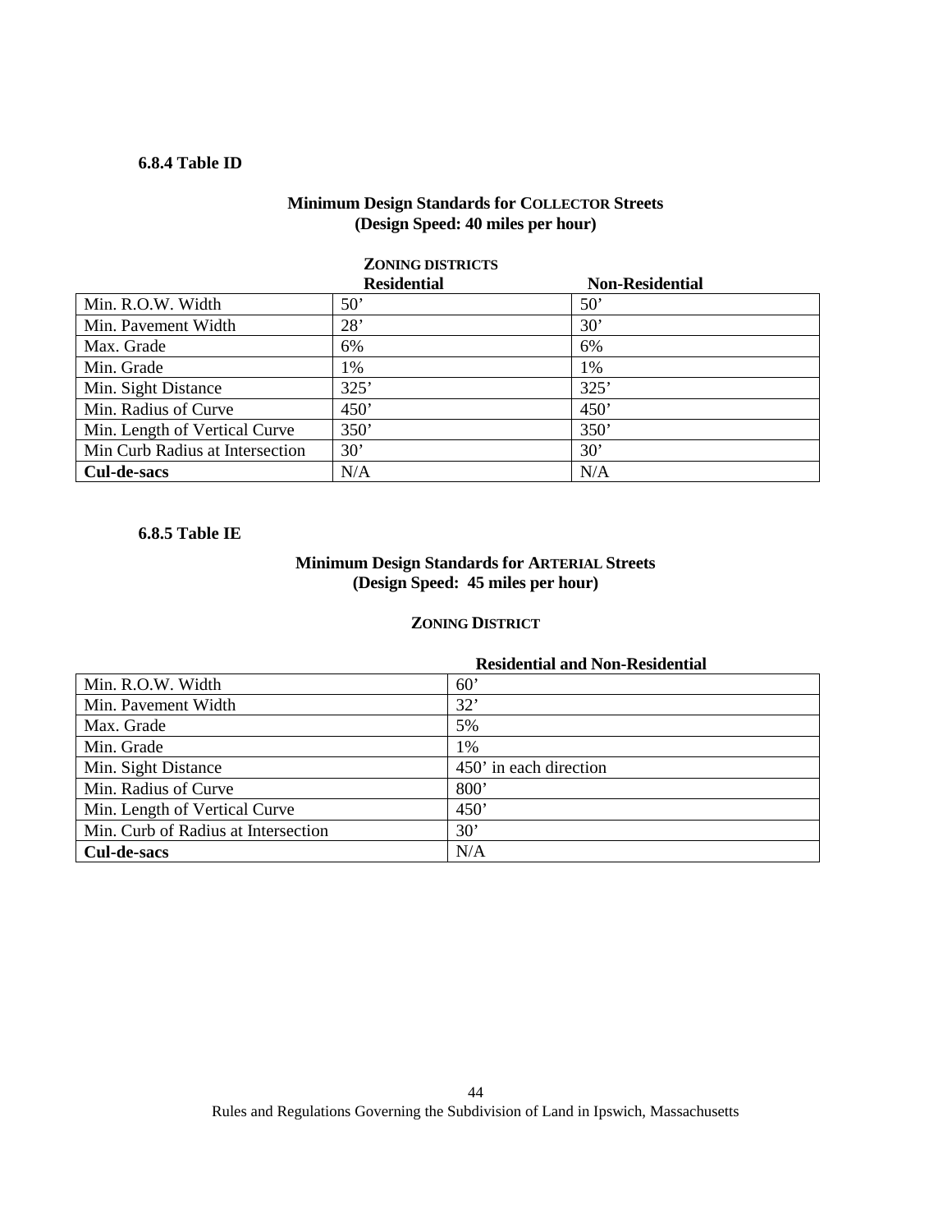**6.8.4 Table ID**

**Minimum Design Standards for COLLECTOR Streets**
**(Design Speed: 40 miles per hour)**

| | **ZONING DISTRICTS** | |
|---|---|---|
| | **Residential** | **Non-Residential** |
| Min. R.O.W. Width | 50' | 50' |
| Min. Pavement Width | 28' | 30' |
| Max. Grade | 6% | 6% |
| Min. Grade | 1% | 1% |
| Min. Sight Distance | 325' | 325' |
| Min. Radius of Curve | 450' | 450' |
| Min. Length of Vertical Curve | 350' | 350' |
| Min Curb Radius at Intersection | 30' | 30' |
| **Cul-de-sacs** | N/A | N/A |

**6.8.5 Table IE**

**Minimum Design Standards for ARTERIAL Streets**
**(Design Speed: 45 miles per hour)**

**ZONING DISTRICT**

| | **Residential and Non-Residential** |
|---|---|
| Min. R.O.W. Width | 60' |
| Min. Pavement Width | 32' |
| Max. Grade | 5% |
| Min. Grade | 1% |
| Min. Sight Distance | 450' in each direction |
| Min. Radius of Curve | 800' |
| Min. Length of Vertical Curve | 450' |
| Min. Curb of Radius at Intersection | 30' |
| **Cul-de-sacs** | N/A |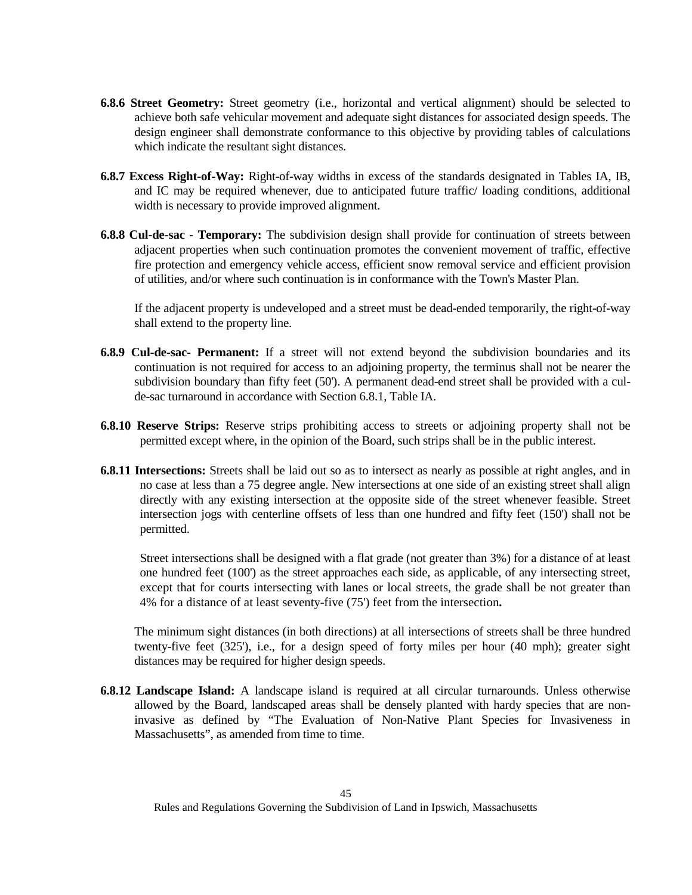**6.8.6 Street Geometry:** Street geometry (i.e., horizontal and vertical alignment) should be selected to achieve both safe vehicular movement and adequate sight distances for associated design speeds. The design engineer shall demonstrate conformance to this objective by providing tables of calculations which indicate the resultant sight distances.

**6.8.7 Excess Right-of-Way:** Right-of-way widths in excess of the standards designated in Tables IA, IB, and IC may be required whenever, due to anticipated future traffic/ loading conditions, additional width is necessary to provide improved alignment.

**6.8.8 Cul-de-sac - Temporary:** The subdivision design shall provide for continuation of streets between adjacent properties when such continuation promotes the convenient movement of traffic, effective fire protection and emergency vehicle access, efficient snow removal service and efficient provision of utilities, and/or where such continuation is in conformance with the Town's Master Plan.

If the adjacent property is undeveloped and a street must be dead-ended temporarily, the right-of-way shall extend to the property line.

**6.8.9 Cul-de-sac- Permanent:** If a street will not extend beyond the subdivision boundaries and its continuation is not required for access to an adjoining property, the terminus shall not be nearer the subdivision boundary than fifty feet (50'). A permanent dead-end street shall be provided with a cul-de-sac turnaround in accordance with Section 6.8.1, Table IA.

**6.8.10 Reserve Strips:** Reserve strips prohibiting access to streets or adjoining property shall not be permitted except where, in the opinion of the Board, such strips shall be in the public interest.

**6.8.11 Intersections:** Streets shall be laid out so as to intersect as nearly as possible at right angles, and in no case at less than a 75 degree angle. New intersections at one side of an existing street shall align directly with any existing intersection at the opposite side of the street whenever feasible. Street intersection jogs with centerline offsets of less than one hundred and fifty feet (150') shall not be permitted.

Street intersections shall be designed with a flat grade (not greater than 3%) for a distance of at least one hundred feet (100') as the street approaches each side, as applicable, of any intersecting street, except that for courts intersecting with lanes or local streets, the grade shall be not greater than 4% for a distance of at least seventy-five (75') feet from the intersection**.**

The minimum sight distances (in both directions) at all intersections of streets shall be three hundred twenty-five feet (325'), i.e., for a design speed of forty miles per hour (40 mph); greater sight distances may be required for higher design speeds.

**6.8.12 Landscape Island:** A landscape island is required at all circular turnarounds. Unless otherwise allowed by the Board, landscaped areas shall be densely planted with hardy species that are non-invasive as defined by "The Evaluation of Non-Native Plant Species for Invasiveness in Massachusetts", as amended from time to time.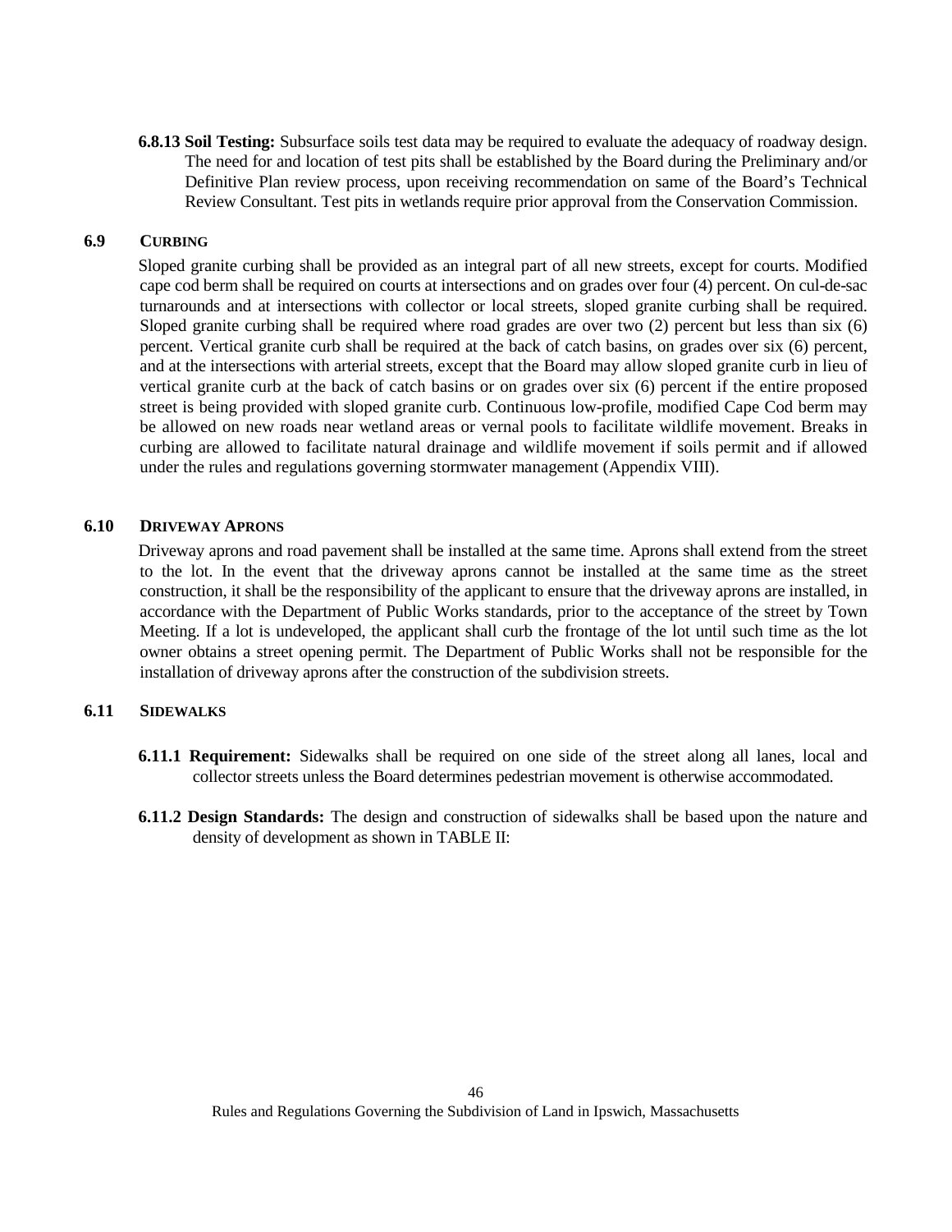**6.8.13 Soil Testing:** Subsurface soils test data may be required to evaluate the adequacy of roadway design. The need for and location of test pits shall be established by the Board during the Preliminary and/or Definitive Plan review process, upon receiving recommendation on same of the Board's Technical Review Consultant. Test pits in wetlands require prior approval from the Conservation Commission.

## 6.9 CURBING

Sloped granite curbing shall be provided as an integral part of all new streets, except for courts. Modified cape cod berm shall be required on courts at intersections and on grades over four (4) percent. On cul-de-sac turnarounds and at intersections with collector or local streets, sloped granite curbing shall be required. Sloped granite curbing shall be required where road grades are over two (2) percent but less than six (6) percent. Vertical granite curb shall be required at the back of catch basins, on grades over six (6) percent, and at the intersections with arterial streets, except that the Board may allow sloped granite curb in lieu of vertical granite curb at the back of catch basins or on grades over six (6) percent if the entire proposed street is being provided with sloped granite curb. Continuous low-profile, modified Cape Cod berm may be allowed on new roads near wetland areas or vernal pools to facilitate wildlife movement. Breaks in curbing are allowed to facilitate natural drainage and wildlife movement if soils permit and if allowed under the rules and regulations governing stormwater management (Appendix VIII).

## 6.10 DRIVEWAY APRONS

Driveway aprons and road pavement shall be installed at the same time. Aprons shall extend from the street to the lot. In the event that the driveway aprons cannot be installed at the same time as the street construction, it shall be the responsibility of the applicant to ensure that the driveway aprons are installed, in accordance with the Department of Public Works standards, prior to the acceptance of the street by Town Meeting. If a lot is undeveloped, the applicant shall curb the frontage of the lot until such time as the lot owner obtains a street opening permit. The Department of Public Works shall not be responsible for the installation of driveway aprons after the construction of the subdivision streets.

## 6.11 SIDEWALKS

**6.11.1 Requirement:** Sidewalks shall be required on one side of the street along all lanes, local and collector streets unless the Board determines pedestrian movement is otherwise accommodated.

**6.11.2 Design Standards:** The design and construction of sidewalks shall be based upon the nature and density of development as shown in TABLE II: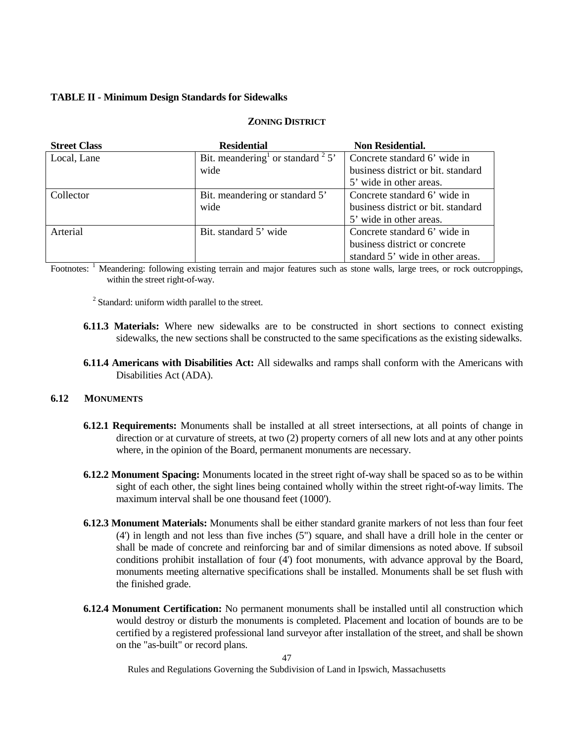**TABLE II - Minimum Design Standards for Sidewalks**

| | ZONING DISTRICT | |
|---|---|---|
| **Street Class** | **Residential** | **Non Residential.** |
| Local, Lane | Bit. meandering[1] or standard [2] 5' wide | Concrete standard 6' wide in business district or bit. standard 5' wide in other areas. |
| Collector | Bit. meandering or standard 5' wide | Concrete standard 6' wide in business district or bit. standard 5' wide in other areas. |
| Arterial | Bit. standard 5' wide | Concrete standard 6' wide in business district or concrete standard 5' wide in other areas. |

Footnotes: [1] Meandering: following existing terrain and major features such as stone walls, large trees, or rock outcroppings, within the street right-of-way.

[2] Standard: uniform width parallel to the street.

**6.11.3 Materials:** Where new sidewalks are to be constructed in short sections to connect existing sidewalks, the new sections shall be constructed to the same specifications as the existing sidewalks.

**6.11.4 Americans with Disabilities Act:** All sidewalks and ramps shall conform with the Americans with Disabilities Act (ADA).

## 6.12 MONUMENTS

**6.12.1 Requirements:** Monuments shall be installed at all street intersections, at all points of change in direction or at curvature of streets, at two (2) property corners of all new lots and at any other points where, in the opinion of the Board, permanent monuments are necessary.

**6.12.2 Monument Spacing:** Monuments located in the street right of-way shall be spaced so as to be within sight of each other, the sight lines being contained wholly within the street right-of-way limits. The maximum interval shall be one thousand feet (1000').

**6.12.3 Monument Materials:** Monuments shall be either standard granite markers of not less than four feet (4') in length and not less than five inches (5") square, and shall have a drill hole in the center or shall be made of concrete and reinforcing bar and of similar dimensions as noted above. If subsoil conditions prohibit installation of four (4') foot monuments, with advance approval by the Board, monuments meeting alternative specifications shall be installed. Monuments shall be set flush with the finished grade.

**6.12.4 Monument Certification:** No permanent monuments shall be installed until all construction which would destroy or disturb the monuments is completed. Placement and location of bounds are to be certified by a registered professional land surveyor after installation of the street, and shall be shown on the "as-built" or record plans.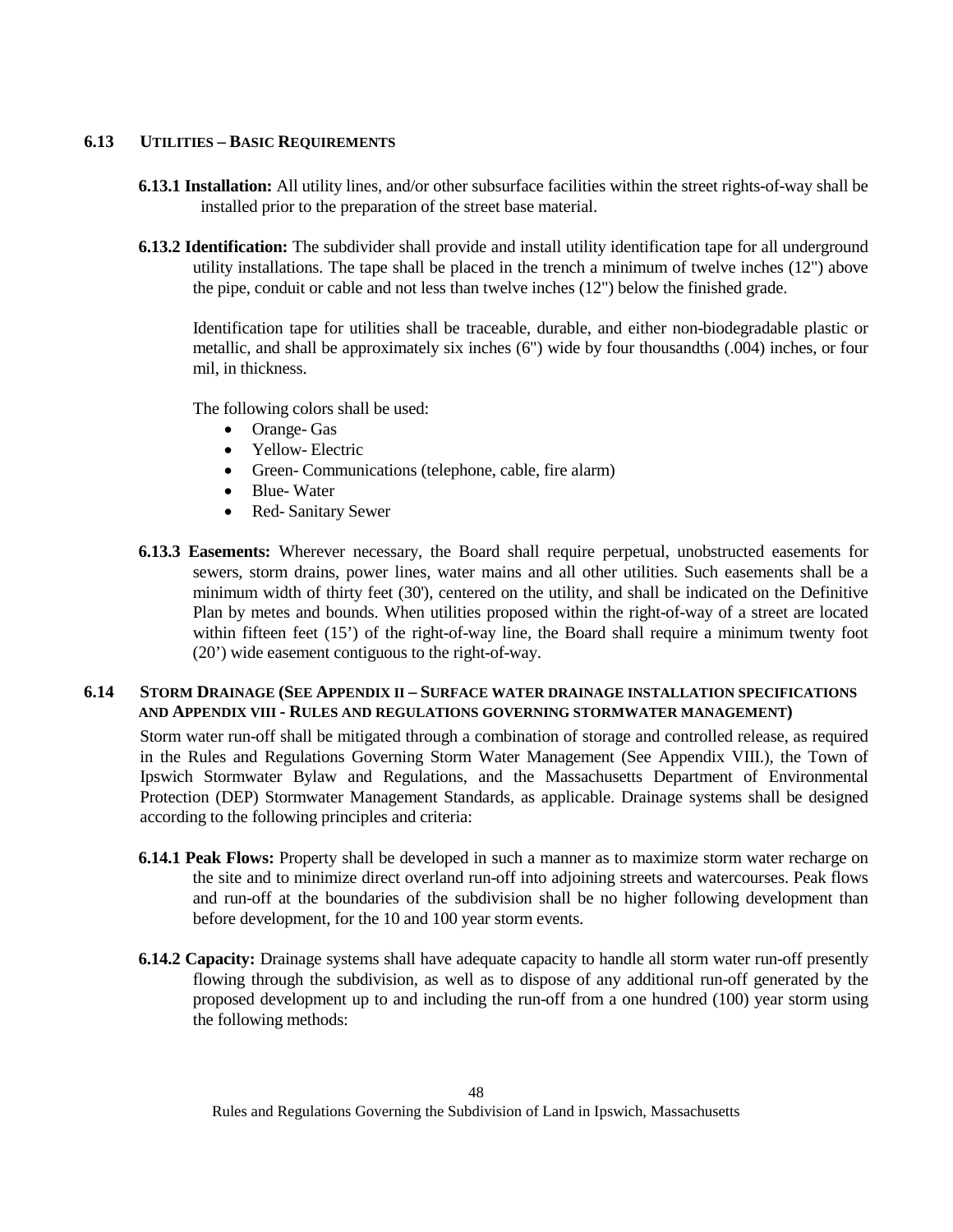## 6.13 UTILITIES – BASIC REQUIREMENTS

**6.13.1 Installation:** All utility lines, and/or other subsurface facilities within the street rights-of-way shall be installed prior to the preparation of the street base material.

**6.13.2 Identification:** The subdivider shall provide and install utility identification tape for all underground utility installations. The tape shall be placed in the trench a minimum of twelve inches (12") above the pipe, conduit or cable and not less than twelve inches (12") below the finished grade.

Identification tape for utilities shall be traceable, durable, and either non-biodegradable plastic or metallic, and shall be approximately six inches (6") wide by four thousandths (.004) inches, or four mil, in thickness.

The following colors shall be used:

- Orange- Gas
- Yellow- Electric
- Green- Communications (telephone, cable, fire alarm)
- Blue- Water
- Red- Sanitary Sewer

**6.13.3 Easements:** Wherever necessary, the Board shall require perpetual, unobstructed easements for sewers, storm drains, power lines, water mains and all other utilities. Such easements shall be a minimum width of thirty feet (30'), centered on the utility, and shall be indicated on the Definitive Plan by metes and bounds. When utilities proposed within the right-of-way of a street are located within fifteen feet (15') of the right-of-way line, the Board shall require a minimum twenty foot (20') wide easement contiguous to the right-of-way.

## 6.14 STORM DRAINAGE (SEE APPENDIX II – SURFACE WATER DRAINAGE INSTALLATION SPECIFICATIONS AND APPENDIX VIII - RULES AND REGULATIONS GOVERNING STORMWATER MANAGEMENT)

Storm water run-off shall be mitigated through a combination of storage and controlled release, as required in the Rules and Regulations Governing Storm Water Management (See Appendix VIII.), the Town of Ipswich Stormwater Bylaw and Regulations, and the Massachusetts Department of Environmental Protection (DEP) Stormwater Management Standards, as applicable. Drainage systems shall be designed according to the following principles and criteria:

**6.14.1 Peak Flows:** Property shall be developed in such a manner as to maximize storm water recharge on the site and to minimize direct overland run-off into adjoining streets and watercourses. Peak flows and run-off at the boundaries of the subdivision shall be no higher following development than before development, for the 10 and 100 year storm events.

**6.14.2 Capacity:** Drainage systems shall have adequate capacity to handle all storm water run-off presently flowing through the subdivision, as well as to dispose of any additional run-off generated by the proposed development up to and including the run-off from a one hundred (100) year storm using the following methods: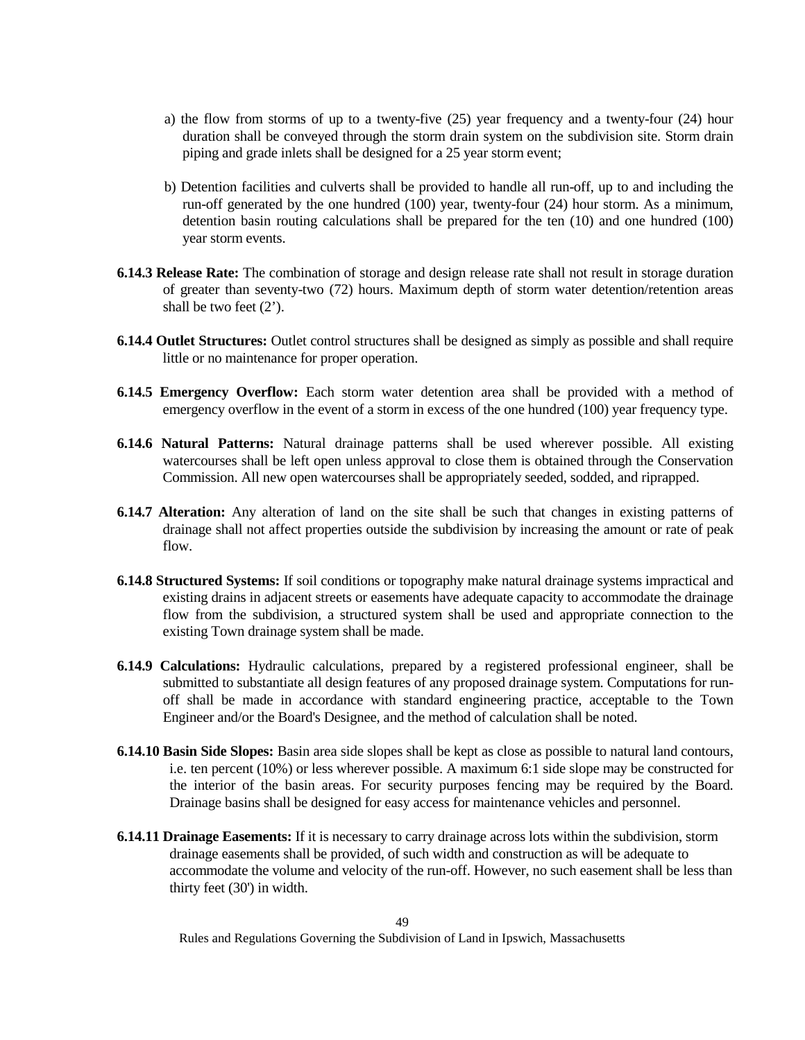a) the flow from storms of up to a twenty-five (25) year frequency and a twenty-four (24) hour duration shall be conveyed through the storm drain system on the subdivision site. Storm drain piping and grade inlets shall be designed for a 25 year storm event;

b) Detention facilities and culverts shall be provided to handle all run-off, up to and including the run-off generated by the one hundred (100) year, twenty-four (24) hour storm. As a minimum, detention basin routing calculations shall be prepared for the ten (10) and one hundred (100) year storm events.

**6.14.3 Release Rate:** The combination of storage and design release rate shall not result in storage duration of greater than seventy-two (72) hours. Maximum depth of storm water detention/retention areas shall be two feet (2').

**6.14.4 Outlet Structures:** Outlet control structures shall be designed as simply as possible and shall require little or no maintenance for proper operation.

**6.14.5 Emergency Overflow:** Each storm water detention area shall be provided with a method of emergency overflow in the event of a storm in excess of the one hundred (100) year frequency type.

**6.14.6 Natural Patterns:** Natural drainage patterns shall be used wherever possible. All existing watercourses shall be left open unless approval to close them is obtained through the Conservation Commission. All new open watercourses shall be appropriately seeded, sodded, and riprapped.

**6.14.7 Alteration:** Any alteration of land on the site shall be such that changes in existing patterns of drainage shall not affect properties outside the subdivision by increasing the amount or rate of peak flow.

**6.14.8 Structured Systems:** If soil conditions or topography make natural drainage systems impractical and existing drains in adjacent streets or easements have adequate capacity to accommodate the drainage flow from the subdivision, a structured system shall be used and appropriate connection to the existing Town drainage system shall be made.

**6.14.9 Calculations:** Hydraulic calculations, prepared by a registered professional engineer, shall be submitted to substantiate all design features of any proposed drainage system. Computations for run-off shall be made in accordance with standard engineering practice, acceptable to the Town Engineer and/or the Board's Designee, and the method of calculation shall be noted.

**6.14.10 Basin Side Slopes:** Basin area side slopes shall be kept as close as possible to natural land contours, i.e. ten percent (10%) or less wherever possible. A maximum 6:1 side slope may be constructed for the interior of the basin areas. For security purposes fencing may be required by the Board. Drainage basins shall be designed for easy access for maintenance vehicles and personnel.

**6.14.11 Drainage Easements:** If it is necessary to carry drainage across lots within the subdivision, storm drainage easements shall be provided, of such width and construction as will be adequate to accommodate the volume and velocity of the run-off. However, no such easement shall be less than thirty feet (30') in width.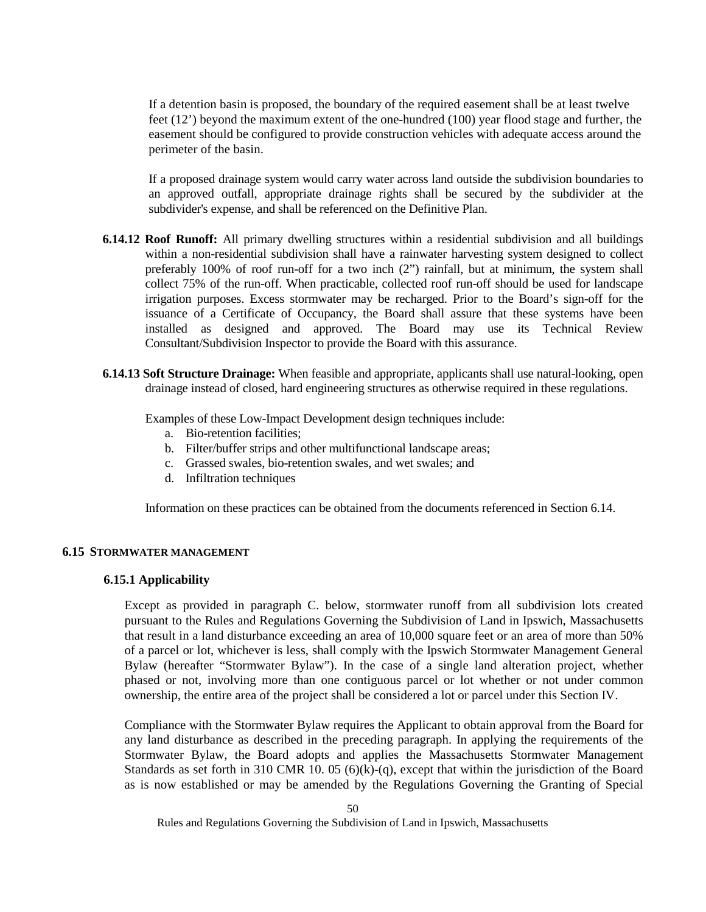If a detention basin is proposed, the boundary of the required easement shall be at least twelve feet (12') beyond the maximum extent of the one-hundred (100) year flood stage and further, the easement should be configured to provide construction vehicles with adequate access around the perimeter of the basin.

If a proposed drainage system would carry water across land outside the subdivision boundaries to an approved outfall, appropriate drainage rights shall be secured by the subdivider at the subdivider's expense, and shall be referenced on the Definitive Plan.

**6.14.12 Roof Runoff:** All primary dwelling structures within a residential subdivision and all buildings within a non-residential subdivision shall have a rainwater harvesting system designed to collect preferably 100% of roof run-off for a two inch (2") rainfall, but at minimum, the system shall collect 75% of the run-off. When practicable, collected roof run-off should be used for landscape irrigation purposes. Excess stormwater may be recharged. Prior to the Board's sign-off for the issuance of a Certificate of Occupancy, the Board shall assure that these systems have been installed as designed and approved. The Board may use its Technical Review Consultant/Subdivision Inspector to provide the Board with this assurance.

**6.14.13 Soft Structure Drainage:** When feasible and appropriate, applicants shall use natural-looking, open drainage instead of closed, hard engineering structures as otherwise required in these regulations.

Examples of these Low-Impact Development design techniques include:

a. Bio-retention facilities;
b. Filter/buffer strips and other multifunctional landscape areas;
c. Grassed swales, bio-retention swales, and wet swales; and
d. Infiltration techniques

Information on these practices can be obtained from the documents referenced in Section 6.14.

## 6.15 STORMWATER MANAGEMENT

### 6.15.1 Applicability

Except as provided in paragraph C. below, stormwater runoff from all subdivision lots created pursuant to the Rules and Regulations Governing the Subdivision of Land in Ipswich, Massachusetts that result in a land disturbance exceeding an area of 10,000 square feet or an area of more than 50% of a parcel or lot, whichever is less, shall comply with the Ipswich Stormwater Management General Bylaw (hereafter "Stormwater Bylaw"). In the case of a single land alteration project, whether phased or not, involving more than one contiguous parcel or lot whether or not under common ownership, the entire area of the project shall be considered a lot or parcel under this Section IV.

Compliance with the Stormwater Bylaw requires the Applicant to obtain approval from the Board for any land disturbance as described in the preceding paragraph. In applying the requirements of the Stormwater Bylaw, the Board adopts and applies the Massachusetts Stormwater Management Standards as set forth in 310 CMR 10. 05 (6)(k)-(q), except that within the jurisdiction of the Board as is now established or may be amended by the Regulations Governing the Granting of Special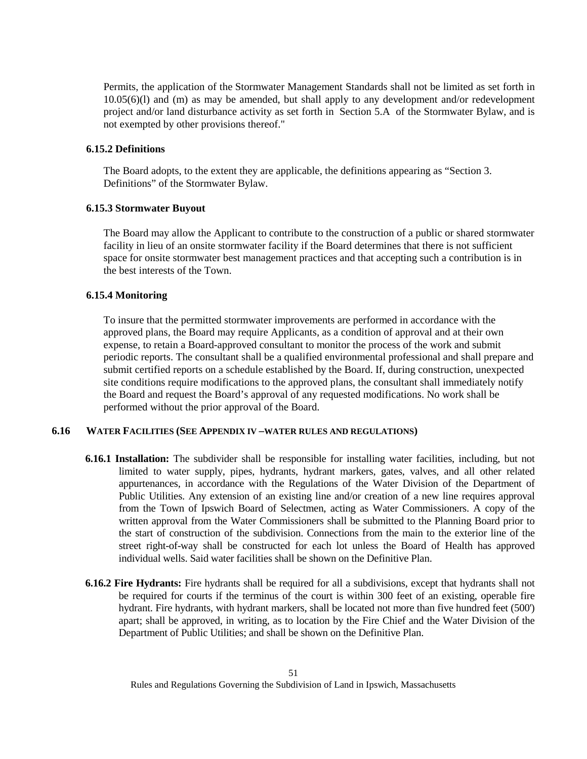Permits, the application of the Stormwater Management Standards shall not be limited as set forth in 10.05(6)(l) and (m) as may be amended, but shall apply to any development and/or redevelopment project and/or land disturbance activity as set forth in Section 5.A of the Stormwater Bylaw, and is not exempted by other provisions thereof."

#### 6.15.2 Definitions

The Board adopts, to the extent they are applicable, the definitions appearing as "Section 3. Definitions" of the Stormwater Bylaw.

#### 6.15.3 Stormwater Buyout

The Board may allow the Applicant to contribute to the construction of a public or shared stormwater facility in lieu of an onsite stormwater facility if the Board determines that there is not sufficient space for onsite stormwater best management practices and that accepting such a contribution is in the best interests of the Town.

#### 6.15.4 Monitoring

To insure that the permitted stormwater improvements are performed in accordance with the approved plans, the Board may require Applicants, as a condition of approval and at their own expense, to retain a Board-approved consultant to monitor the process of the work and submit periodic reports. The consultant shall be a qualified environmental professional and shall prepare and submit certified reports on a schedule established by the Board. If, during construction, unexpected site conditions require modifications to the approved plans, the consultant shall immediately notify the Board and request the Board's approval of any requested modifications. No work shall be performed without the prior approval of the Board.

### 6.16 WATER FACILITIES (SEE APPENDIX IV –WATER RULES AND REGULATIONS)

**6.16.1 Installation:** The subdivider shall be responsible for installing water facilities, including, but not limited to water supply, pipes, hydrants, hydrant markers, gates, valves, and all other related appurtenances, in accordance with the Regulations of the Water Division of the Department of Public Utilities. Any extension of an existing line and/or creation of a new line requires approval from the Town of Ipswich Board of Selectmen, acting as Water Commissioners. A copy of the written approval from the Water Commissioners shall be submitted to the Planning Board prior to the start of construction of the subdivision. Connections from the main to the exterior line of the street right-of-way shall be constructed for each lot unless the Board of Health has approved individual wells. Said water facilities shall be shown on the Definitive Plan.

**6.16.2 Fire Hydrants:** Fire hydrants shall be required for all a subdivisions, except that hydrants shall not be required for courts if the terminus of the court is within 300 feet of an existing, operable fire hydrant. Fire hydrants, with hydrant markers, shall be located not more than five hundred feet (500') apart; shall be approved, in writing, as to location by the Fire Chief and the Water Division of the Department of Public Utilities; and shall be shown on the Definitive Plan.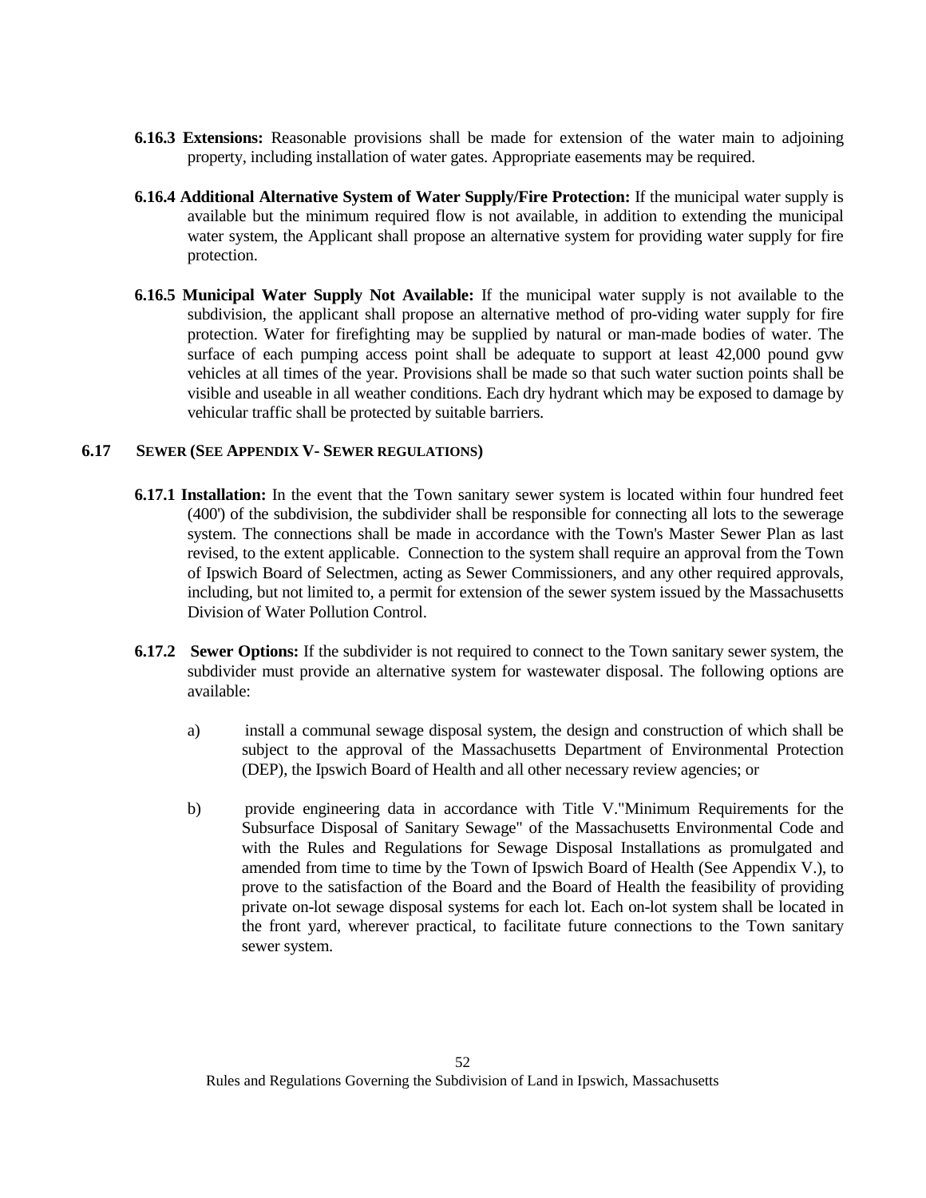**6.16.3 Extensions:** Reasonable provisions shall be made for extension of the water main to adjoining property, including installation of water gates. Appropriate easements may be required.

**6.16.4 Additional Alternative System of Water Supply/Fire Protection:** If the municipal water supply is available but the minimum required flow is not available, in addition to extending the municipal water system, the Applicant shall propose an alternative system for providing water supply for fire protection.

**6.16.5 Municipal Water Supply Not Available:** If the municipal water supply is not available to the subdivision, the applicant shall propose an alternative method of pro-viding water supply for fire protection. Water for firefighting may be supplied by natural or man-made bodies of water. The surface of each pumping access point shall be adequate to support at least 42,000 pound gvw vehicles at all times of the year. Provisions shall be made so that such water suction points shall be visible and useable in all weather conditions. Each dry hydrant which may be exposed to damage by vehicular traffic shall be protected by suitable barriers.

## 6.17 SEWER (SEE APPENDIX V- SEWER REGULATIONS)

**6.17.1 Installation:** In the event that the Town sanitary sewer system is located within four hundred feet (400') of the subdivision, the subdivider shall be responsible for connecting all lots to the sewerage system. The connections shall be made in accordance with the Town's Master Sewer Plan as last revised, to the extent applicable. Connection to the system shall require an approval from the Town of Ipswich Board of Selectmen, acting as Sewer Commissioners, and any other required approvals, including, but not limited to, a permit for extension of the sewer system issued by the Massachusetts Division of Water Pollution Control.

**6.17.2 Sewer Options:** If the subdivider is not required to connect to the Town sanitary sewer system, the subdivider must provide an alternative system for wastewater disposal. The following options are available:

a) install a communal sewage disposal system, the design and construction of which shall be subject to the approval of the Massachusetts Department of Environmental Protection (DEP), the Ipswich Board of Health and all other necessary review agencies; or

b) provide engineering data in accordance with Title V."Minimum Requirements for the Subsurface Disposal of Sanitary Sewage" of the Massachusetts Environmental Code and with the Rules and Regulations for Sewage Disposal Installations as promulgated and amended from time to time by the Town of Ipswich Board of Health (See Appendix V.), to prove to the satisfaction of the Board and the Board of Health the feasibility of providing private on-lot sewage disposal systems for each lot. Each on-lot system shall be located in the front yard, wherever practical, to facilitate future connections to the Town sanitary sewer system.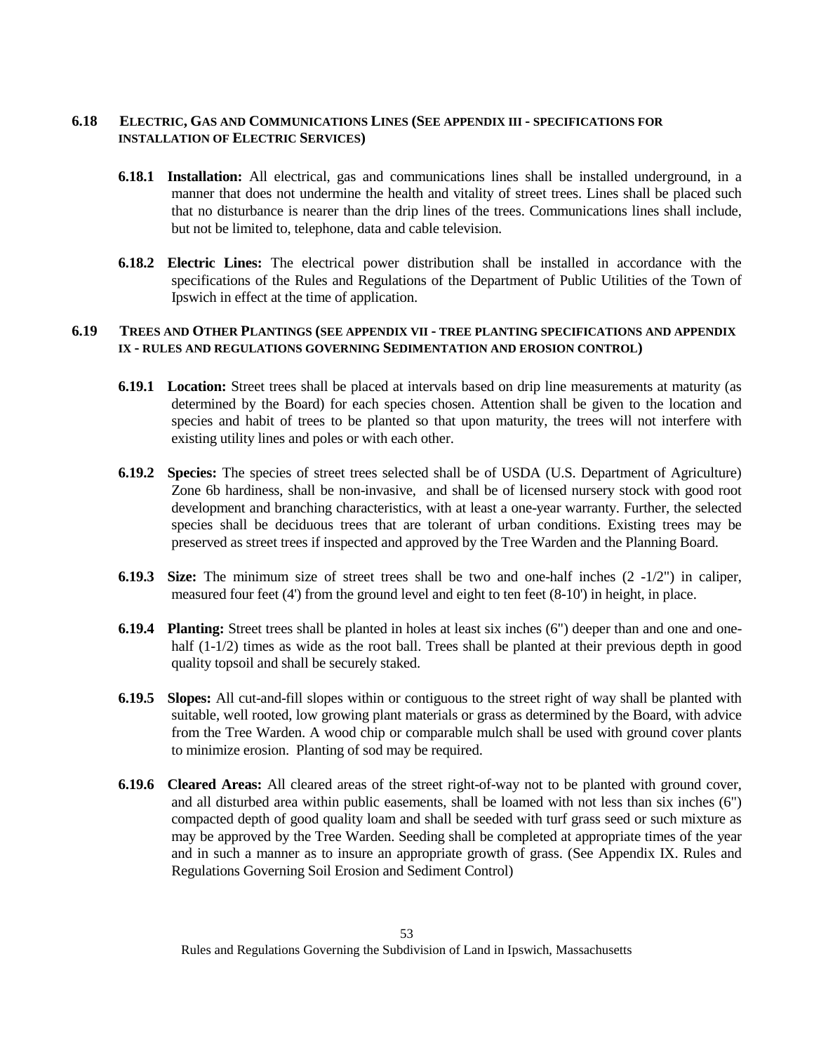### 6.18 ELECTRIC, GAS AND COMMUNICATIONS LINES (SEE APPENDIX III - SPECIFICATIONS FOR INSTALLATION OF ELECTRIC SERVICES)

**6.18.1 Installation:** All electrical, gas and communications lines shall be installed underground, in a manner that does not undermine the health and vitality of street trees. Lines shall be placed such that no disturbance is nearer than the drip lines of the trees. Communications lines shall include, but not be limited to, telephone, data and cable television.

**6.18.2 Electric Lines:** The electrical power distribution shall be installed in accordance with the specifications of the Rules and Regulations of the Department of Public Utilities of the Town of Ipswich in effect at the time of application.

### 6.19 TREES AND OTHER PLANTINGS (SEE APPENDIX VII - TREE PLANTING SPECIFICATIONS AND APPENDIX IX - RULES AND REGULATIONS GOVERNING SEDIMENTATION AND EROSION CONTROL)

**6.19.1 Location:** Street trees shall be placed at intervals based on drip line measurements at maturity (as determined by the Board) for each species chosen. Attention shall be given to the location and species and habit of trees to be planted so that upon maturity, the trees will not interfere with existing utility lines and poles or with each other.

**6.19.2 Species:** The species of street trees selected shall be of USDA (U.S. Department of Agriculture) Zone 6b hardiness, shall be non-invasive, and shall be of licensed nursery stock with good root development and branching characteristics, with at least a one-year warranty. Further, the selected species shall be deciduous trees that are tolerant of urban conditions. Existing trees may be preserved as street trees if inspected and approved by the Tree Warden and the Planning Board.

**6.19.3 Size:** The minimum size of street trees shall be two and one-half inches (2 -1/2") in caliper, measured four feet (4') from the ground level and eight to ten feet (8-10') in height, in place.

**6.19.4 Planting:** Street trees shall be planted in holes at least six inches (6") deeper than and one and one-half (1-1/2) times as wide as the root ball. Trees shall be planted at their previous depth in good quality topsoil and shall be securely staked.

**6.19.5 Slopes:** All cut-and-fill slopes within or contiguous to the street right of way shall be planted with suitable, well rooted, low growing plant materials or grass as determined by the Board, with advice from the Tree Warden. A wood chip or comparable mulch shall be used with ground cover plants to minimize erosion. Planting of sod may be required.

**6.19.6 Cleared Areas:** All cleared areas of the street right-of-way not to be planted with ground cover, and all disturbed area within public easements, shall be loamed with not less than six inches (6") compacted depth of good quality loam and shall be seeded with turf grass seed or such mixture as may be approved by the Tree Warden. Seeding shall be completed at appropriate times of the year and in such a manner as to insure an appropriate growth of grass. (See Appendix IX. Rules and Regulations Governing Soil Erosion and Sediment Control)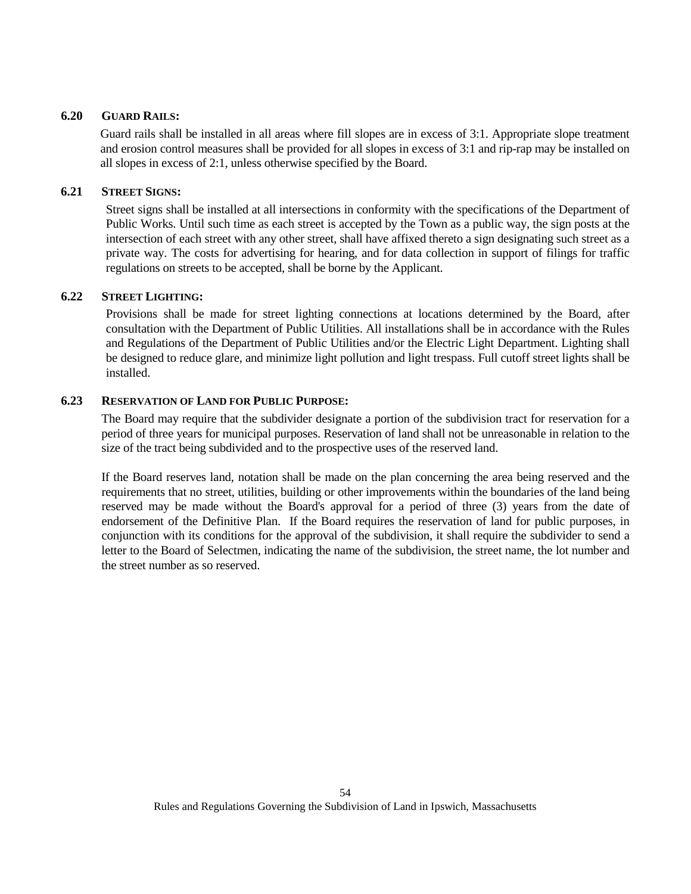### 6.20 GUARD RAILS:

Guard rails shall be installed in all areas where fill slopes are in excess of 3:1. Appropriate slope treatment and erosion control measures shall be provided for all slopes in excess of 3:1 and rip-rap may be installed on all slopes in excess of 2:1, unless otherwise specified by the Board.

### 6.21 STREET SIGNS:

Street signs shall be installed at all intersections in conformity with the specifications of the Department of Public Works. Until such time as each street is accepted by the Town as a public way, the sign posts at the intersection of each street with any other street, shall have affixed thereto a sign designating such street as a private way. The costs for advertising for hearing, and for data collection in support of filings for traffic regulations on streets to be accepted, shall be borne by the Applicant.

### 6.22 STREET LIGHTING:

Provisions shall be made for street lighting connections at locations determined by the Board, after consultation with the Department of Public Utilities. All installations shall be in accordance with the Rules and Regulations of the Department of Public Utilities and/or the Electric Light Department. Lighting shall be designed to reduce glare, and minimize light pollution and light trespass. Full cutoff street lights shall be installed.

### 6.23 RESERVATION OF LAND FOR PUBLIC PURPOSE:

The Board may require that the subdivider designate a portion of the subdivision tract for reservation for a period of three years for municipal purposes. Reservation of land shall not be unreasonable in relation to the size of the tract being subdivided and to the prospective uses of the reserved land.

If the Board reserves land, notation shall be made on the plan concerning the area being reserved and the requirements that no street, utilities, building or other improvements within the boundaries of the land being reserved may be made without the Board's approval for a period of three (3) years from the date of endorsement of the Definitive Plan. If the Board requires the reservation of land for public purposes, in conjunction with its conditions for the approval of the subdivision, it shall require the subdivider to send a letter to the Board of Selectmen, indicating the name of the subdivision, the street name, the lot number and the street number as so reserved.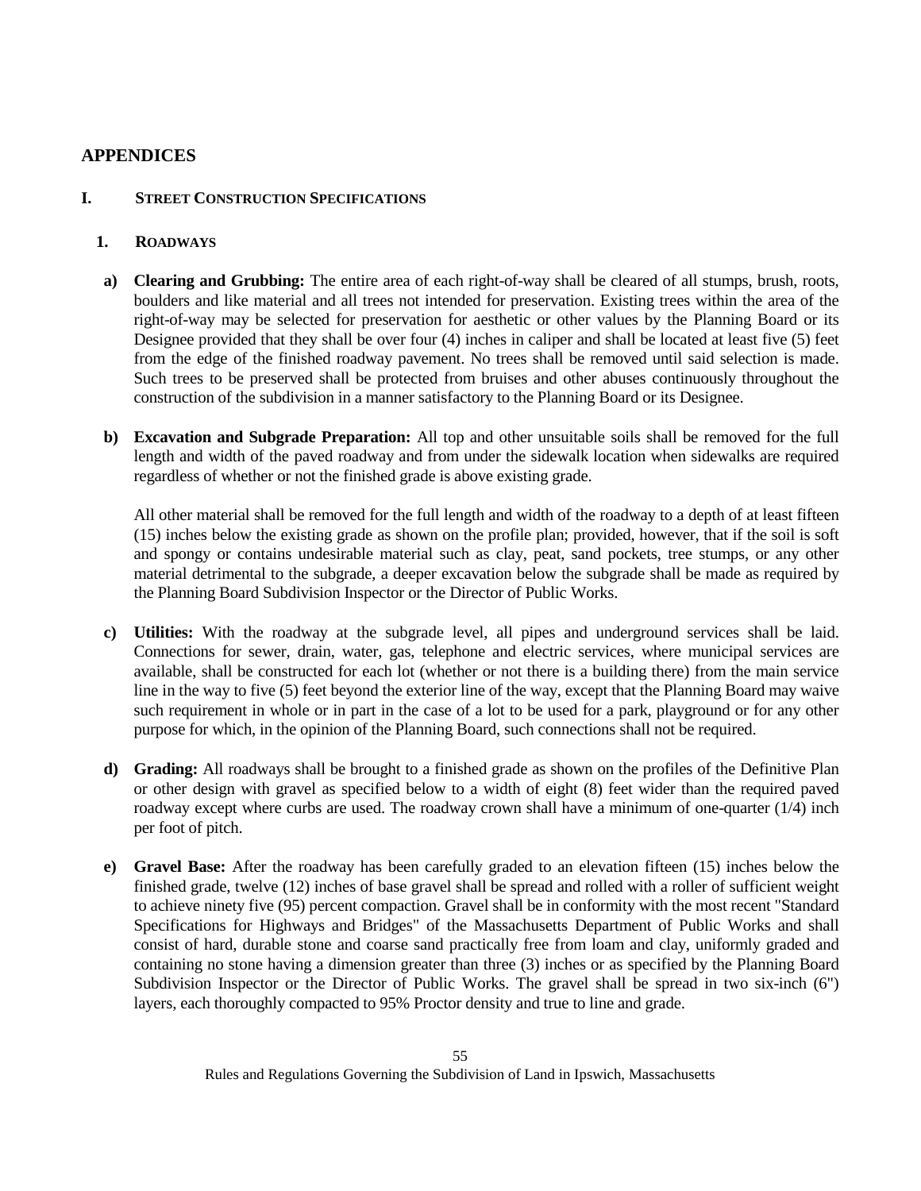# APPENDICES

## I. STREET CONSTRUCTION SPECIFICATIONS

### 1. ROADWAYS

**a) Clearing and Grubbing:** The entire area of each right-of-way shall be cleared of all stumps, brush, roots, boulders and like material and all trees not intended for preservation. Existing trees within the area of the right-of-way may be selected for preservation for aesthetic or other values by the Planning Board or its Designee provided that they shall be over four (4) inches in caliper and shall be located at least five (5) feet from the edge of the finished roadway pavement. No trees shall be removed until said selection is made. Such trees to be preserved shall be protected from bruises and other abuses continuously throughout the construction of the subdivision in a manner satisfactory to the Planning Board or its Designee.

**b) Excavation and Subgrade Preparation:** All top and other unsuitable soils shall be removed for the full length and width of the paved roadway and from under the sidewalk location when sidewalks are required regardless of whether or not the finished grade is above existing grade.

All other material shall be removed for the full length and width of the roadway to a depth of at least fifteen (15) inches below the existing grade as shown on the profile plan; provided, however, that if the soil is soft and spongy or contains undesirable material such as clay, peat, sand pockets, tree stumps, or any other material detrimental to the subgrade, a deeper excavation below the subgrade shall be made as required by the Planning Board Subdivision Inspector or the Director of Public Works.

**c) Utilities:** With the roadway at the subgrade level, all pipes and underground services shall be laid. Connections for sewer, drain, water, gas, telephone and electric services, where municipal services are available, shall be constructed for each lot (whether or not there is a building there) from the main service line in the way to five (5) feet beyond the exterior line of the way, except that the Planning Board may waive such requirement in whole or in part in the case of a lot to be used for a park, playground or for any other purpose for which, in the opinion of the Planning Board, such connections shall not be required.

**d) Grading:** All roadways shall be brought to a finished grade as shown on the profiles of the Definitive Plan or other design with gravel as specified below to a width of eight (8) feet wider than the required paved roadway except where curbs are used. The roadway crown shall have a minimum of one-quarter (1/4) inch per foot of pitch.

**e) Gravel Base:** After the roadway has been carefully graded to an elevation fifteen (15) inches below the finished grade, twelve (12) inches of base gravel shall be spread and rolled with a roller of sufficient weight to achieve ninety five (95) percent compaction. Gravel shall be in conformity with the most recent "Standard Specifications for Highways and Bridges" of the Massachusetts Department of Public Works and shall consist of hard, durable stone and coarse sand practically free from loam and clay, uniformly graded and containing no stone having a dimension greater than three (3) inches or as specified by the Planning Board Subdivision Inspector or the Director of Public Works. The gravel shall be spread in two six-inch (6") layers, each thoroughly compacted to 95% Proctor density and true to line and grade.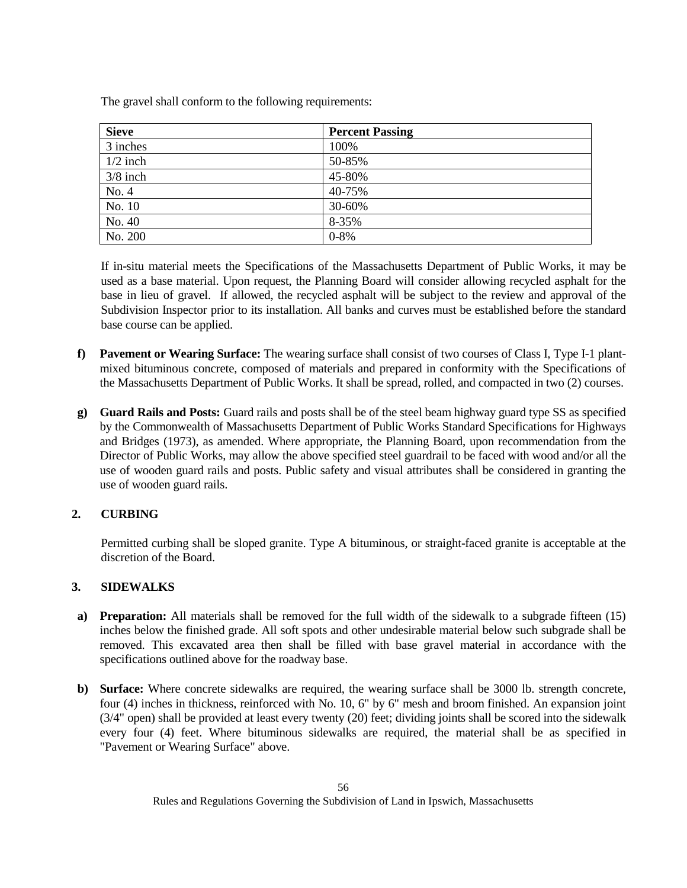The gravel shall conform to the following requirements:

| Sieve | Percent Passing |
| --- | --- |
| 3 inches | 100% |
| 1/2 inch | 50-85% |
| 3/8 inch | 45-80% |
| No. 4 | 40-75% |
| No. 10 | 30-60% |
| No. 40 | 8-35% |
| No. 200 | 0-8% |

If in-situ material meets the Specifications of the Massachusetts Department of Public Works, it may be used as a base material. Upon request, the Planning Board will consider allowing recycled asphalt for the base in lieu of gravel. If allowed, the recycled asphalt will be subject to the review and approval of the Subdivision Inspector prior to its installation. All banks and curves must be established before the standard base course can be applied.

**f) Pavement or Wearing Surface:** The wearing surface shall consist of two courses of Class I, Type I-1 plant-mixed bituminous concrete, composed of materials and prepared in conformity with the Specifications of the Massachusetts Department of Public Works. It shall be spread, rolled, and compacted in two (2) courses.

**g) Guard Rails and Posts:** Guard rails and posts shall be of the steel beam highway guard type SS as specified by the Commonwealth of Massachusetts Department of Public Works Standard Specifications for Highways and Bridges (1973), as amended. Where appropriate, the Planning Board, upon recommendation from the Director of Public Works, may allow the above specified steel guardrail to be faced with wood and/or all the use of wooden guard rails and posts. Public safety and visual attributes shall be considered in granting the use of wooden guard rails.

## 2. CURBING

Permitted curbing shall be sloped granite. Type A bituminous, or straight-faced granite is acceptable at the discretion of the Board.

## 3. SIDEWALKS

**a) Preparation:** All materials shall be removed for the full width of the sidewalk to a subgrade fifteen (15) inches below the finished grade. All soft spots and other undesirable material below such subgrade shall be removed. This excavated area then shall be filled with base gravel material in accordance with the specifications outlined above for the roadway base.

**b) Surface:** Where concrete sidewalks are required, the wearing surface shall be 3000 lb. strength concrete, four (4) inches in thickness, reinforced with No. 10, 6" by 6" mesh and broom finished. An expansion joint (3/4" open) shall be provided at least every twenty (20) feet; dividing joints shall be scored into the sidewalk every four (4) feet. Where bituminous sidewalks are required, the material shall be as specified in "Pavement or Wearing Surface" above.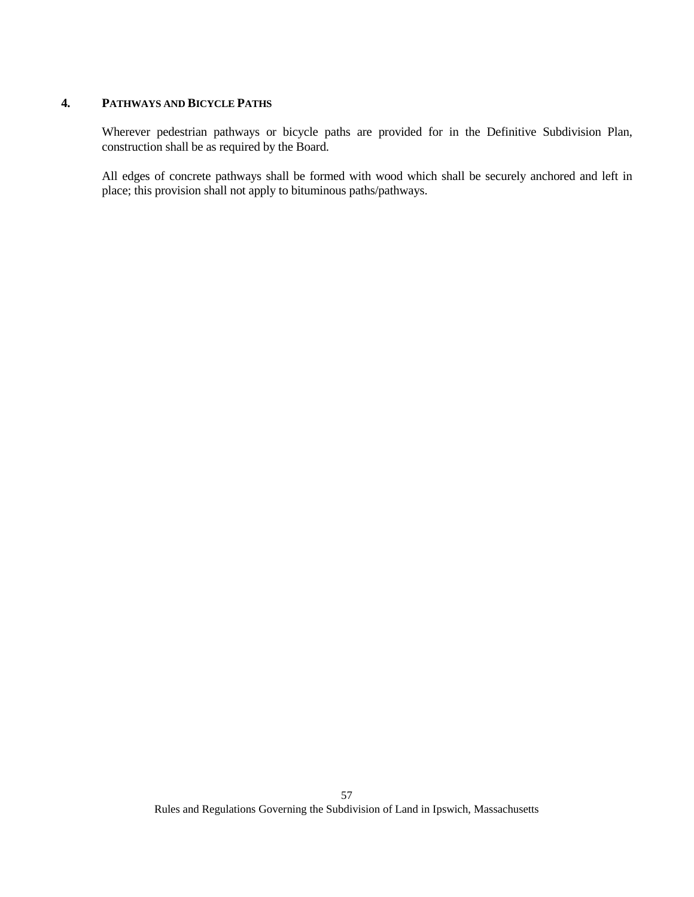## 4. PATHWAYS AND BICYCLE PATHS

Wherever pedestrian pathways or bicycle paths are provided for in the Definitive Subdivision Plan, construction shall be as required by the Board.

All edges of concrete pathways shall be formed with wood which shall be securely anchored and left in place; this provision shall not apply to bituminous paths/pathways.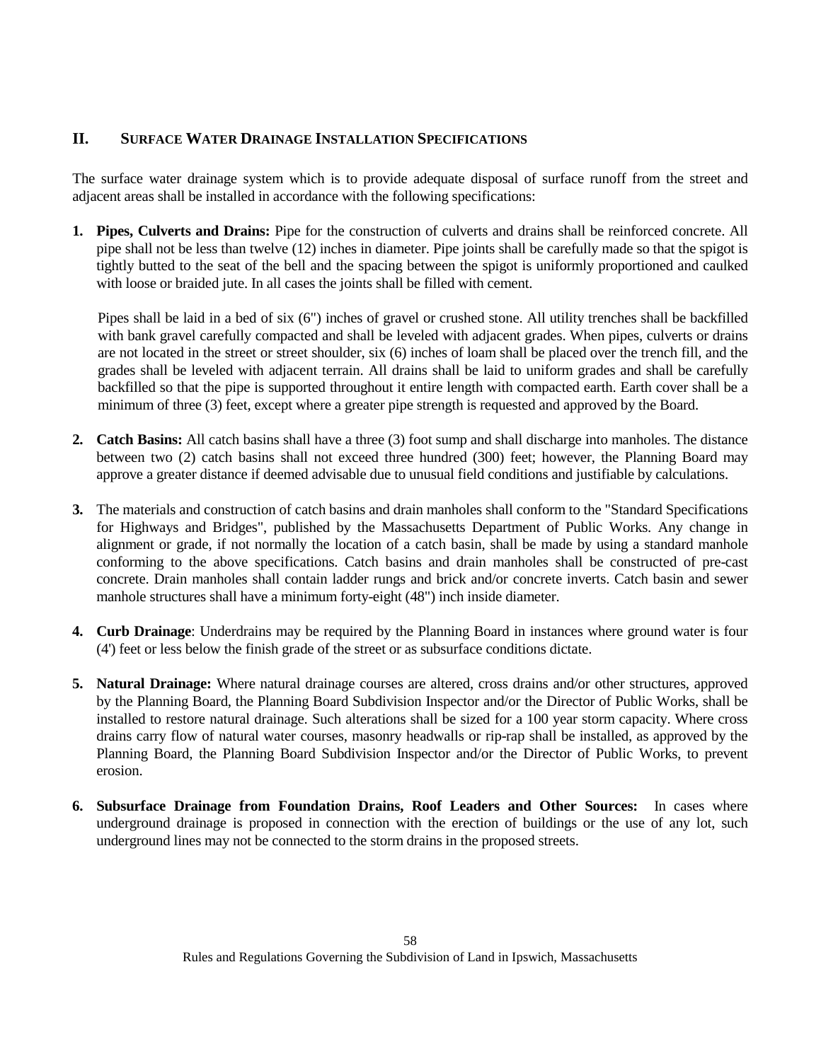## II. SURFACE WATER DRAINAGE INSTALLATION SPECIFICATIONS

The surface water drainage system which is to provide adequate disposal of surface runoff from the street and adjacent areas shall be installed in accordance with the following specifications:

1. **Pipes, Culverts and Drains:** Pipe for the construction of culverts and drains shall be reinforced concrete. All pipe shall not be less than twelve (12) inches in diameter. Pipe joints shall be carefully made so that the spigot is tightly butted to the seat of the bell and the spacing between the spigot is uniformly proportioned and caulked with loose or braided jute. In all cases the joints shall be filled with cement.

   Pipes shall be laid in a bed of six (6") inches of gravel or crushed stone. All utility trenches shall be backfilled with bank gravel carefully compacted and shall be leveled with adjacent grades. When pipes, culverts or drains are not located in the street or street shoulder, six (6) inches of loam shall be placed over the trench fill, and the grades shall be leveled with adjacent terrain. All drains shall be laid to uniform grades and shall be carefully backfilled so that the pipe is supported throughout it entire length with compacted earth. Earth cover shall be a minimum of three (3) feet, except where a greater pipe strength is requested and approved by the Board.

2. **Catch Basins:** All catch basins shall have a three (3) foot sump and shall discharge into manholes. The distance between two (2) catch basins shall not exceed three hundred (300) feet; however, the Planning Board may approve a greater distance if deemed advisable due to unusual field conditions and justifiable by calculations.

3. The materials and construction of catch basins and drain manholes shall conform to the "Standard Specifications for Highways and Bridges", published by the Massachusetts Department of Public Works. Any change in alignment or grade, if not normally the location of a catch basin, shall be made by using a standard manhole conforming to the above specifications. Catch basins and drain manholes shall be constructed of pre-cast concrete. Drain manholes shall contain ladder rungs and brick and/or concrete inverts. Catch basin and sewer manhole structures shall have a minimum forty-eight (48") inch inside diameter.

4. **Curb Drainage**: Underdrains may be required by the Planning Board in instances where ground water is four (4') feet or less below the finish grade of the street or as subsurface conditions dictate.

5. **Natural Drainage:** Where natural drainage courses are altered, cross drains and/or other structures, approved by the Planning Board, the Planning Board Subdivision Inspector and/or the Director of Public Works, shall be installed to restore natural drainage. Such alterations shall be sized for a 100 year storm capacity. Where cross drains carry flow of natural water courses, masonry headwalls or rip-rap shall be installed, as approved by the Planning Board, the Planning Board Subdivision Inspector and/or the Director of Public Works, to prevent erosion.

6. **Subsurface Drainage from Foundation Drains, Roof Leaders and Other Sources:** In cases where underground drainage is proposed in connection with the erection of buildings or the use of any lot, such underground lines may not be connected to the storm drains in the proposed streets.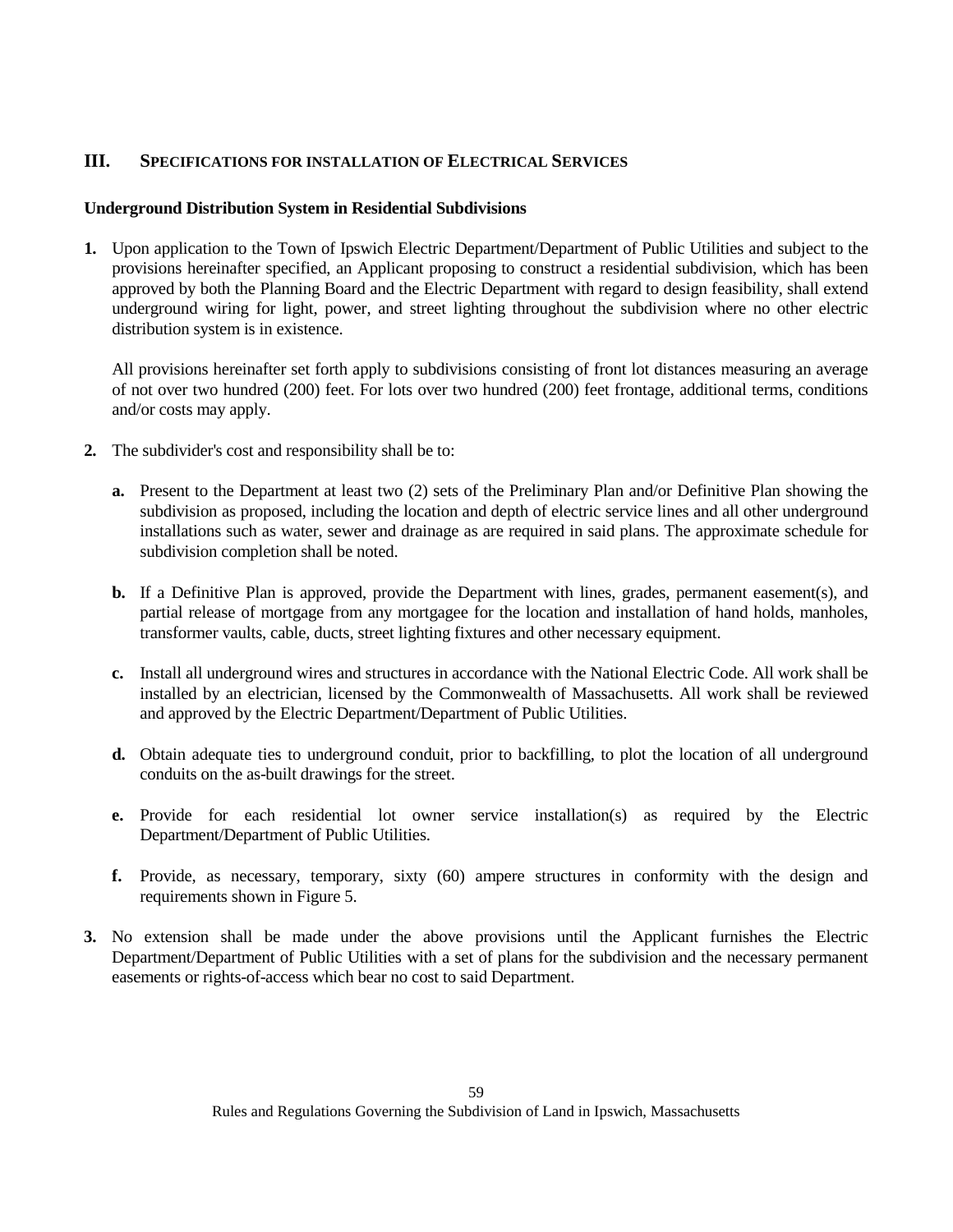## III. SPECIFICATIONS FOR INSTALLATION OF ELECTRICAL SERVICES

### Underground Distribution System in Residential Subdivisions

**1.** Upon application to the Town of Ipswich Electric Department/Department of Public Utilities and subject to the provisions hereinafter specified, an Applicant proposing to construct a residential subdivision, which has been approved by both the Planning Board and the Electric Department with regard to design feasibility, shall extend underground wiring for light, power, and street lighting throughout the subdivision where no other electric distribution system is in existence.

All provisions hereinafter set forth apply to subdivisions consisting of front lot distances measuring an average of not over two hundred (200) feet. For lots over two hundred (200) feet frontage, additional terms, conditions and/or costs may apply.

**2.** The subdivider's cost and responsibility shall be to:

**a.** Present to the Department at least two (2) sets of the Preliminary Plan and/or Definitive Plan showing the subdivision as proposed, including the location and depth of electric service lines and all other underground installations such as water, sewer and drainage as are required in said plans. The approximate schedule for subdivision completion shall be noted.

**b.** If a Definitive Plan is approved, provide the Department with lines, grades, permanent easement(s), and partial release of mortgage from any mortgagee for the location and installation of hand holds, manholes, transformer vaults, cable, ducts, street lighting fixtures and other necessary equipment.

**c.** Install all underground wires and structures in accordance with the National Electric Code. All work shall be installed by an electrician, licensed by the Commonwealth of Massachusetts. All work shall be reviewed and approved by the Electric Department/Department of Public Utilities.

**d.** Obtain adequate ties to underground conduit, prior to backfilling, to plot the location of all underground conduits on the as-built drawings for the street.

**e.** Provide for each residential lot owner service installation(s) as required by the Electric Department/Department of Public Utilities.

**f.** Provide, as necessary, temporary, sixty (60) ampere structures in conformity with the design and requirements shown in Figure 5.

**3.** No extension shall be made under the above provisions until the Applicant furnishes the Electric Department/Department of Public Utilities with a set of plans for the subdivision and the necessary permanent easements or rights-of-access which bear no cost to said Department.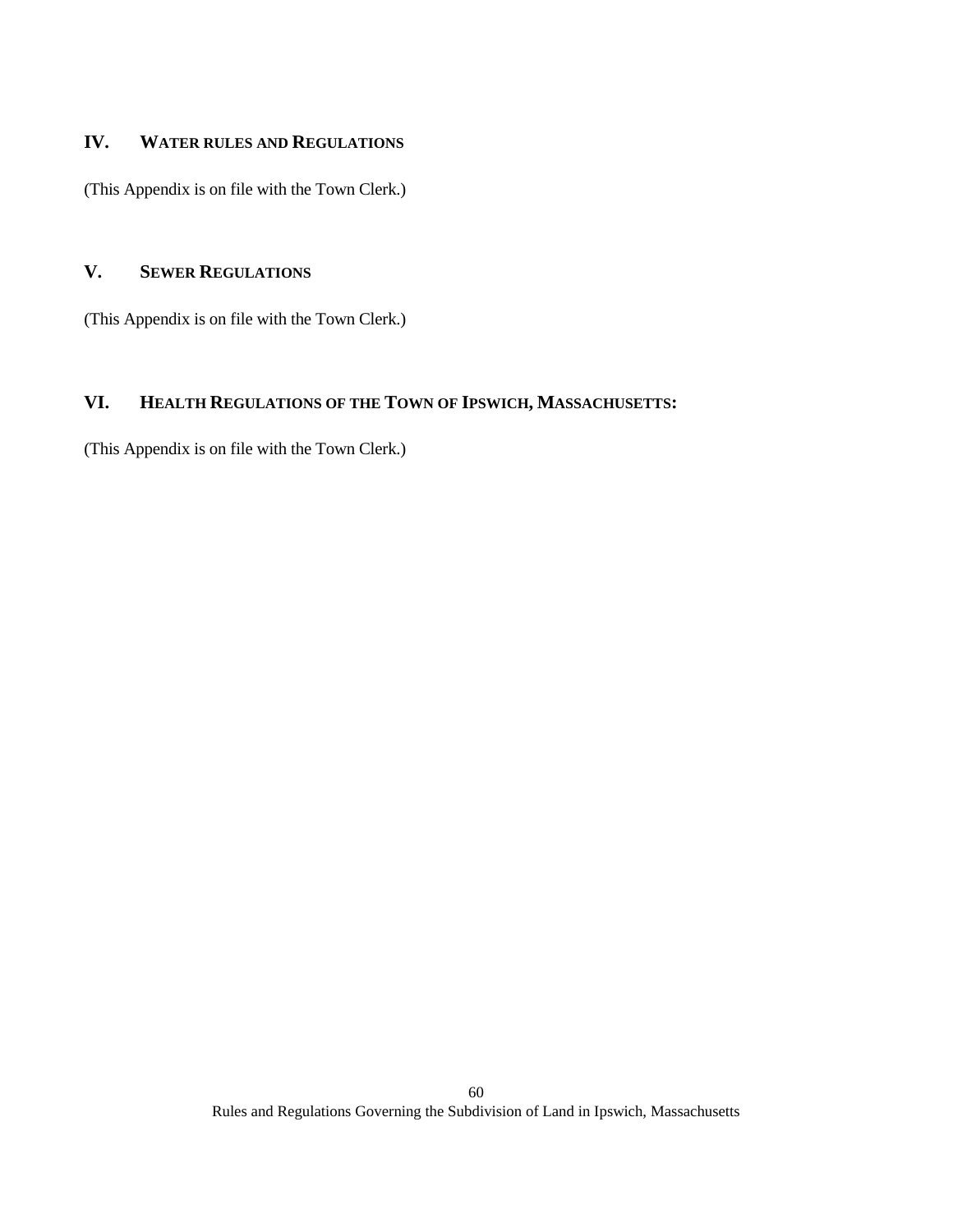## IV. WATER RULES AND REGULATIONS

(This Appendix is on file with the Town Clerk.)

## V. SEWER REGULATIONS

(This Appendix is on file with the Town Clerk.)

## VI. HEALTH REGULATIONS OF THE TOWN OF IPSWICH, MASSACHUSETTS:

(This Appendix is on file with the Town Clerk.)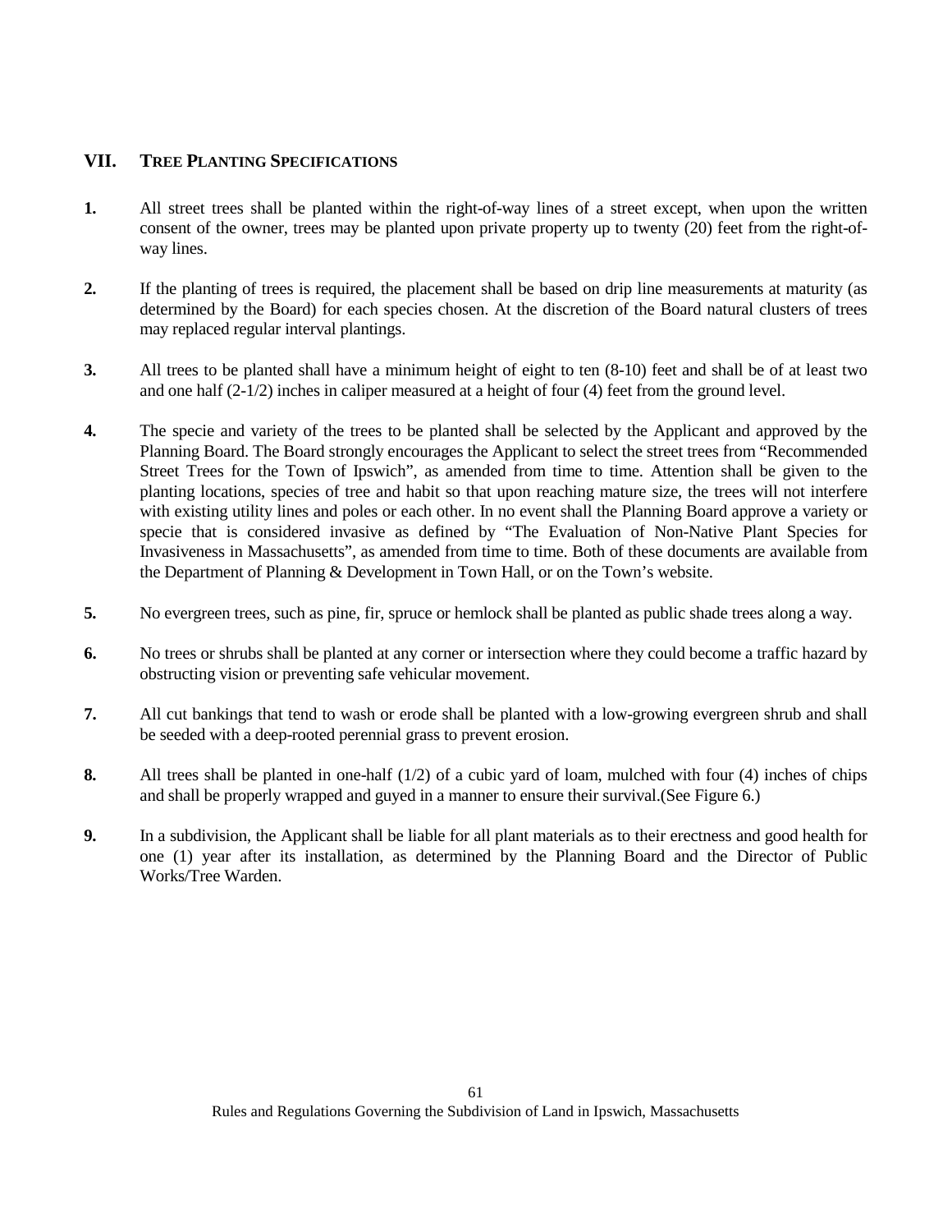## VII. TREE PLANTING SPECIFICATIONS

**1.** All street trees shall be planted within the right-of-way lines of a street except, when upon the written consent of the owner, trees may be planted upon private property up to twenty (20) feet from the right-of-way lines.

**2.** If the planting of trees is required, the placement shall be based on drip line measurements at maturity (as determined by the Board) for each species chosen. At the discretion of the Board natural clusters of trees may replaced regular interval plantings.

**3.** All trees to be planted shall have a minimum height of eight to ten (8-10) feet and shall be of at least two and one half (2-1/2) inches in caliper measured at a height of four (4) feet from the ground level.

**4.** The specie and variety of the trees to be planted shall be selected by the Applicant and approved by the Planning Board. The Board strongly encourages the Applicant to select the street trees from "Recommended Street Trees for the Town of Ipswich", as amended from time to time. Attention shall be given to the planting locations, species of tree and habit so that upon reaching mature size, the trees will not interfere with existing utility lines and poles or each other. In no event shall the Planning Board approve a variety or specie that is considered invasive as defined by "The Evaluation of Non-Native Plant Species for Invasiveness in Massachusetts", as amended from time to time. Both of these documents are available from the Department of Planning & Development in Town Hall, or on the Town's website.

**5.** No evergreen trees, such as pine, fir, spruce or hemlock shall be planted as public shade trees along a way.

**6.** No trees or shrubs shall be planted at any corner or intersection where they could become a traffic hazard by obstructing vision or preventing safe vehicular movement.

**7.** All cut bankings that tend to wash or erode shall be planted with a low-growing evergreen shrub and shall be seeded with a deep-rooted perennial grass to prevent erosion.

**8.** All trees shall be planted in one-half (1/2) of a cubic yard of loam, mulched with four (4) inches of chips and shall be properly wrapped and guyed in a manner to ensure their survival.(See Figure 6.)

**9.** In a subdivision, the Applicant shall be liable for all plant materials as to their erectness and good health for one (1) year after its installation, as determined by the Planning Board and the Director of Public Works/Tree Warden.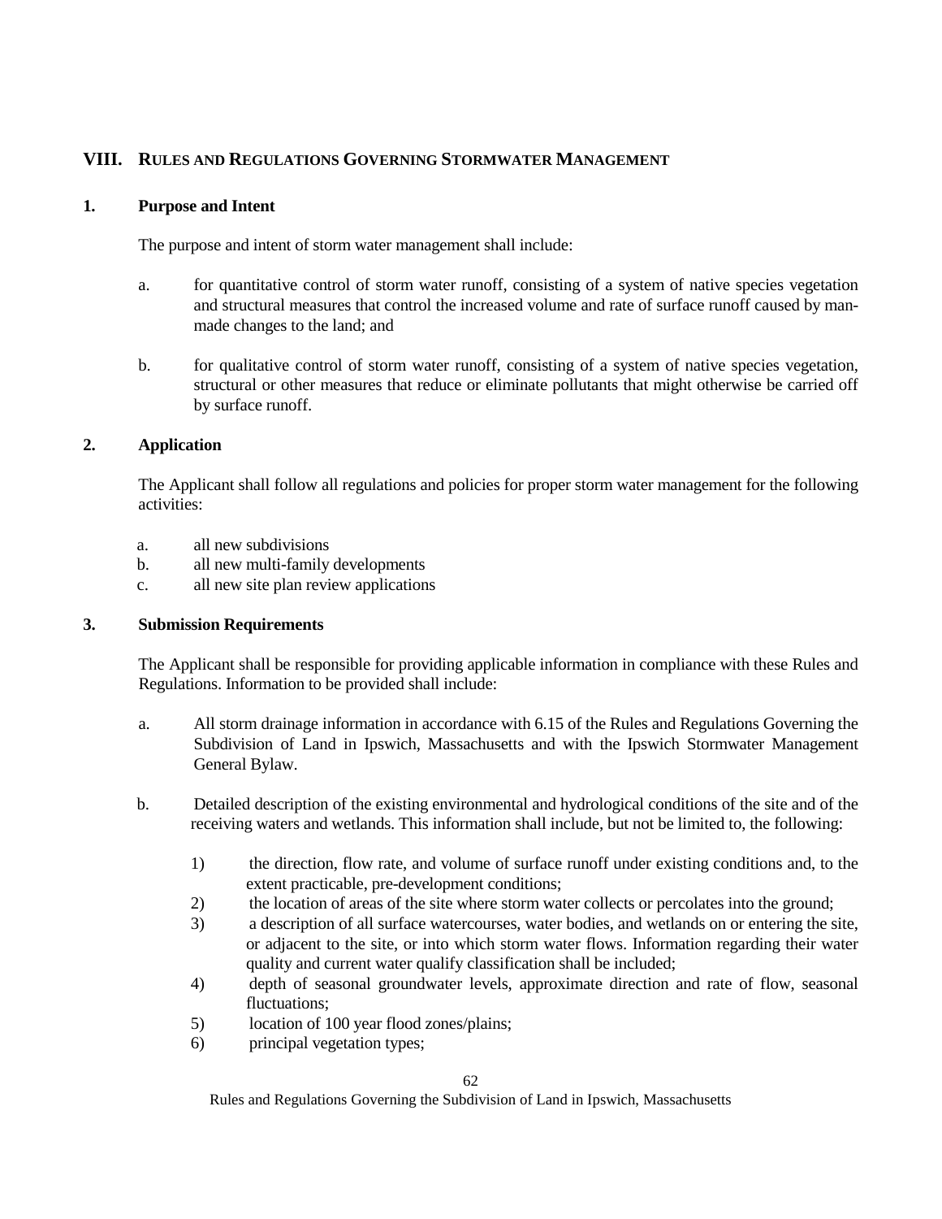## VIII. Rules and Regulations Governing Stormwater Management

### 1. Purpose and Intent

The purpose and intent of storm water management shall include:

a. for quantitative control of storm water runoff, consisting of a system of native species vegetation and structural measures that control the increased volume and rate of surface runoff caused by man-made changes to the land; and

b. for qualitative control of storm water runoff, consisting of a system of native species vegetation, structural or other measures that reduce or eliminate pollutants that might otherwise be carried off by surface runoff.

### 2. Application

The Applicant shall follow all regulations and policies for proper storm water management for the following activities:

a. all new subdivisions
b. all new multi-family developments
c. all new site plan review applications

### 3. Submission Requirements

The Applicant shall be responsible for providing applicable information in compliance with these Rules and Regulations. Information to be provided shall include:

a. All storm drainage information in accordance with 6.15 of the Rules and Regulations Governing the Subdivision of Land in Ipswich, Massachusetts and with the Ipswich Stormwater Management General Bylaw.

b. Detailed description of the existing environmental and hydrological conditions of the site and of the receiving waters and wetlands. This information shall include, but not be limited to, the following:

   1) the direction, flow rate, and volume of surface runoff under existing conditions and, to the extent practicable, pre-development conditions;
   2) the location of areas of the site where storm water collects or percolates into the ground;
   3) a description of all surface watercourses, water bodies, and wetlands on or entering the site, or adjacent to the site, or into which storm water flows. Information regarding their water quality and current water qualify classification shall be included;
   4) depth of seasonal groundwater levels, approximate direction and rate of flow, seasonal fluctuations;
   5) location of 100 year flood zones/plains;
   6) principal vegetation types;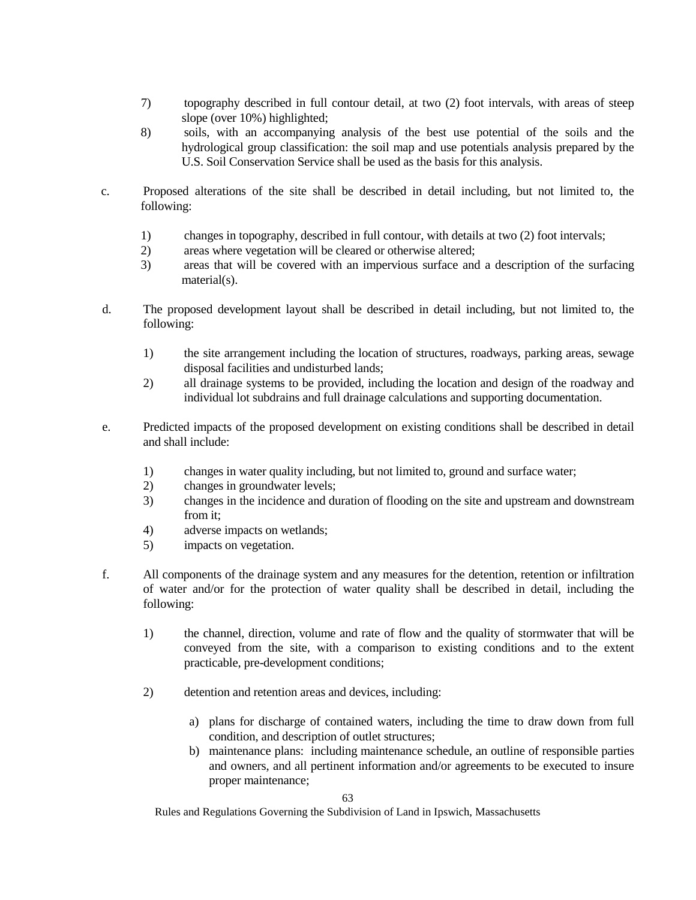7) topography described in full contour detail, at two (2) foot intervals, with areas of steep slope (over 10%) highlighted;

8) soils, with an accompanying analysis of the best use potential of the soils and the hydrological group classification: the soil map and use potentials analysis prepared by the U.S. Soil Conservation Service shall be used as the basis for this analysis.

c. Proposed alterations of the site shall be described in detail including, but not limited to, the following:

   1) changes in topography, described in full contour, with details at two (2) foot intervals;
   2) areas where vegetation will be cleared or otherwise altered;
   3) areas that will be covered with an impervious surface and a description of the surfacing material(s).

d. The proposed development layout shall be described in detail including, but not limited to, the following:

   1) the site arrangement including the location of structures, roadways, parking areas, sewage disposal facilities and undisturbed lands;
   2) all drainage systems to be provided, including the location and design of the roadway and individual lot subdrains and full drainage calculations and supporting documentation.

e. Predicted impacts of the proposed development on existing conditions shall be described in detail and shall include:

   1) changes in water quality including, but not limited to, ground and surface water;
   2) changes in groundwater levels;
   3) changes in the incidence and duration of flooding on the site and upstream and downstream from it;
   4) adverse impacts on wetlands;
   5) impacts on vegetation.

f. All components of the drainage system and any measures for the detention, retention or infiltration of water and/or for the protection of water quality shall be described in detail, including the following:

   1) the channel, direction, volume and rate of flow and the quality of stormwater that will be conveyed from the site, with a comparison to existing conditions and to the extent practicable, pre-development conditions;

   2) detention and retention areas and devices, including:

      a) plans for discharge of contained waters, including the time to draw down from full condition, and description of outlet structures;
      b) maintenance plans: including maintenance schedule, an outline of responsible parties and owners, and all pertinent information and/or agreements to be executed to insure proper maintenance;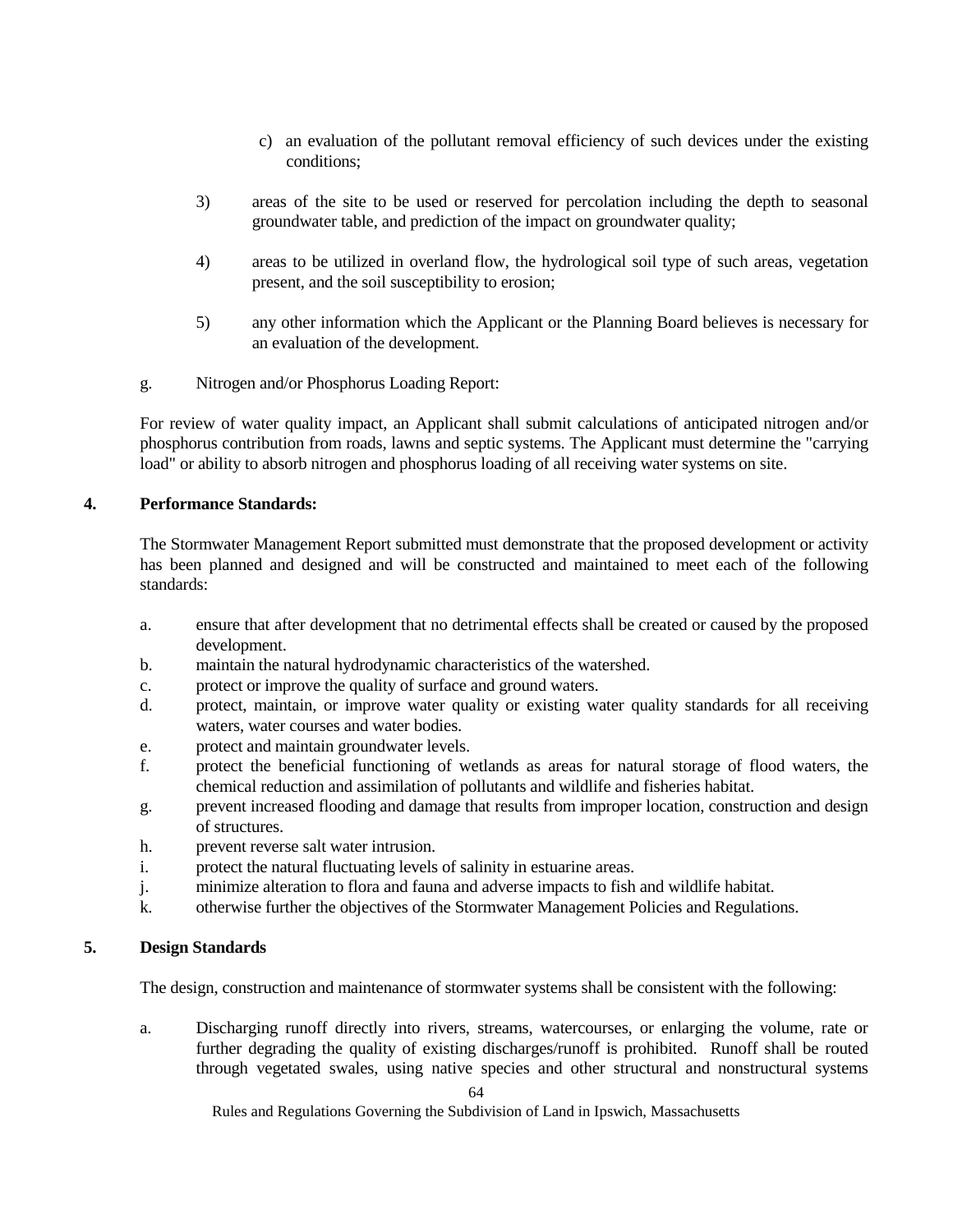c) an evaluation of the pollutant removal efficiency of such devices under the existing conditions;

3) areas of the site to be used or reserved for percolation including the depth to seasonal groundwater table, and prediction of the impact on groundwater quality;

4) areas to be utilized in overland flow, the hydrological soil type of such areas, vegetation present, and the soil susceptibility to erosion;

5) any other information which the Applicant or the Planning Board believes is necessary for an evaluation of the development.

g. Nitrogen and/or Phosphorus Loading Report:

For review of water quality impact, an Applicant shall submit calculations of anticipated nitrogen and/or phosphorus contribution from roads, lawns and septic systems. The Applicant must determine the "carrying load" or ability to absorb nitrogen and phosphorus loading of all receiving water systems on site.

**4. Performance Standards:**

The Stormwater Management Report submitted must demonstrate that the proposed development or activity has been planned and designed and will be constructed and maintained to meet each of the following standards:

a. ensure that after development that no detrimental effects shall be created or caused by the proposed development.
b. maintain the natural hydrodynamic characteristics of the watershed.
c. protect or improve the quality of surface and ground waters.
d. protect, maintain, or improve water quality or existing water quality standards for all receiving waters, water courses and water bodies.
e. protect and maintain groundwater levels.
f. protect the beneficial functioning of wetlands as areas for natural storage of flood waters, the chemical reduction and assimilation of pollutants and wildlife and fisheries habitat.
g. prevent increased flooding and damage that results from improper location, construction and design of structures.
h. prevent reverse salt water intrusion.
i. protect the natural fluctuating levels of salinity in estuarine areas.
j. minimize alteration to flora and fauna and adverse impacts to fish and wildlife habitat.
k. otherwise further the objectives of the Stormwater Management Policies and Regulations.

**5. Design Standards**

The design, construction and maintenance of stormwater systems shall be consistent with the following:

a. Discharging runoff directly into rivers, streams, watercourses, or enlarging the volume, rate or further degrading the quality of existing discharges/runoff is prohibited. Runoff shall be routed through vegetated swales, using native species and other structural and nonstructural systems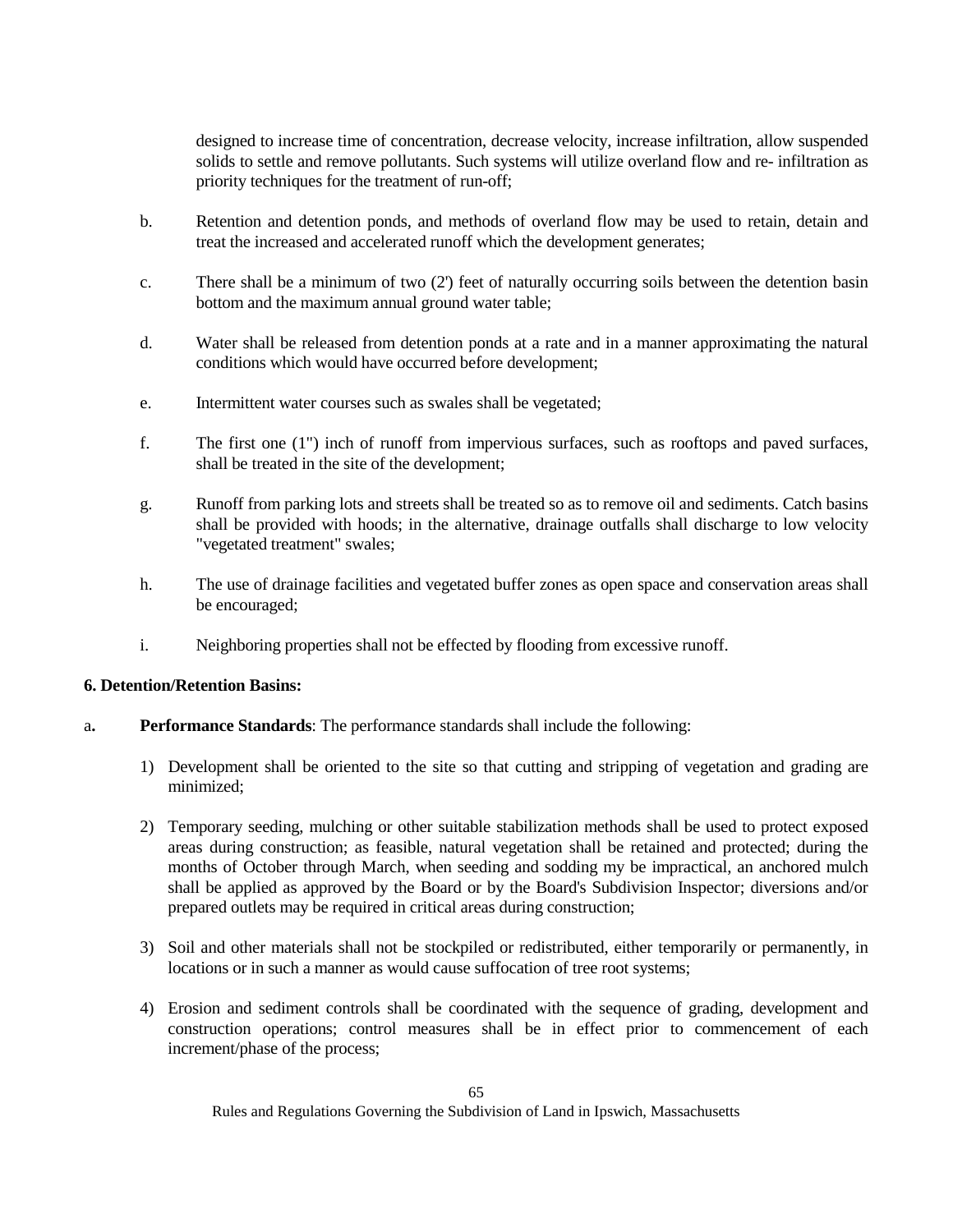designed to increase time of concentration, decrease velocity, increase infiltration, allow suspended solids to settle and remove pollutants. Such systems will utilize overland flow and re- infiltration as priority techniques for the treatment of run-off;

b. Retention and detention ponds, and methods of overland flow may be used to retain, detain and treat the increased and accelerated runoff which the development generates;

c. There shall be a minimum of two (2') feet of naturally occurring soils between the detention basin bottom and the maximum annual ground water table;

d. Water shall be released from detention ponds at a rate and in a manner approximating the natural conditions which would have occurred before development;

e. Intermittent water courses such as swales shall be vegetated;

f. The first one (1") inch of runoff from impervious surfaces, such as rooftops and paved surfaces, shall be treated in the site of the development;

g. Runoff from parking lots and streets shall be treated so as to remove oil and sediments. Catch basins shall be provided with hoods; in the alternative, drainage outfalls shall discharge to low velocity "vegetated treatment" swales;

h. The use of drainage facilities and vegetated buffer zones as open space and conservation areas shall be encouraged;

i. Neighboring properties shall not be effected by flooding from excessive runoff.

**6. Detention/Retention Basins:**

a**. Performance Standards**: The performance standards shall include the following:

1) Development shall be oriented to the site so that cutting and stripping of vegetation and grading are minimized;

2) Temporary seeding, mulching or other suitable stabilization methods shall be used to protect exposed areas during construction; as feasible, natural vegetation shall be retained and protected; during the months of October through March, when seeding and sodding my be impractical, an anchored mulch shall be applied as approved by the Board or by the Board's Subdivision Inspector; diversions and/or prepared outlets may be required in critical areas during construction;

3) Soil and other materials shall not be stockpiled or redistributed, either temporarily or permanently, in locations or in such a manner as would cause suffocation of tree root systems;

4) Erosion and sediment controls shall be coordinated with the sequence of grading, development and construction operations; control measures shall be in effect prior to commencement of each increment/phase of the process;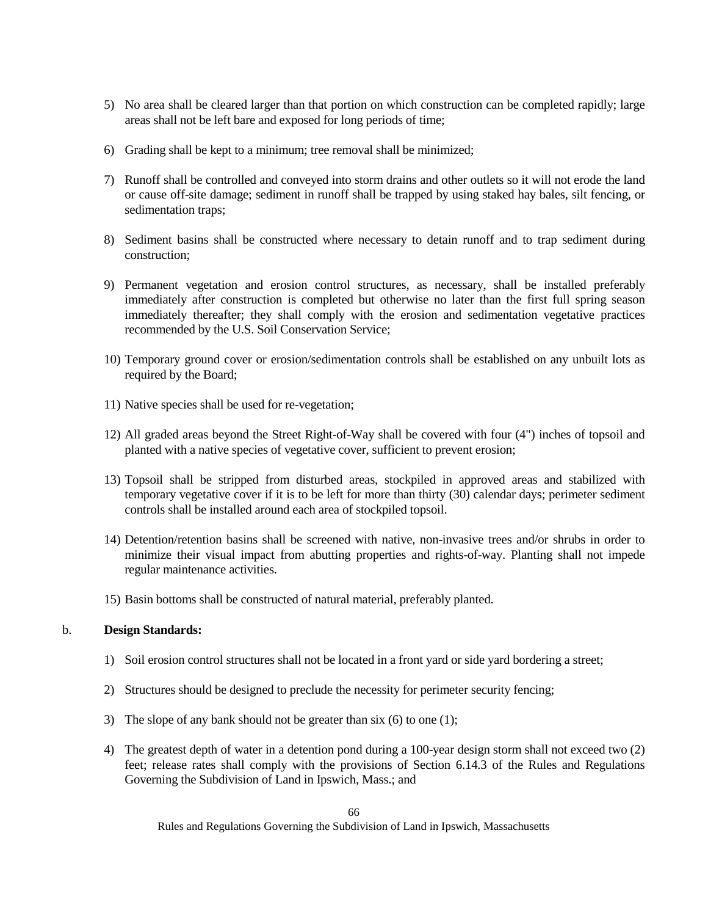5) No area shall be cleared larger than that portion on which construction can be completed rapidly; large areas shall not be left bare and exposed for long periods of time;

6) Grading shall be kept to a minimum; tree removal shall be minimized;

7) Runoff shall be controlled and conveyed into storm drains and other outlets so it will not erode the land or cause off-site damage; sediment in runoff shall be trapped by using staked hay bales, silt fencing, or sedimentation traps;

8) Sediment basins shall be constructed where necessary to detain runoff and to trap sediment during construction;

9) Permanent vegetation and erosion control structures, as necessary, shall be installed preferably immediately after construction is completed but otherwise no later than the first full spring season immediately thereafter; they shall comply with the erosion and sedimentation vegetative practices recommended by the U.S. Soil Conservation Service;

10) Temporary ground cover or erosion/sedimentation controls shall be established on any unbuilt lots as required by the Board;

11) Native species shall be used for re-vegetation;

12) All graded areas beyond the Street Right-of-Way shall be covered with four (4") inches of topsoil and planted with a native species of vegetative cover, sufficient to prevent erosion;

13) Topsoil shall be stripped from disturbed areas, stockpiled in approved areas and stabilized with temporary vegetative cover if it is to be left for more than thirty (30) calendar days; perimeter sediment controls shall be installed around each area of stockpiled topsoil.

14) Detention/retention basins shall be screened with native, non-invasive trees and/or shrubs in order to minimize their visual impact from abutting properties and rights-of-way. Planting shall not impede regular maintenance activities.

15) Basin bottoms shall be constructed of natural material, preferably planted.

b. **Design Standards:**

1) Soil erosion control structures shall not be located in a front yard or side yard bordering a street;

2) Structures should be designed to preclude the necessity for perimeter security fencing;

3) The slope of any bank should not be greater than six (6) to one (1);

4) The greatest depth of water in a detention pond during a 100-year design storm shall not exceed two (2) feet; release rates shall comply with the provisions of Section 6.14.3 of the Rules and Regulations Governing the Subdivision of Land in Ipswich, Mass.; and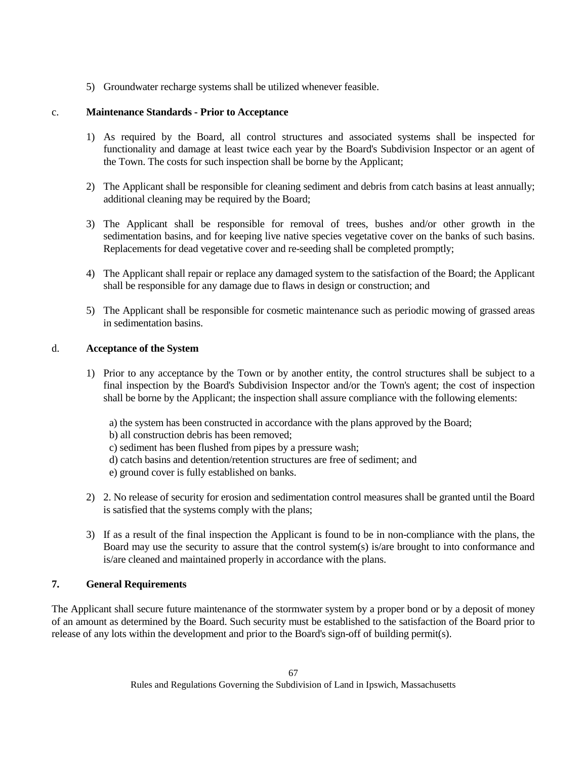5) Groundwater recharge systems shall be utilized whenever feasible.

c. **Maintenance Standards - Prior to Acceptance**

1) As required by the Board, all control structures and associated systems shall be inspected for functionality and damage at least twice each year by the Board's Subdivision Inspector or an agent of the Town. The costs for such inspection shall be borne by the Applicant;

2) The Applicant shall be responsible for cleaning sediment and debris from catch basins at least annually; additional cleaning may be required by the Board;

3) The Applicant shall be responsible for removal of trees, bushes and/or other growth in the sedimentation basins, and for keeping live native species vegetative cover on the banks of such basins. Replacements for dead vegetative cover and re-seeding shall be completed promptly;

4) The Applicant shall repair or replace any damaged system to the satisfaction of the Board; the Applicant shall be responsible for any damage due to flaws in design or construction; and

5) The Applicant shall be responsible for cosmetic maintenance such as periodic mowing of grassed areas in sedimentation basins.

d. **Acceptance of the System**

1) Prior to any acceptance by the Town or by another entity, the control structures shall be subject to a final inspection by the Board's Subdivision Inspector and/or the Town's agent; the cost of inspection shall be borne by the Applicant; the inspection shall assure compliance with the following elements:

   a) the system has been constructed in accordance with the plans approved by the Board;
   b) all construction debris has been removed;
   c) sediment has been flushed from pipes by a pressure wash;
   d) catch basins and detention/retention structures are free of sediment; and
   e) ground cover is fully established on banks.

2) 2. No release of security for erosion and sedimentation control measures shall be granted until the Board is satisfied that the systems comply with the plans;

3) If as a result of the final inspection the Applicant is found to be in non-compliance with the plans, the Board may use the security to assure that the control system(s) is/are brought to into conformance and is/are cleaned and maintained properly in accordance with the plans.

**7. General Requirements**

The Applicant shall secure future maintenance of the stormwater system by a proper bond or by a deposit of money of an amount as determined by the Board. Such security must be established to the satisfaction of the Board prior to release of any lots within the development and prior to the Board's sign-off of building permit(s).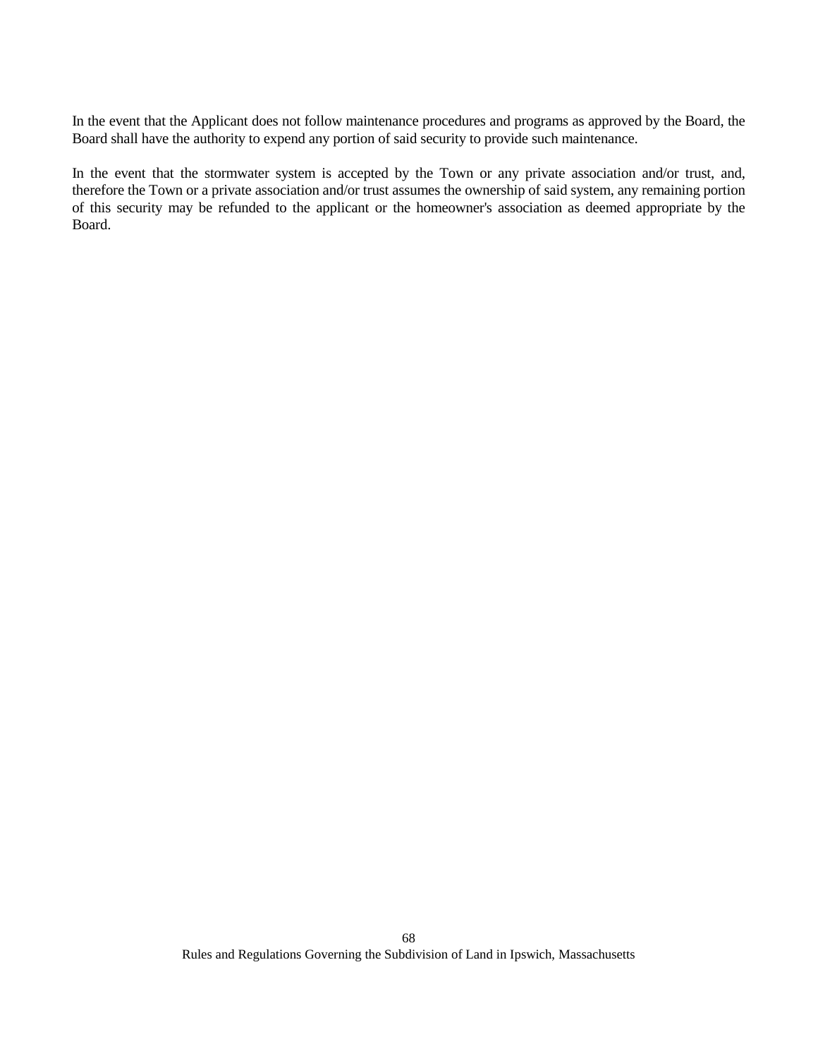In the event that the Applicant does not follow maintenance procedures and programs as approved by the Board, the Board shall have the authority to expend any portion of said security to provide such maintenance.

In the event that the stormwater system is accepted by the Town or any private association and/or trust, and, therefore the Town or a private association and/or trust assumes the ownership of said system, any remaining portion of this security may be refunded to the applicant or the homeowner's association as deemed appropriate by the Board.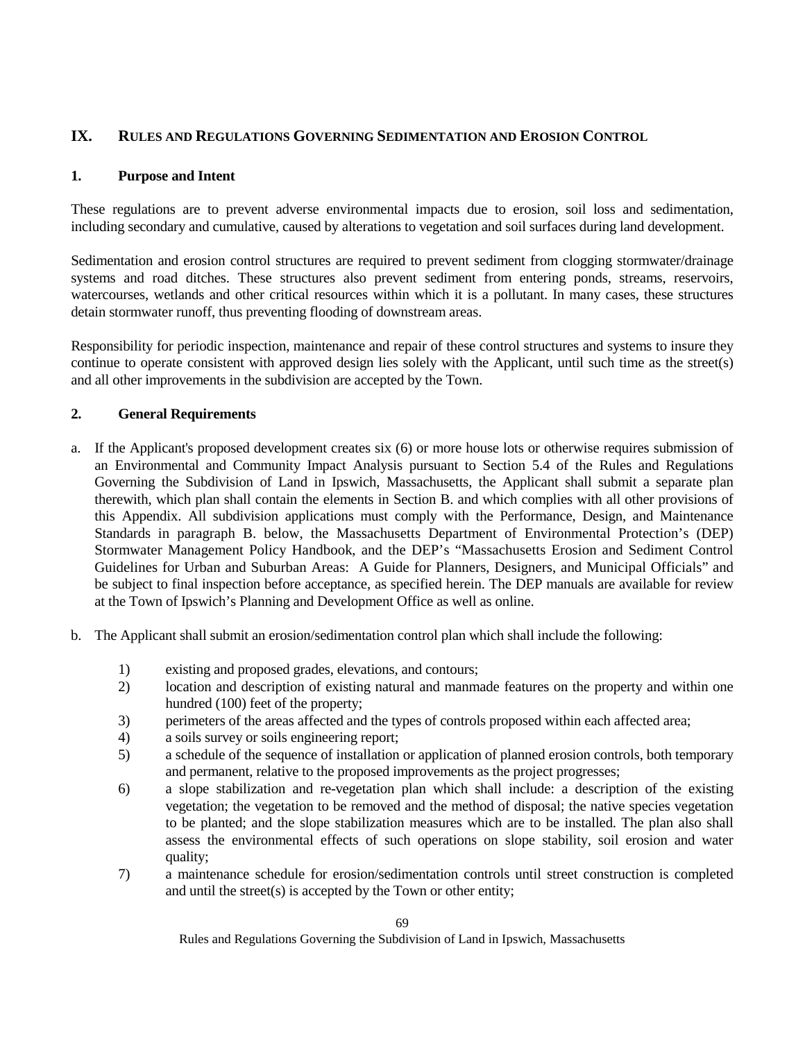## IX. RULES AND REGULATIONS GOVERNING SEDIMENTATION AND EROSION CONTROL

### 1. Purpose and Intent

These regulations are to prevent adverse environmental impacts due to erosion, soil loss and sedimentation, including secondary and cumulative, caused by alterations to vegetation and soil surfaces during land development.

Sedimentation and erosion control structures are required to prevent sediment from clogging stormwater/drainage systems and road ditches. These structures also prevent sediment from entering ponds, streams, reservoirs, watercourses, wetlands and other critical resources within which it is a pollutant. In many cases, these structures detain stormwater runoff, thus preventing flooding of downstream areas.

Responsibility for periodic inspection, maintenance and repair of these control structures and systems to insure they continue to operate consistent with approved design lies solely with the Applicant, until such time as the street(s) and all other improvements in the subdivision are accepted by the Town.

### 2. General Requirements

a. If the Applicant's proposed development creates six (6) or more house lots or otherwise requires submission of an Environmental and Community Impact Analysis pursuant to Section 5.4 of the Rules and Regulations Governing the Subdivision of Land in Ipswich, Massachusetts, the Applicant shall submit a separate plan therewith, which plan shall contain the elements in Section B. and which complies with all other provisions of this Appendix. All subdivision applications must comply with the Performance, Design, and Maintenance Standards in paragraph B. below, the Massachusetts Department of Environmental Protection's (DEP) Stormwater Management Policy Handbook, and the DEP's "Massachusetts Erosion and Sediment Control Guidelines for Urban and Suburban Areas: A Guide for Planners, Designers, and Municipal Officials" and be subject to final inspection before acceptance, as specified herein. The DEP manuals are available for review at the Town of Ipswich's Planning and Development Office as well as online.

b. The Applicant shall submit an erosion/sedimentation control plan which shall include the following:

   1) existing and proposed grades, elevations, and contours;
   2) location and description of existing natural and manmade features on the property and within one hundred (100) feet of the property;
   3) perimeters of the areas affected and the types of controls proposed within each affected area;
   4) a soils survey or soils engineering report;
   5) a schedule of the sequence of installation or application of planned erosion controls, both temporary and permanent, relative to the proposed improvements as the project progresses;
   6) a slope stabilization and re-vegetation plan which shall include: a description of the existing vegetation; the vegetation to be removed and the method of disposal; the native species vegetation to be planted; and the slope stabilization measures which are to be installed. The plan also shall assess the environmental effects of such operations on slope stability, soil erosion and water quality;
   7) a maintenance schedule for erosion/sedimentation controls until street construction is completed and until the street(s) is accepted by the Town or other entity;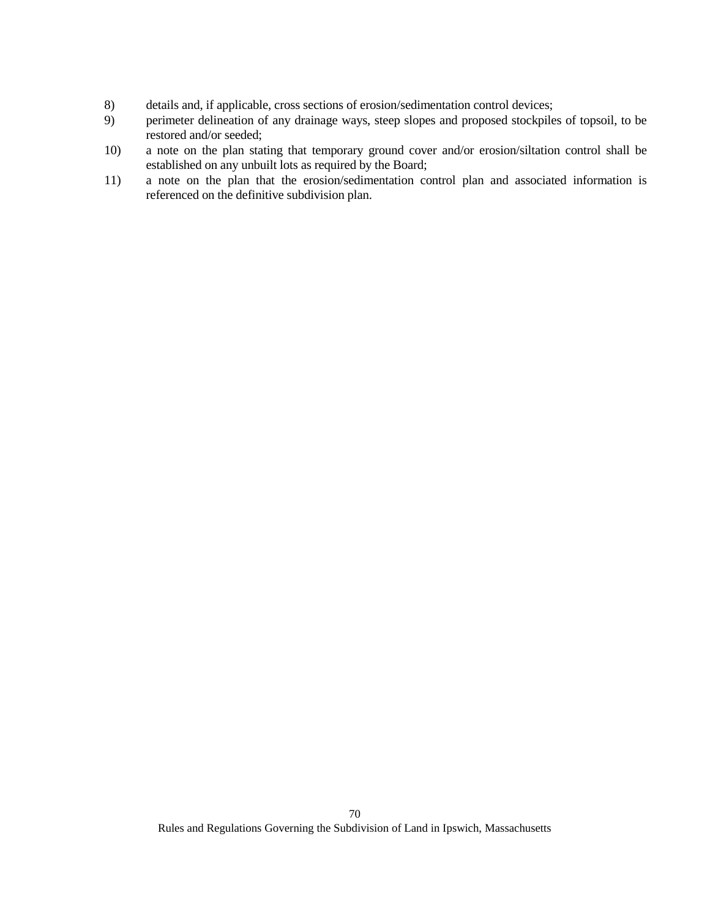8) details and, if applicable, cross sections of erosion/sedimentation control devices;
9) perimeter delineation of any drainage ways, steep slopes and proposed stockpiles of topsoil, to be restored and/or seeded;
10) a note on the plan stating that temporary ground cover and/or erosion/siltation control shall be established on any unbuilt lots as required by the Board;
11) a note on the plan that the erosion/sedimentation control plan and associated information is referenced on the definitive subdivision plan.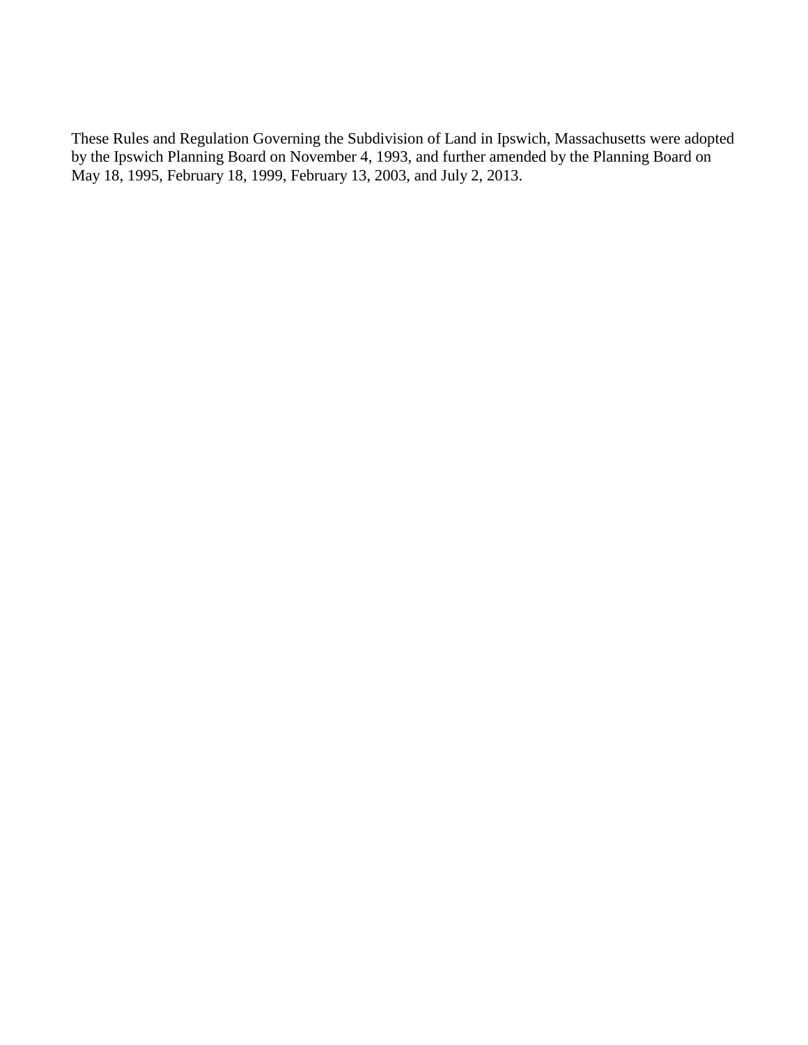These Rules and Regulation Governing the Subdivision of Land in Ipswich, Massachusetts were adopted by the Ipswich Planning Board on November 4, 1993, and further amended by the Planning Board on May 18, 1995, February 18, 1999, February 13, 2003, and July 2, 2013.